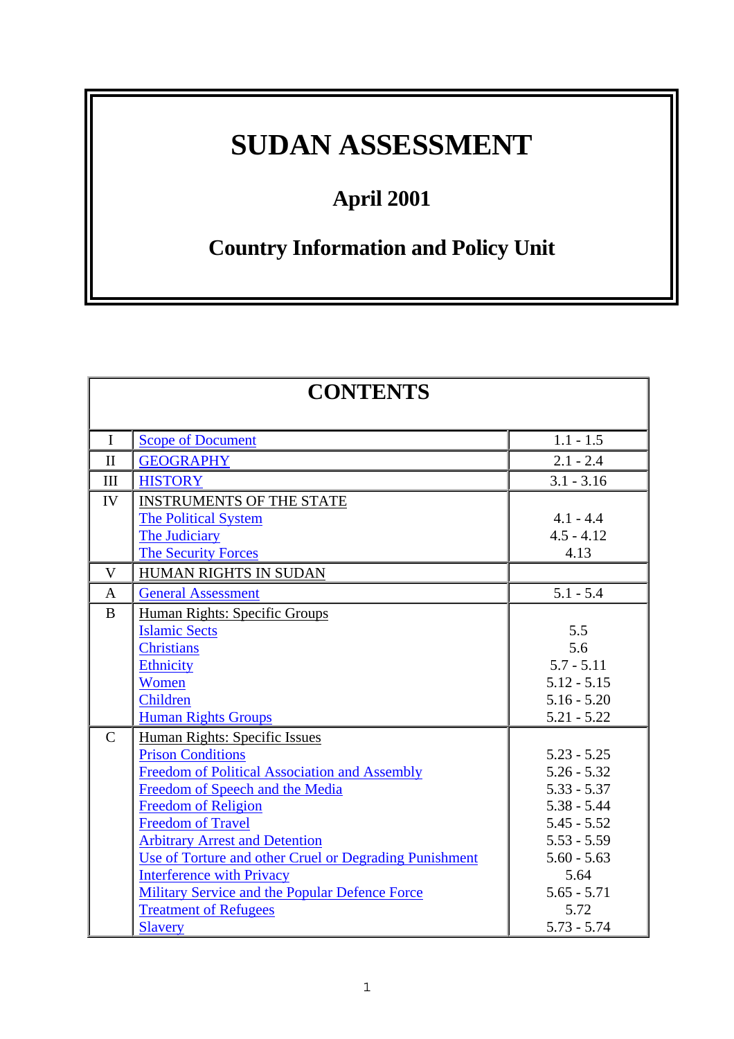# SUDAN ASSESSMENT

## April 2001

## Country Information and Policy Unit

| CONTENTS | | |
|---|---|---|
| I | Scope of Document | 1.1 - 1.5 |
| II | GEOGRAPHY | 2.1 - 2.4 |
| III | HISTORY | 3.1 - 3.16 |
| IV | INSTRUMENTS OF THE STATE | |
| | The Political System | 4.1 - 4.4 |
| | The Judiciary | 4.5 - 4.12 |
| | The Security Forces | 4.13 |
| V | HUMAN RIGHTS IN SUDAN | |
| A | General Assessment | 5.1 - 5.4 |
| B | Human Rights: Specific Groups | |
| | Islamic Sects | 5.5 |
| | Christians | 5.6 |
| | Ethnicity | 5.7 - 5.11 |
| | Women | 5.12 - 5.15 |
| | Children | 5.16 - 5.20 |
| | Human Rights Groups | 5.21 - 5.22 |
| C | Human Rights: Specific Issues | |
| | Prison Conditions | 5.23 - 5.25 |
| | Freedom of Political Association and Assembly | 5.26 - 5.32 |
| | Freedom of Speech and the Media | 5.33 - 5.37 |
| | Freedom of Religion | 5.38 - 5.44 |
| | Freedom of Travel | 5.45 - 5.52 |
| | Arbitrary Arrest and Detention | 5.53 - 5.59 |
| | Use of Torture and other Cruel or Degrading Punishment | 5.60 - 5.63 |
| | Interference with Privacy | 5.64 |
| | Military Service and the Popular Defence Force | 5.65 - 5.71 |
| | Treatment of Refugees | 5.72 |
| | Slavery | 5.73 - 5.74 |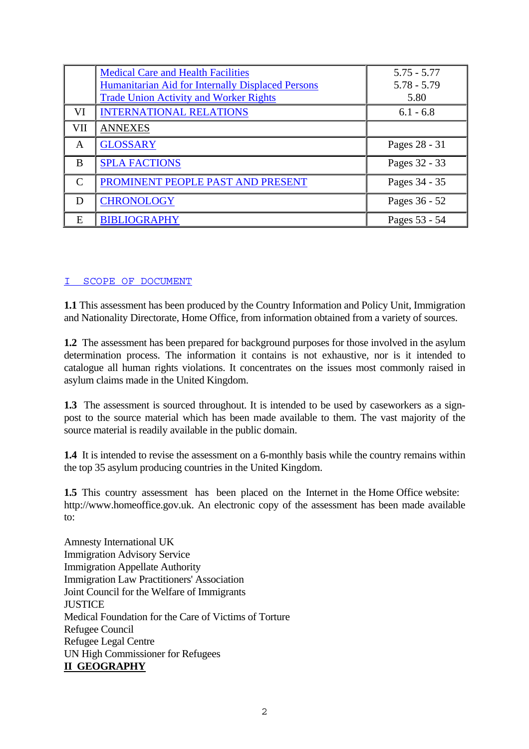| | | |
|---|---|---|
| | Medical Care and Health Facilities<br>Humanitarian Aid for Internally Displaced Persons<br>Trade Union Activity and Worker Rights | 5.75 - 5.77<br>5.78 - 5.79<br>5.80 |
| VI | INTERNATIONAL RELATIONS | 6.1 - 6.8 |
| VII | ANNEXES | |
| A | GLOSSARY | Pages 28 - 31 |
| B | SPLA FACTIONS | Pages 32 - 33 |
| C | PROMINENT PEOPLE PAST AND PRESENT | Pages 34 - 35 |
| D | CHRONOLOGY | Pages 36 - 52 |
| E | BIBLIOGRAPHY | Pages 53 - 54 |

## I SCOPE OF DOCUMENT

**1.1** This assessment has been produced by the Country Information and Policy Unit, Immigration and Nationality Directorate, Home Office, from information obtained from a variety of sources.

**1.2** The assessment has been prepared for background purposes for those involved in the asylum determination process. The information it contains is not exhaustive, nor is it intended to catalogue all human rights violations. It concentrates on the issues most commonly raised in asylum claims made in the United Kingdom.

**1.3** The assessment is sourced throughout. It is intended to be used by caseworkers as a sign-post to the source material which has been made available to them. The vast majority of the source material is readily available in the public domain.

**1.4** It is intended to revise the assessment on a 6-monthly basis while the country remains within the top 35 asylum producing countries in the United Kingdom.

**1.5** This country assessment has been placed on the Internet in the Home Office website: http://www.homeoffice.gov.uk. An electronic copy of the assessment has been made available to:

Amnesty International UK
Immigration Advisory Service
Immigration Appellate Authority
Immigration Law Practitioners' Association
Joint Council for the Welfare of Immigrants
JUSTICE
Medical Foundation for the Care of Victims of Torture
Refugee Council
Refugee Legal Centre
UN High Commissioner for Refugees

## II GEOGRAPHY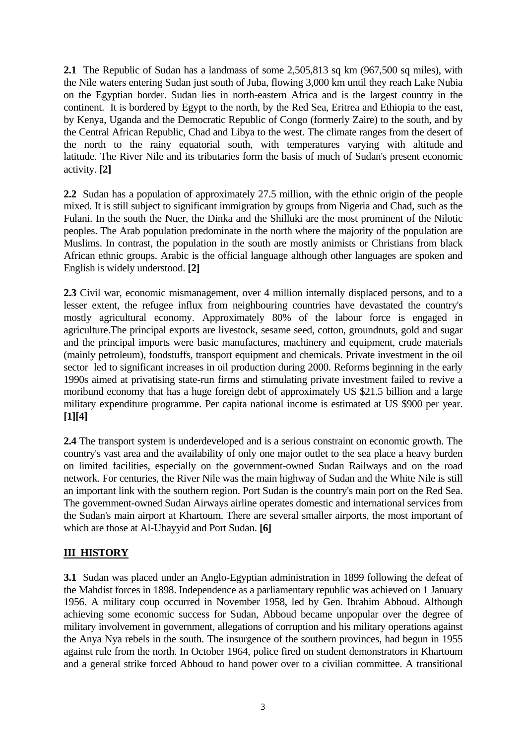**2.1** The Republic of Sudan has a landmass of some 2,505,813 sq km (967,500 sq miles), with the Nile waters entering Sudan just south of Juba, flowing 3,000 km until they reach Lake Nubia on the Egyptian border. Sudan lies in north-eastern Africa and is the largest country in the continent. It is bordered by Egypt to the north, by the Red Sea, Eritrea and Ethiopia to the east, by Kenya, Uganda and the Democratic Republic of Congo (formerly Zaire) to the south, and by the Central African Republic, Chad and Libya to the west. The climate ranges from the desert of the north to the rainy equatorial south, with temperatures varying with altitude and latitude. The River Nile and its tributaries form the basis of much of Sudan's present economic activity. **[2]**

**2.2** Sudan has a population of approximately 27.5 million, with the ethnic origin of the people mixed. It is still subject to significant immigration by groups from Nigeria and Chad, such as the Fulani. In the south the Nuer, the Dinka and the Shilluki are the most prominent of the Nilotic peoples. The Arab population predominate in the north where the majority of the population are Muslims. In contrast, the population in the south are mostly animists or Christians from black African ethnic groups. Arabic is the official language although other languages are spoken and English is widely understood. **[2]**

**2.3** Civil war, economic mismanagement, over 4 million internally displaced persons, and to a lesser extent, the refugee influx from neighbouring countries have devastated the country's mostly agricultural economy. Approximately 80% of the labour force is engaged in agriculture.The principal exports are livestock, sesame seed, cotton, groundnuts, gold and sugar and the principal imports were basic manufactures, machinery and equipment, crude materials (mainly petroleum), foodstuffs, transport equipment and chemicals. Private investment in the oil sector led to significant increases in oil production during 2000. Reforms beginning in the early 1990s aimed at privatising state-run firms and stimulating private investment failed to revive a moribund economy that has a huge foreign debt of approximately US $21.5 billion and a large military expenditure programme. Per capita national income is estimated at US $900 per year. **[1][4]**

**2.4** The transport system is underdeveloped and is a serious constraint on economic growth. The country's vast area and the availability of only one major outlet to the sea place a heavy burden on limited facilities, especially on the government-owned Sudan Railways and on the road network. For centuries, the River Nile was the main highway of Sudan and the White Nile is still an important link with the southern region. Port Sudan is the country's main port on the Red Sea. The government-owned Sudan Airways airline operates domestic and international services from the Sudan's main airport at Khartoum. There are several smaller airports, the most important of which are those at Al-Ubayyid and Port Sudan. **[6]**

## III HISTORY

**3.1** Sudan was placed under an Anglo-Egyptian administration in 1899 following the defeat of the Mahdist forces in 1898. Independence as a parliamentary republic was achieved on 1 January 1956. A military coup occurred in November 1958, led by Gen. Ibrahim Abboud. Although achieving some economic success for Sudan, Abboud became unpopular over the degree of military involvement in government, allegations of corruption and his military operations against the Anya Nya rebels in the south. The insurgence of the southern provinces, had begun in 1955 against rule from the north. In October 1964, police fired on student demonstrators in Khartoum and a general strike forced Abboud to hand power over to a civilian committee. A transitional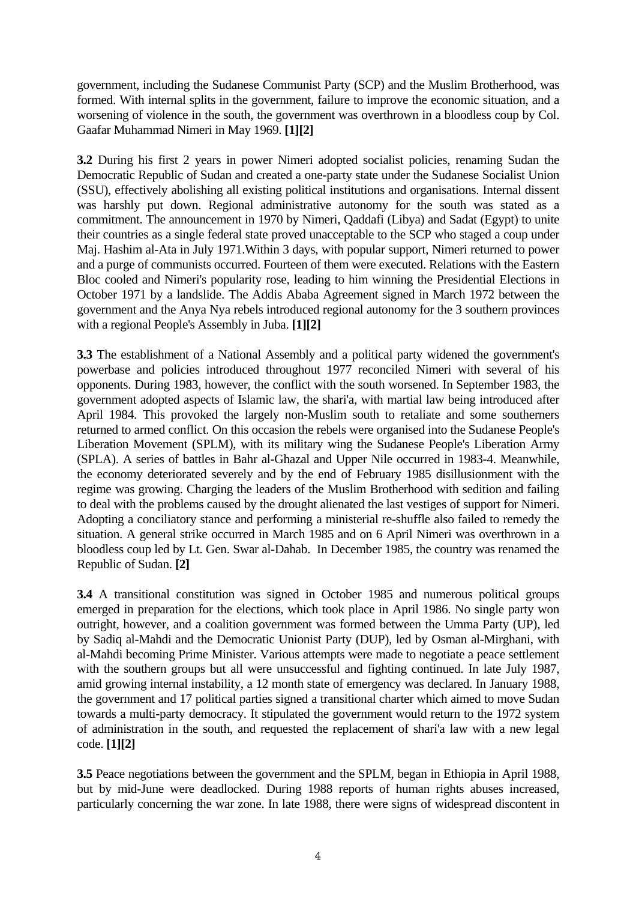government, including the Sudanese Communist Party (SCP) and the Muslim Brotherhood, was formed. With internal splits in the government, failure to improve the economic situation, and a worsening of violence in the south, the government was overthrown in a bloodless coup by Col. Gaafar Muhammad Nimeri in May 1969. **[1][2]**

**3.2** During his first 2 years in power Nimeri adopted socialist policies, renaming Sudan the Democratic Republic of Sudan and created a one-party state under the Sudanese Socialist Union (SSU), effectively abolishing all existing political institutions and organisations. Internal dissent was harshly put down. Regional administrative autonomy for the south was stated as a commitment. The announcement in 1970 by Nimeri, Qaddafi (Libya) and Sadat (Egypt) to unite their countries as a single federal state proved unacceptable to the SCP who staged a coup under Maj. Hashim al-Ata in July 1971.Within 3 days, with popular support, Nimeri returned to power and a purge of communists occurred. Fourteen of them were executed. Relations with the Eastern Bloc cooled and Nimeri's popularity rose, leading to him winning the Presidential Elections in October 1971 by a landslide. The Addis Ababa Agreement signed in March 1972 between the government and the Anya Nya rebels introduced regional autonomy for the 3 southern provinces with a regional People's Assembly in Juba. **[1][2]**

**3.3** The establishment of a National Assembly and a political party widened the government's powerbase and policies introduced throughout 1977 reconciled Nimeri with several of his opponents. During 1983, however, the conflict with the south worsened. In September 1983, the government adopted aspects of Islamic law, the shari'a, with martial law being introduced after April 1984. This provoked the largely non-Muslim south to retaliate and some southerners returned to armed conflict. On this occasion the rebels were organised into the Sudanese People's Liberation Movement (SPLM), with its military wing the Sudanese People's Liberation Army (SPLA). A series of battles in Bahr al-Ghazal and Upper Nile occurred in 1983-4. Meanwhile, the economy deteriorated severely and by the end of February 1985 disillusionment with the regime was growing. Charging the leaders of the Muslim Brotherhood with sedition and failing to deal with the problems caused by the drought alienated the last vestiges of support for Nimeri. Adopting a conciliatory stance and performing a ministerial re-shuffle also failed to remedy the situation. A general strike occurred in March 1985 and on 6 April Nimeri was overthrown in a bloodless coup led by Lt. Gen. Swar al-Dahab. In December 1985, the country was renamed the Republic of Sudan. **[2]**

**3.4** A transitional constitution was signed in October 1985 and numerous political groups emerged in preparation for the elections, which took place in April 1986. No single party won outright, however, and a coalition government was formed between the Umma Party (UP), led by Sadiq al-Mahdi and the Democratic Unionist Party (DUP), led by Osman al-Mirghani, with al-Mahdi becoming Prime Minister. Various attempts were made to negotiate a peace settlement with the southern groups but all were unsuccessful and fighting continued. In late July 1987, amid growing internal instability, a 12 month state of emergency was declared. In January 1988, the government and 17 political parties signed a transitional charter which aimed to move Sudan towards a multi-party democracy. It stipulated the government would return to the 1972 system of administration in the south, and requested the replacement of shari'a law with a new legal code. **[1][2]**

**3.5** Peace negotiations between the government and the SPLM, began in Ethiopia in April 1988, but by mid-June were deadlocked. During 1988 reports of human rights abuses increased, particularly concerning the war zone. In late 1988, there were signs of widespread discontent in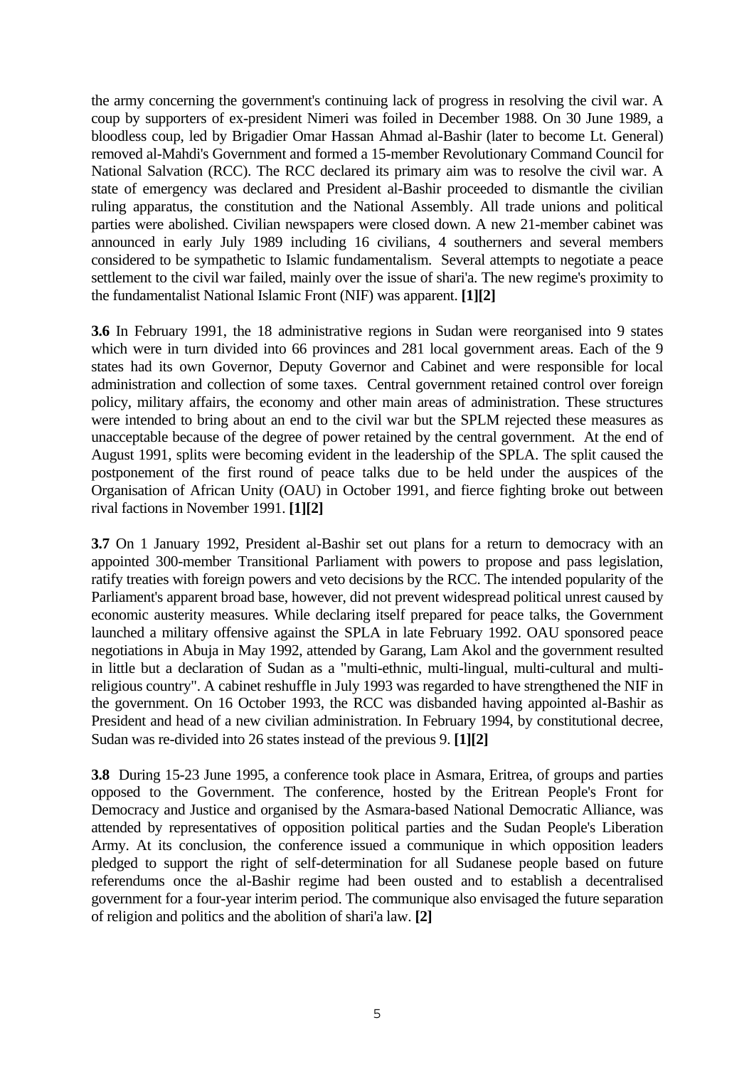the army concerning the government's continuing lack of progress in resolving the civil war. A coup by supporters of ex-president Nimeri was foiled in December 1988. On 30 June 1989, a bloodless coup, led by Brigadier Omar Hassan Ahmad al-Bashir (later to become Lt. General) removed al-Mahdi's Government and formed a 15-member Revolutionary Command Council for National Salvation (RCC). The RCC declared its primary aim was to resolve the civil war. A state of emergency was declared and President al-Bashir proceeded to dismantle the civilian ruling apparatus, the constitution and the National Assembly. All trade unions and political parties were abolished. Civilian newspapers were closed down. A new 21-member cabinet was announced in early July 1989 including 16 civilians, 4 southerners and several members considered to be sympathetic to Islamic fundamentalism. Several attempts to negotiate a peace settlement to the civil war failed, mainly over the issue of shari'a. The new regime's proximity to the fundamentalist National Islamic Front (NIF) was apparent. **[1][2]**

**3.6** In February 1991, the 18 administrative regions in Sudan were reorganised into 9 states which were in turn divided into 66 provinces and 281 local government areas. Each of the 9 states had its own Governor, Deputy Governor and Cabinet and were responsible for local administration and collection of some taxes. Central government retained control over foreign policy, military affairs, the economy and other main areas of administration. These structures were intended to bring about an end to the civil war but the SPLM rejected these measures as unacceptable because of the degree of power retained by the central government. At the end of August 1991, splits were becoming evident in the leadership of the SPLA. The split caused the postponement of the first round of peace talks due to be held under the auspices of the Organisation of African Unity (OAU) in October 1991, and fierce fighting broke out between rival factions in November 1991. **[1][2]**

**3.7** On 1 January 1992, President al-Bashir set out plans for a return to democracy with an appointed 300-member Transitional Parliament with powers to propose and pass legislation, ratify treaties with foreign powers and veto decisions by the RCC. The intended popularity of the Parliament's apparent broad base, however, did not prevent widespread political unrest caused by economic austerity measures. While declaring itself prepared for peace talks, the Government launched a military offensive against the SPLA in late February 1992. OAU sponsored peace negotiations in Abuja in May 1992, attended by Garang, Lam Akol and the government resulted in little but a declaration of Sudan as a "multi-ethnic, multi-lingual, multi-cultural and multi-religious country". A cabinet reshuffle in July 1993 was regarded to have strengthened the NIF in the government. On 16 October 1993, the RCC was disbanded having appointed al-Bashir as President and head of a new civilian administration. In February 1994, by constitutional decree, Sudan was re-divided into 26 states instead of the previous 9. **[1][2]**

**3.8** During 15-23 June 1995, a conference took place in Asmara, Eritrea, of groups and parties opposed to the Government. The conference, hosted by the Eritrean People's Front for Democracy and Justice and organised by the Asmara-based National Democratic Alliance, was attended by representatives of opposition political parties and the Sudan People's Liberation Army. At its conclusion, the conference issued a communique in which opposition leaders pledged to support the right of self-determination for all Sudanese people based on future referendums once the al-Bashir regime had been ousted and to establish a decentralised government for a four-year interim period. The communique also envisaged the future separation of religion and politics and the abolition of shari'a law. **[2]**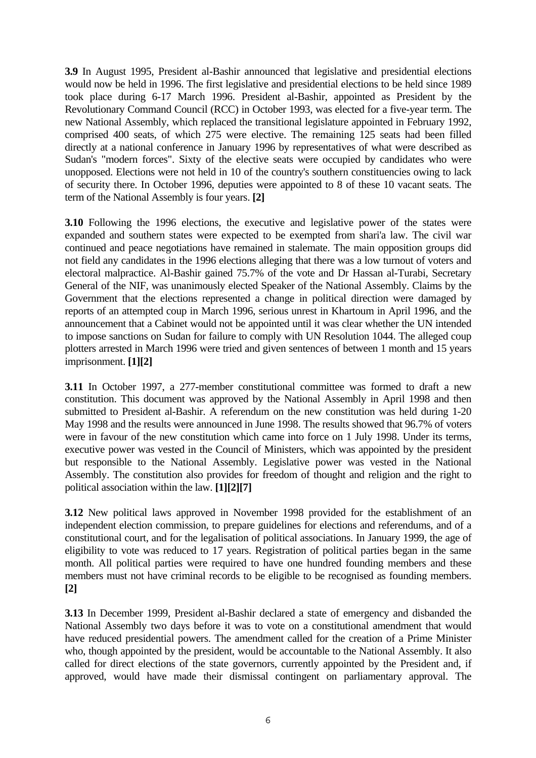**3.9** In August 1995, President al-Bashir announced that legislative and presidential elections would now be held in 1996. The first legislative and presidential elections to be held since 1989 took place during 6-17 March 1996. President al-Bashir, appointed as President by the Revolutionary Command Council (RCC) in October 1993, was elected for a five-year term. The new National Assembly, which replaced the transitional legislature appointed in February 1992, comprised 400 seats, of which 275 were elective. The remaining 125 seats had been filled directly at a national conference in January 1996 by representatives of what were described as Sudan's "modern forces". Sixty of the elective seats were occupied by candidates who were unopposed. Elections were not held in 10 of the country's southern constituencies owing to lack of security there. In October 1996, deputies were appointed to 8 of these 10 vacant seats. The term of the National Assembly is four years. **[2]**

**3.10** Following the 1996 elections, the executive and legislative power of the states were expanded and southern states were expected to be exempted from shari'a law. The civil war continued and peace negotiations have remained in stalemate. The main opposition groups did not field any candidates in the 1996 elections alleging that there was a low turnout of voters and electoral malpractice. Al-Bashir gained 75.7% of the vote and Dr Hassan al-Turabi, Secretary General of the NIF, was unanimously elected Speaker of the National Assembly. Claims by the Government that the elections represented a change in political direction were damaged by reports of an attempted coup in March 1996, serious unrest in Khartoum in April 1996, and the announcement that a Cabinet would not be appointed until it was clear whether the UN intended to impose sanctions on Sudan for failure to comply with UN Resolution 1044. The alleged coup plotters arrested in March 1996 were tried and given sentences of between 1 month and 15 years imprisonment. **[1][2]**

**3.11** In October 1997, a 277-member constitutional committee was formed to draft a new constitution. This document was approved by the National Assembly in April 1998 and then submitted to President al-Bashir. A referendum on the new constitution was held during 1-20 May 1998 and the results were announced in June 1998. The results showed that 96.7% of voters were in favour of the new constitution which came into force on 1 July 1998. Under its terms, executive power was vested in the Council of Ministers, which was appointed by the president but responsible to the National Assembly. Legislative power was vested in the National Assembly. The constitution also provides for freedom of thought and religion and the right to political association within the law. **[1][2][7]**

**3.12** New political laws approved in November 1998 provided for the establishment of an independent election commission, to prepare guidelines for elections and referendums, and of a constitutional court, and for the legalisation of political associations. In January 1999, the age of eligibility to vote was reduced to 17 years. Registration of political parties began in the same month. All political parties were required to have one hundred founding members and these members must not have criminal records to be eligible to be recognised as founding members. **[2]**

**3.13** In December 1999, President al-Bashir declared a state of emergency and disbanded the National Assembly two days before it was to vote on a constitutional amendment that would have reduced presidential powers. The amendment called for the creation of a Prime Minister who, though appointed by the president, would be accountable to the National Assembly. It also called for direct elections of the state governors, currently appointed by the President and, if approved, would have made their dismissal contingent on parliamentary approval. The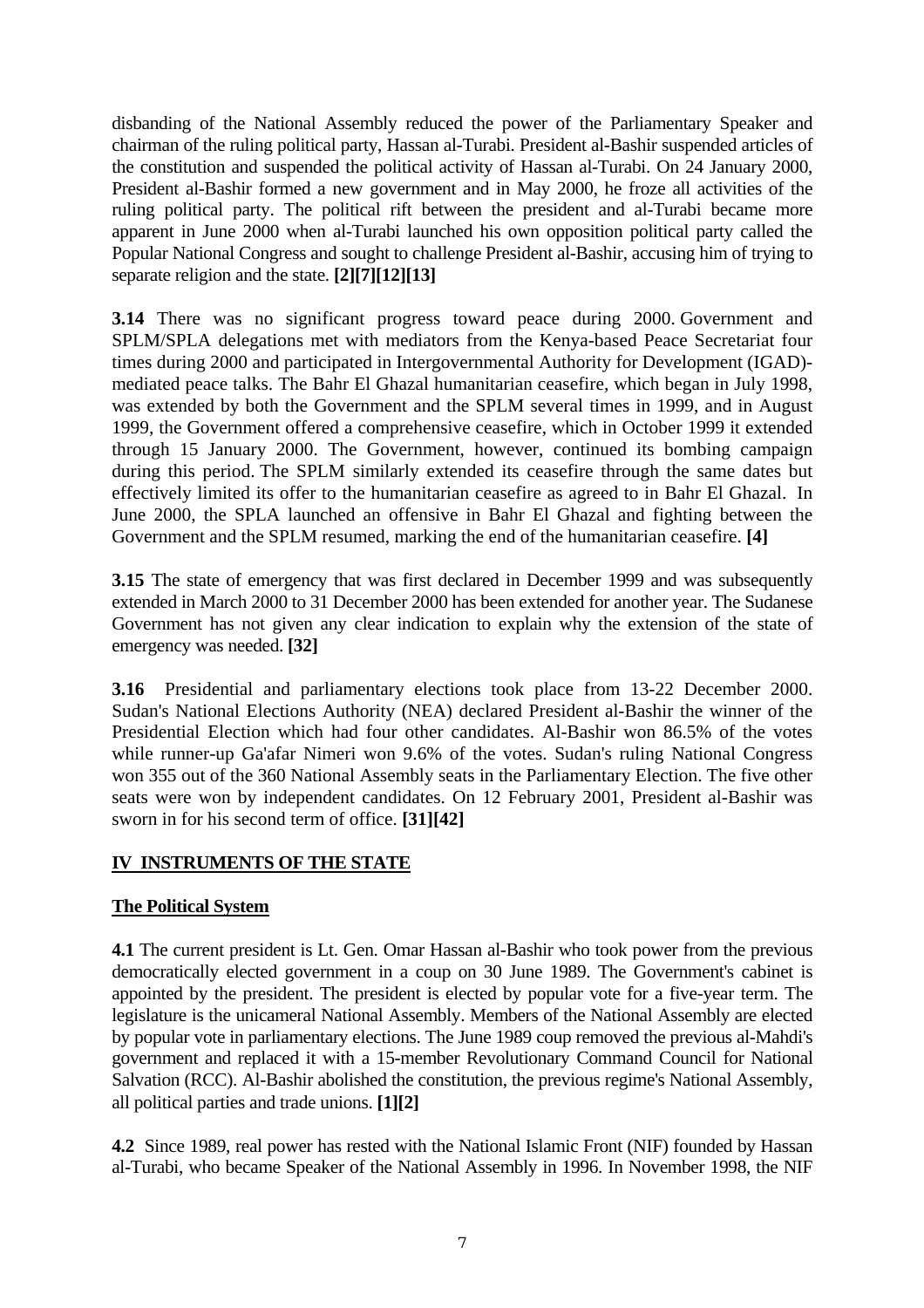disbanding of the National Assembly reduced the power of the Parliamentary Speaker and chairman of the ruling political party, Hassan al-Turabi. President al-Bashir suspended articles of the constitution and suspended the political activity of Hassan al-Turabi. On 24 January 2000, President al-Bashir formed a new government and in May 2000, he froze all activities of the ruling political party. The political rift between the president and al-Turabi became more apparent in June 2000 when al-Turabi launched his own opposition political party called the Popular National Congress and sought to challenge President al-Bashir, accusing him of trying to separate religion and the state. **[2][7][12][13]**

**3.14** There was no significant progress toward peace during 2000. Government and SPLM/SPLA delegations met with mediators from the Kenya-based Peace Secretariat four times during 2000 and participated in Intergovernmental Authority for Development (IGAD)-mediated peace talks. The Bahr El Ghazal humanitarian ceasefire, which began in July 1998, was extended by both the Government and the SPLM several times in 1999, and in August 1999, the Government offered a comprehensive ceasefire, which in October 1999 it extended through 15 January 2000. The Government, however, continued its bombing campaign during this period. The SPLM similarly extended its ceasefire through the same dates but effectively limited its offer to the humanitarian ceasefire as agreed to in Bahr El Ghazal. In June 2000, the SPLA launched an offensive in Bahr El Ghazal and fighting between the Government and the SPLM resumed, marking the end of the humanitarian ceasefire. **[4]**

**3.15** The state of emergency that was first declared in December 1999 and was subsequently extended in March 2000 to 31 December 2000 has been extended for another year. The Sudanese Government has not given any clear indication to explain why the extension of the state of emergency was needed. **[32]**

**3.16** Presidential and parliamentary elections took place from 13-22 December 2000. Sudan's National Elections Authority (NEA) declared President al-Bashir the winner of the Presidential Election which had four other candidates. Al-Bashir won 86.5% of the votes while runner-up Ga'afar Nimeri won 9.6% of the votes. Sudan's ruling National Congress won 355 out of the 360 National Assembly seats in the Parliamentary Election. The five other seats were won by independent candidates. On 12 February 2001, President al-Bashir was sworn in for his second term of office. **[31][42]**

## IV INSTRUMENTS OF THE STATE

### The Political System

**4.1** The current president is Lt. Gen. Omar Hassan al-Bashir who took power from the previous democratically elected government in a coup on 30 June 1989. The Government's cabinet is appointed by the president. The president is elected by popular vote for a five-year term. The legislature is the unicameral National Assembly. Members of the National Assembly are elected by popular vote in parliamentary elections. The June 1989 coup removed the previous al-Mahdi's government and replaced it with a 15-member Revolutionary Command Council for National Salvation (RCC). Al-Bashir abolished the constitution, the previous regime's National Assembly, all political parties and trade unions. **[1][2]**

**4.2** Since 1989, real power has rested with the National Islamic Front (NIF) founded by Hassan al-Turabi, who became Speaker of the National Assembly in 1996. In November 1998, the NIF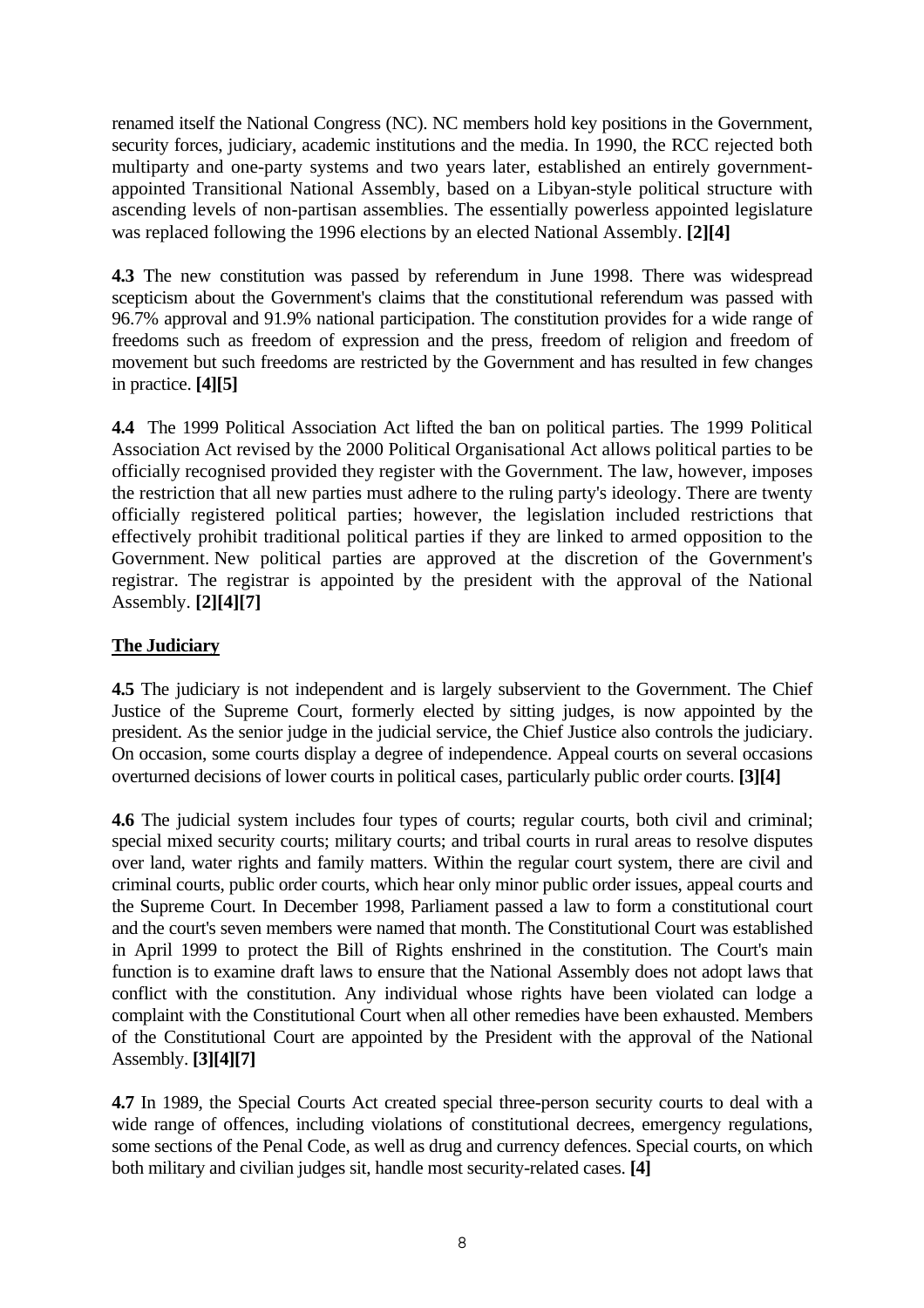renamed itself the National Congress (NC). NC members hold key positions in the Government, security forces, judiciary, academic institutions and the media. In 1990, the RCC rejected both multiparty and one-party systems and two years later, established an entirely government-appointed Transitional National Assembly, based on a Libyan-style political structure with ascending levels of non-partisan assemblies. The essentially powerless appointed legislature was replaced following the 1996 elections by an elected National Assembly. **[2][4]**

**4.3** The new constitution was passed by referendum in June 1998. There was widespread scepticism about the Government's claims that the constitutional referendum was passed with 96.7% approval and 91.9% national participation. The constitution provides for a wide range of freedoms such as freedom of expression and the press, freedom of religion and freedom of movement but such freedoms are restricted by the Government and has resulted in few changes in practice. **[4][5]**

**4.4** The 1999 Political Association Act lifted the ban on political parties. The 1999 Political Association Act revised by the 2000 Political Organisational Act allows political parties to be officially recognised provided they register with the Government. The law, however, imposes the restriction that all new parties must adhere to the ruling party's ideology. There are twenty officially registered political parties; however, the legislation included restrictions that effectively prohibit traditional political parties if they are linked to armed opposition to the Government. New political parties are approved at the discretion of the Government's registrar. The registrar is appointed by the president with the approval of the National Assembly. **[2][4][7]**

## The Judiciary

**4.5** The judiciary is not independent and is largely subservient to the Government. The Chief Justice of the Supreme Court, formerly elected by sitting judges, is now appointed by the president. As the senior judge in the judicial service, the Chief Justice also controls the judiciary. On occasion, some courts display a degree of independence. Appeal courts on several occasions overturned decisions of lower courts in political cases, particularly public order courts. **[3][4]**

**4.6** The judicial system includes four types of courts; regular courts, both civil and criminal; special mixed security courts; military courts; and tribal courts in rural areas to resolve disputes over land, water rights and family matters. Within the regular court system, there are civil and criminal courts, public order courts, which hear only minor public order issues, appeal courts and the Supreme Court. In December 1998, Parliament passed a law to form a constitutional court and the court's seven members were named that month. The Constitutional Court was established in April 1999 to protect the Bill of Rights enshrined in the constitution. The Court's main function is to examine draft laws to ensure that the National Assembly does not adopt laws that conflict with the constitution. Any individual whose rights have been violated can lodge a complaint with the Constitutional Court when all other remedies have been exhausted. Members of the Constitutional Court are appointed by the President with the approval of the National Assembly. **[3][4][7]**

**4.7** In 1989, the Special Courts Act created special three-person security courts to deal with a wide range of offences, including violations of constitutional decrees, emergency regulations, some sections of the Penal Code, as well as drug and currency defences. Special courts, on which both military and civilian judges sit, handle most security-related cases. **[4]**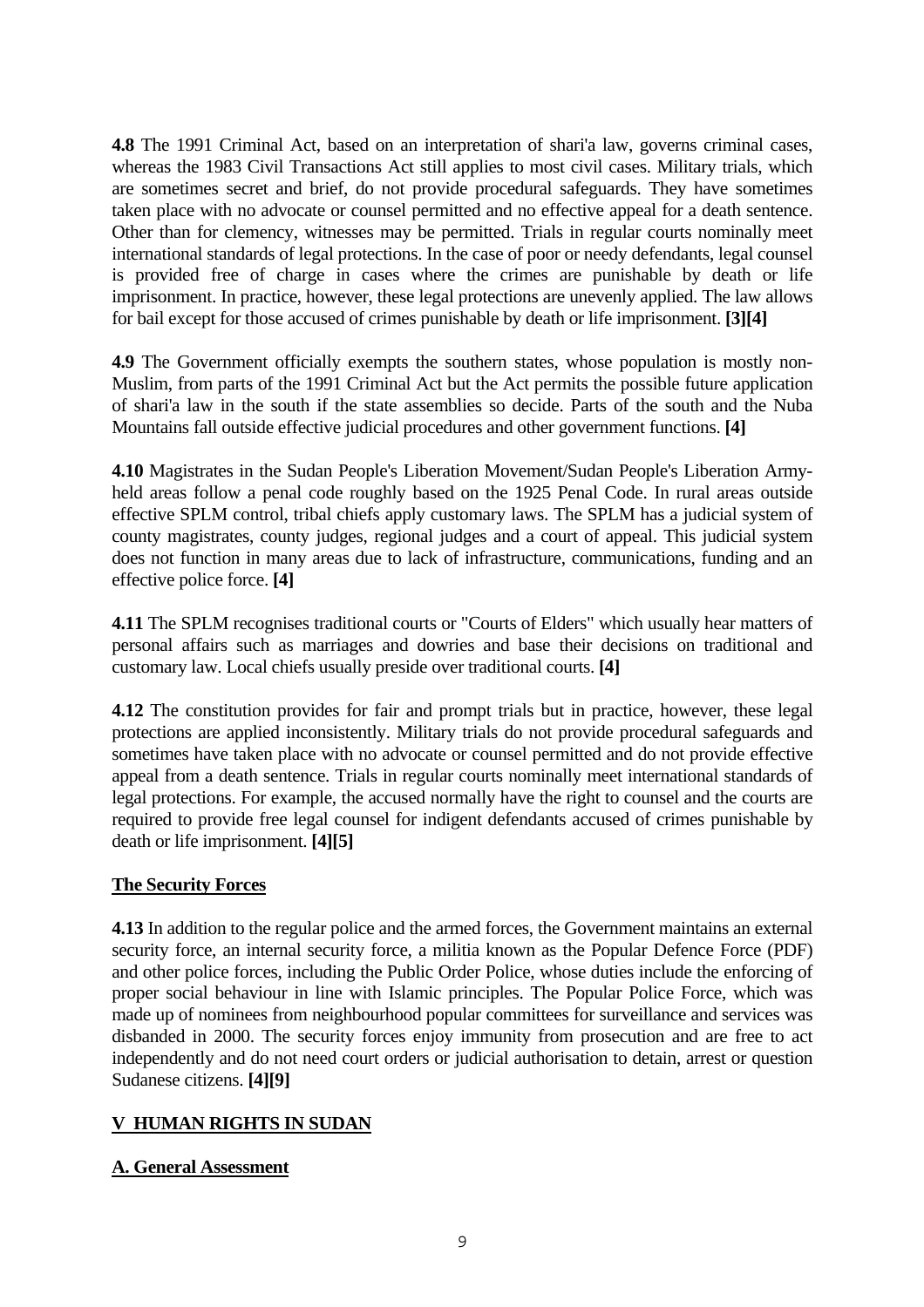**4.8** The 1991 Criminal Act, based on an interpretation of shari'a law, governs criminal cases, whereas the 1983 Civil Transactions Act still applies to most civil cases. Military trials, which are sometimes secret and brief, do not provide procedural safeguards. They have sometimes taken place with no advocate or counsel permitted and no effective appeal for a death sentence. Other than for clemency, witnesses may be permitted. Trials in regular courts nominally meet international standards of legal protections. In the case of poor or needy defendants, legal counsel is provided free of charge in cases where the crimes are punishable by death or life imprisonment. In practice, however, these legal protections are unevenly applied. The law allows for bail except for those accused of crimes punishable by death or life imprisonment. **[3][4]**

**4.9** The Government officially exempts the southern states, whose population is mostly non-Muslim, from parts of the 1991 Criminal Act but the Act permits the possible future application of shari'a law in the south if the state assemblies so decide. Parts of the south and the Nuba Mountains fall outside effective judicial procedures and other government functions. **[4]**

**4.10** Magistrates in the Sudan People's Liberation Movement/Sudan People's Liberation Army-held areas follow a penal code roughly based on the 1925 Penal Code. In rural areas outside effective SPLM control, tribal chiefs apply customary laws. The SPLM has a judicial system of county magistrates, county judges, regional judges and a court of appeal. This judicial system does not function in many areas due to lack of infrastructure, communications, funding and an effective police force. **[4]**

**4.11** The SPLM recognises traditional courts or "Courts of Elders" which usually hear matters of personal affairs such as marriages and dowries and base their decisions on traditional and customary law. Local chiefs usually preside over traditional courts. **[4]**

**4.12** The constitution provides for fair and prompt trials but in practice, however, these legal protections are applied inconsistently. Military trials do not provide procedural safeguards and sometimes have taken place with no advocate or counsel permitted and do not provide effective appeal from a death sentence. Trials in regular courts nominally meet international standards of legal protections. For example, the accused normally have the right to counsel and the courts are required to provide free legal counsel for indigent defendants accused of crimes punishable by death or life imprisonment. **[4][5]**

### The Security Forces

**4.13** In addition to the regular police and the armed forces, the Government maintains an external security force, an internal security force, a militia known as the Popular Defence Force (PDF) and other police forces, including the Public Order Police, whose duties include the enforcing of proper social behaviour in line with Islamic principles. The Popular Police Force, which was made up of nominees from neighbourhood popular committees for surveillance and services was disbanded in 2000. The security forces enjoy immunity from prosecution and are free to act independently and do not need court orders or judicial authorisation to detain, arrest or question Sudanese citizens. **[4][9]**

## V HUMAN RIGHTS IN SUDAN

### A. General Assessment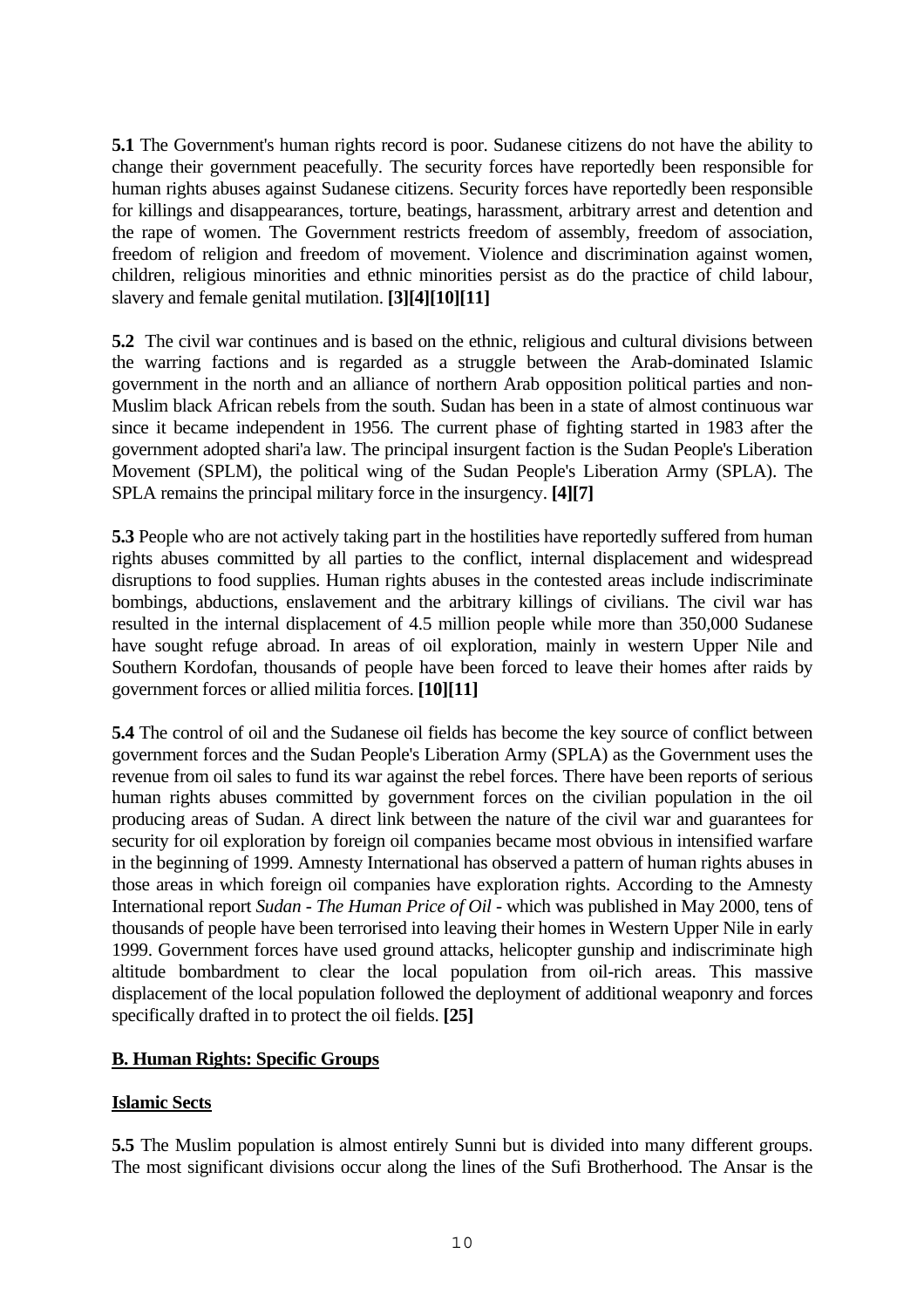**5.1** The Government's human rights record is poor. Sudanese citizens do not have the ability to change their government peacefully. The security forces have reportedly been responsible for human rights abuses against Sudanese citizens. Security forces have reportedly been responsible for killings and disappearances, torture, beatings, harassment, arbitrary arrest and detention and the rape of women. The Government restricts freedom of assembly, freedom of association, freedom of religion and freedom of movement. Violence and discrimination against women, children, religious minorities and ethnic minorities persist as do the practice of child labour, slavery and female genital mutilation. **[3][4][10][11]**

**5.2** The civil war continues and is based on the ethnic, religious and cultural divisions between the warring factions and is regarded as a struggle between the Arab-dominated Islamic government in the north and an alliance of northern Arab opposition political parties and non-Muslim black African rebels from the south. Sudan has been in a state of almost continuous war since it became independent in 1956. The current phase of fighting started in 1983 after the government adopted shari'a law. The principal insurgent faction is the Sudan People's Liberation Movement (SPLM), the political wing of the Sudan People's Liberation Army (SPLA). The SPLA remains the principal military force in the insurgency. **[4][7]**

**5.3** People who are not actively taking part in the hostilities have reportedly suffered from human rights abuses committed by all parties to the conflict, internal displacement and widespread disruptions to food supplies. Human rights abuses in the contested areas include indiscriminate bombings, abductions, enslavement and the arbitrary killings of civilians. The civil war has resulted in the internal displacement of 4.5 million people while more than 350,000 Sudanese have sought refuge abroad. In areas of oil exploration, mainly in western Upper Nile and Southern Kordofan, thousands of people have been forced to leave their homes after raids by government forces or allied militia forces. **[10][11]**

**5.4** The control of oil and the Sudanese oil fields has become the key source of conflict between government forces and the Sudan People's Liberation Army (SPLA) as the Government uses the revenue from oil sales to fund its war against the rebel forces. There have been reports of serious human rights abuses committed by government forces on the civilian population in the oil producing areas of Sudan. A direct link between the nature of the civil war and guarantees for security for oil exploration by foreign oil companies became most obvious in intensified warfare in the beginning of 1999. Amnesty International has observed a pattern of human rights abuses in those areas in which foreign oil companies have exploration rights. According to the Amnesty International report *Sudan - The Human Price of Oil* - which was published in May 2000, tens of thousands of people have been terrorised into leaving their homes in Western Upper Nile in early 1999. Government forces have used ground attacks, helicopter gunship and indiscriminate high altitude bombardment to clear the local population from oil-rich areas. This massive displacement of the local population followed the deployment of additional weaponry and forces specifically drafted in to protect the oil fields. **[25]**

## B. Human Rights: Specific Groups

### Islamic Sects

**5.5** The Muslim population is almost entirely Sunni but is divided into many different groups. The most significant divisions occur along the lines of the Sufi Brotherhood. The Ansar is the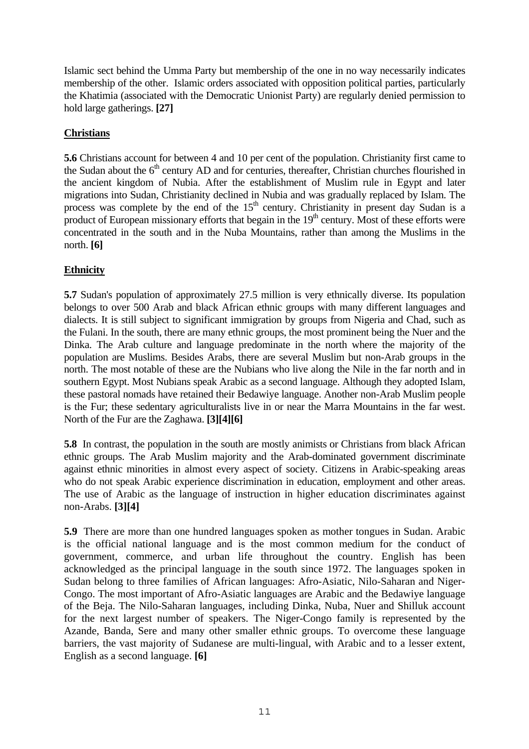Islamic sect behind the Umma Party but membership of the one in no way necessarily indicates membership of the other. Islamic orders associated with opposition political parties, particularly the Khatimia (associated with the Democratic Unionist Party) are regularly denied permission to hold large gatherings. **[27]**

## Christians

**5.6** Christians account for between 4 and 10 per cent of the population. Christianity first came to the Sudan about the 6th century AD and for centuries, thereafter, Christian churches flourished in the ancient kingdom of Nubia. After the establishment of Muslim rule in Egypt and later migrations into Sudan, Christianity declined in Nubia and was gradually replaced by Islam. The process was complete by the end of the 15th century. Christianity in present day Sudan is a product of European missionary efforts that begain in the 19th century. Most of these efforts were concentrated in the south and in the Nuba Mountains, rather than among the Muslims in the north. **[6]**

## Ethnicity

**5.7** Sudan's population of approximately 27.5 million is very ethnically diverse. Its population belongs to over 500 Arab and black African ethnic groups with many different languages and dialects. It is still subject to significant immigration by groups from Nigeria and Chad, such as the Fulani. In the south, there are many ethnic groups, the most prominent being the Nuer and the Dinka. The Arab culture and language predominate in the north where the majority of the population are Muslims. Besides Arabs, there are several Muslim but non-Arab groups in the north. The most notable of these are the Nubians who live along the Nile in the far north and in southern Egypt. Most Nubians speak Arabic as a second language. Although they adopted Islam, these pastoral nomads have retained their Bedawiye language. Another non-Arab Muslim people is the Fur; these sedentary agriculturalists live in or near the Marra Mountains in the far west. North of the Fur are the Zaghawa. **[3][4][6]**

**5.8** In contrast, the population in the south are mostly animists or Christians from black African ethnic groups. The Arab Muslim majority and the Arab-dominated government discriminate against ethnic minorities in almost every aspect of society. Citizens in Arabic-speaking areas who do not speak Arabic experience discrimination in education, employment and other areas. The use of Arabic as the language of instruction in higher education discriminates against non-Arabs. **[3][4]**

**5.9** There are more than one hundred languages spoken as mother tongues in Sudan. Arabic is the official national language and is the most common medium for the conduct of government, commerce, and urban life throughout the country. English has been acknowledged as the principal language in the south since 1972. The languages spoken in Sudan belong to three families of African languages: Afro-Asiatic, Nilo-Saharan and Niger-Congo. The most important of Afro-Asiatic languages are Arabic and the Bedawiye language of the Beja. The Nilo-Saharan languages, including Dinka, Nuba, Nuer and Shilluk account for the next largest number of speakers. The Niger-Congo family is represented by the Azande, Banda, Sere and many other smaller ethnic groups. To overcome these language barriers, the vast majority of Sudanese are multi-lingual, with Arabic and to a lesser extent, English as a second language. **[6]**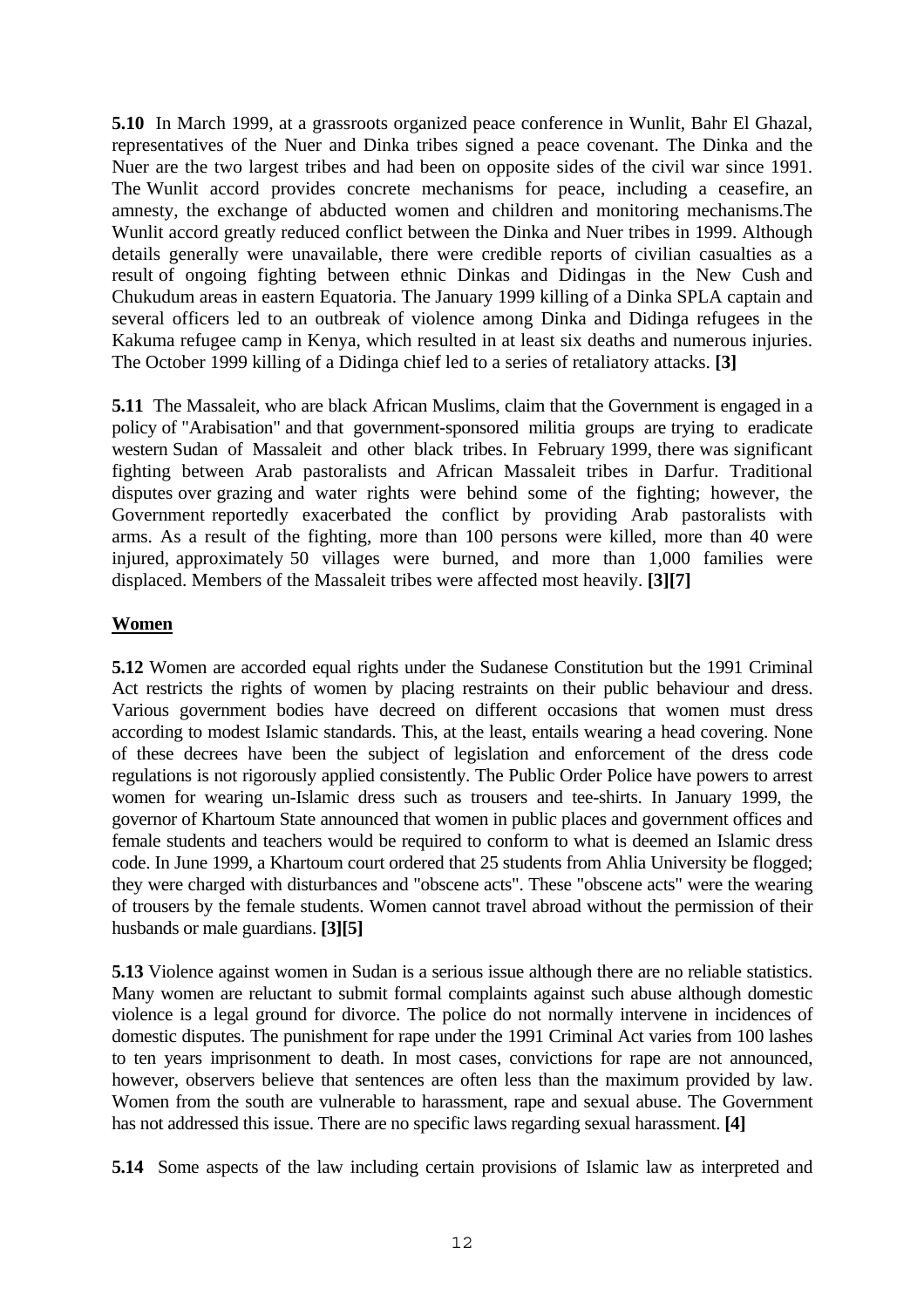**5.10** In March 1999, at a grassroots organized peace conference in Wunlit, Bahr El Ghazal, representatives of the Nuer and Dinka tribes signed a peace covenant. The Dinka and the Nuer are the two largest tribes and had been on opposite sides of the civil war since 1991. The Wunlit accord provides concrete mechanisms for peace, including a ceasefire, an amnesty, the exchange of abducted women and children and monitoring mechanisms.The Wunlit accord greatly reduced conflict between the Dinka and Nuer tribes in 1999. Although details generally were unavailable, there were credible reports of civilian casualties as a result of ongoing fighting between ethnic Dinkas and Didingas in the New Cush and Chukudum areas in eastern Equatoria. The January 1999 killing of a Dinka SPLA captain and several officers led to an outbreak of violence among Dinka and Didinga refugees in the Kakuma refugee camp in Kenya, which resulted in at least six deaths and numerous injuries. The October 1999 killing of a Didinga chief led to a series of retaliatory attacks. **[3]**

**5.11** The Massaleit, who are black African Muslims, claim that the Government is engaged in a policy of "Arabisation" and that government-sponsored militia groups are trying to eradicate western Sudan of Massaleit and other black tribes. In February 1999, there was significant fighting between Arab pastoralists and African Massaleit tribes in Darfur. Traditional disputes over grazing and water rights were behind some of the fighting; however, the Government reportedly exacerbated the conflict by providing Arab pastoralists with arms. As a result of the fighting, more than 100 persons were killed, more than 40 were injured, approximately 50 villages were burned, and more than 1,000 families were displaced. Members of the Massaleit tribes were affected most heavily. **[3][7]**

## Women

**5.12** Women are accorded equal rights under the Sudanese Constitution but the 1991 Criminal Act restricts the rights of women by placing restraints on their public behaviour and dress. Various government bodies have decreed on different occasions that women must dress according to modest Islamic standards. This, at the least, entails wearing a head covering. None of these decrees have been the subject of legislation and enforcement of the dress code regulations is not rigorously applied consistently. The Public Order Police have powers to arrest women for wearing un-Islamic dress such as trousers and tee-shirts. In January 1999, the governor of Khartoum State announced that women in public places and government offices and female students and teachers would be required to conform to what is deemed an Islamic dress code. In June 1999, a Khartoum court ordered that 25 students from Ahlia University be flogged; they were charged with disturbances and "obscene acts". These "obscene acts" were the wearing of trousers by the female students. Women cannot travel abroad without the permission of their husbands or male guardians. **[3][5]**

**5.13** Violence against women in Sudan is a serious issue although there are no reliable statistics. Many women are reluctant to submit formal complaints against such abuse although domestic violence is a legal ground for divorce. The police do not normally intervene in incidences of domestic disputes. The punishment for rape under the 1991 Criminal Act varies from 100 lashes to ten years imprisonment to death. In most cases, convictions for rape are not announced, however, observers believe that sentences are often less than the maximum provided by law. Women from the south are vulnerable to harassment, rape and sexual abuse. The Government has not addressed this issue. There are no specific laws regarding sexual harassment. **[4]**

**5.14** Some aspects of the law including certain provisions of Islamic law as interpreted and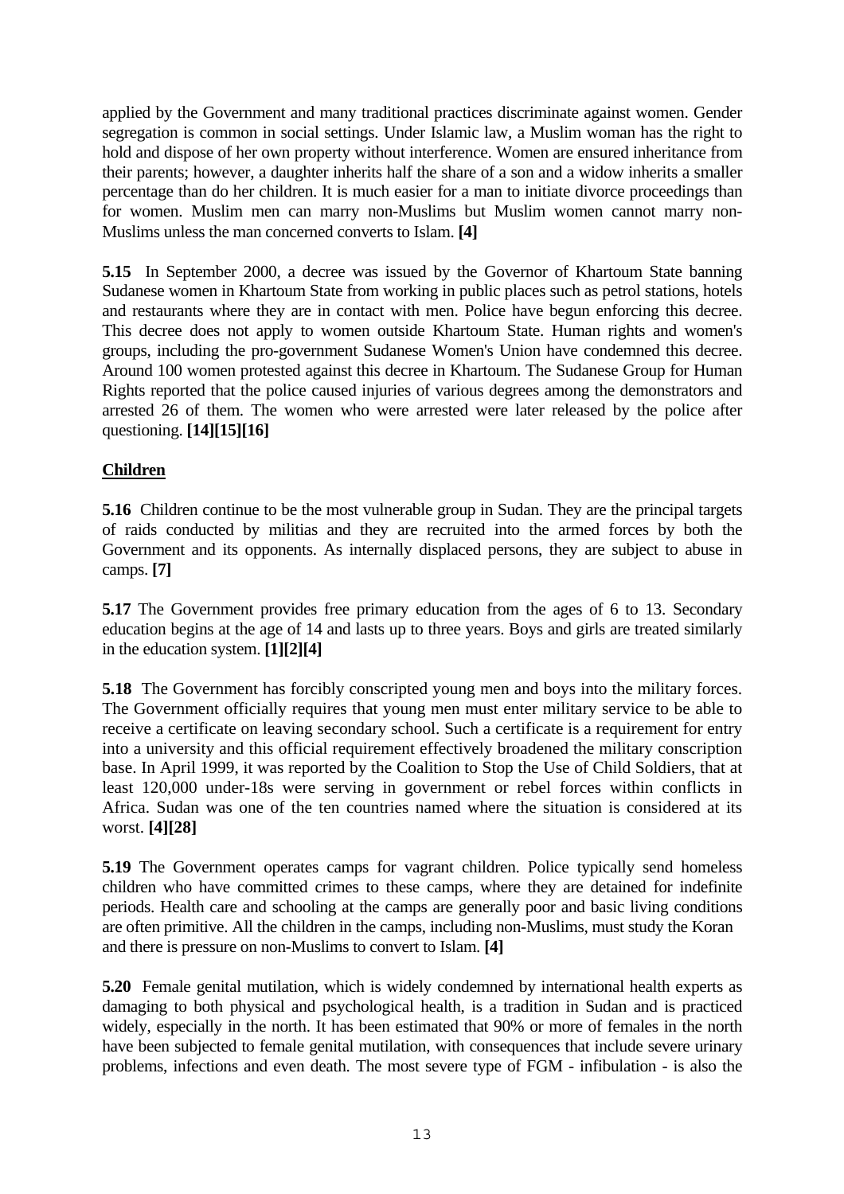applied by the Government and many traditional practices discriminate against women. Gender segregation is common in social settings. Under Islamic law, a Muslim woman has the right to hold and dispose of her own property without interference. Women are ensured inheritance from their parents; however, a daughter inherits half the share of a son and a widow inherits a smaller percentage than do her children. It is much easier for a man to initiate divorce proceedings than for women. Muslim men can marry non-Muslims but Muslim women cannot marry non-Muslims unless the man concerned converts to Islam. **[4]**

**5.15** In September 2000, a decree was issued by the Governor of Khartoum State banning Sudanese women in Khartoum State from working in public places such as petrol stations, hotels and restaurants where they are in contact with men. Police have begun enforcing this decree. This decree does not apply to women outside Khartoum State. Human rights and women's groups, including the pro-government Sudanese Women's Union have condemned this decree. Around 100 women protested against this decree in Khartoum. The Sudanese Group for Human Rights reported that the police caused injuries of various degrees among the demonstrators and arrested 26 of them. The women who were arrested were later released by the police after questioning. **[14][15][16]**

**Children**

**5.16** Children continue to be the most vulnerable group in Sudan. They are the principal targets of raids conducted by militias and they are recruited into the armed forces by both the Government and its opponents. As internally displaced persons, they are subject to abuse in camps. **[7]**

**5.17** The Government provides free primary education from the ages of 6 to 13. Secondary education begins at the age of 14 and lasts up to three years. Boys and girls are treated similarly in the education system. **[1][2][4]**

**5.18** The Government has forcibly conscripted young men and boys into the military forces. The Government officially requires that young men must enter military service to be able to receive a certificate on leaving secondary school. Such a certificate is a requirement for entry into a university and this official requirement effectively broadened the military conscription base. In April 1999, it was reported by the Coalition to Stop the Use of Child Soldiers, that at least 120,000 under-18s were serving in government or rebel forces within conflicts in Africa. Sudan was one of the ten countries named where the situation is considered at its worst. **[4][28]**

**5.19** The Government operates camps for vagrant children. Police typically send homeless children who have committed crimes to these camps, where they are detained for indefinite periods. Health care and schooling at the camps are generally poor and basic living conditions are often primitive. All the children in the camps, including non-Muslims, must study the Koran and there is pressure on non-Muslims to convert to Islam. **[4]**

**5.20** Female genital mutilation, which is widely condemned by international health experts as damaging to both physical and psychological health, is a tradition in Sudan and is practiced widely, especially in the north. It has been estimated that 90% or more of females in the north have been subjected to female genital mutilation, with consequences that include severe urinary problems, infections and even death. The most severe type of FGM - infibulation - is also the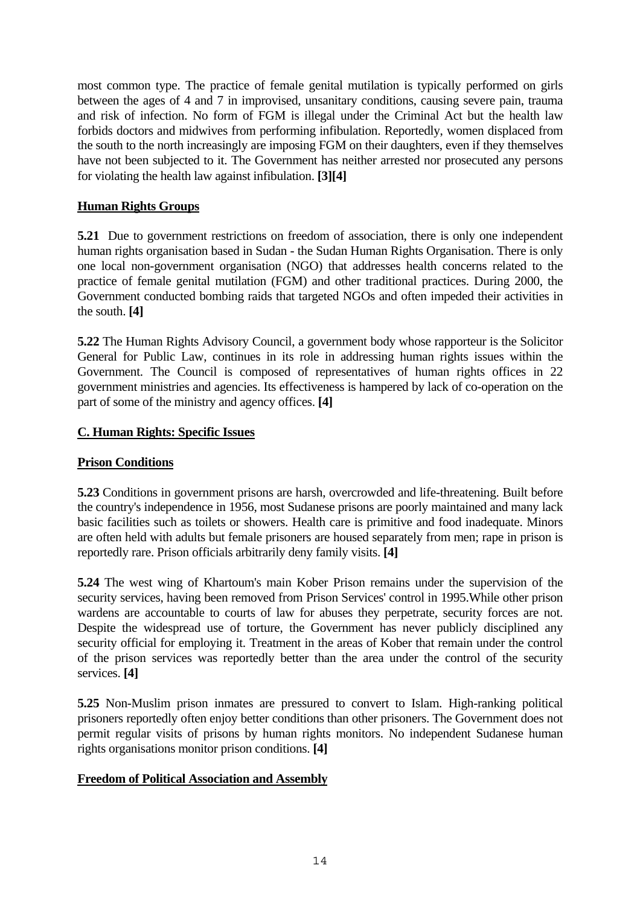most common type. The practice of female genital mutilation is typically performed on girls between the ages of 4 and 7 in improvised, unsanitary conditions, causing severe pain, trauma and risk of infection. No form of FGM is illegal under the Criminal Act but the health law forbids doctors and midwives from performing infibulation. Reportedly, women displaced from the south to the north increasingly are imposing FGM on their daughters, even if they themselves have not been subjected to it. The Government has neither arrested nor prosecuted any persons for violating the health law against infibulation. **[3][4]**

## Human Rights Groups

**5.21** Due to government restrictions on freedom of association, there is only one independent human rights organisation based in Sudan - the Sudan Human Rights Organisation. There is only one local non-government organisation (NGO) that addresses health concerns related to the practice of female genital mutilation (FGM) and other traditional practices. During 2000, the Government conducted bombing raids that targeted NGOs and often impeded their activities in the south. **[4]**

**5.22** The Human Rights Advisory Council, a government body whose rapporteur is the Solicitor General for Public Law, continues in its role in addressing human rights issues within the Government. The Council is composed of representatives of human rights offices in 22 government ministries and agencies. Its effectiveness is hampered by lack of co-operation on the part of some of the ministry and agency offices. **[4]**

## C. Human Rights: Specific Issues

### Prison Conditions

**5.23** Conditions in government prisons are harsh, overcrowded and life-threatening. Built before the country's independence in 1956, most Sudanese prisons are poorly maintained and many lack basic facilities such as toilets or showers. Health care is primitive and food inadequate. Minors are often held with adults but female prisoners are housed separately from men; rape in prison is reportedly rare. Prison officials arbitrarily deny family visits. **[4]**

**5.24** The west wing of Khartoum's main Kober Prison remains under the supervision of the security services, having been removed from Prison Services' control in 1995.While other prison wardens are accountable to courts of law for abuses they perpetrate, security forces are not. Despite the widespread use of torture, the Government has never publicly disciplined any security official for employing it. Treatment in the areas of Kober that remain under the control of the prison services was reportedly better than the area under the control of the security services. **[4]**

**5.25** Non-Muslim prison inmates are pressured to convert to Islam. High-ranking political prisoners reportedly often enjoy better conditions than other prisoners. The Government does not permit regular visits of prisons by human rights monitors. No independent Sudanese human rights organisations monitor prison conditions. **[4]**

### Freedom of Political Association and Assembly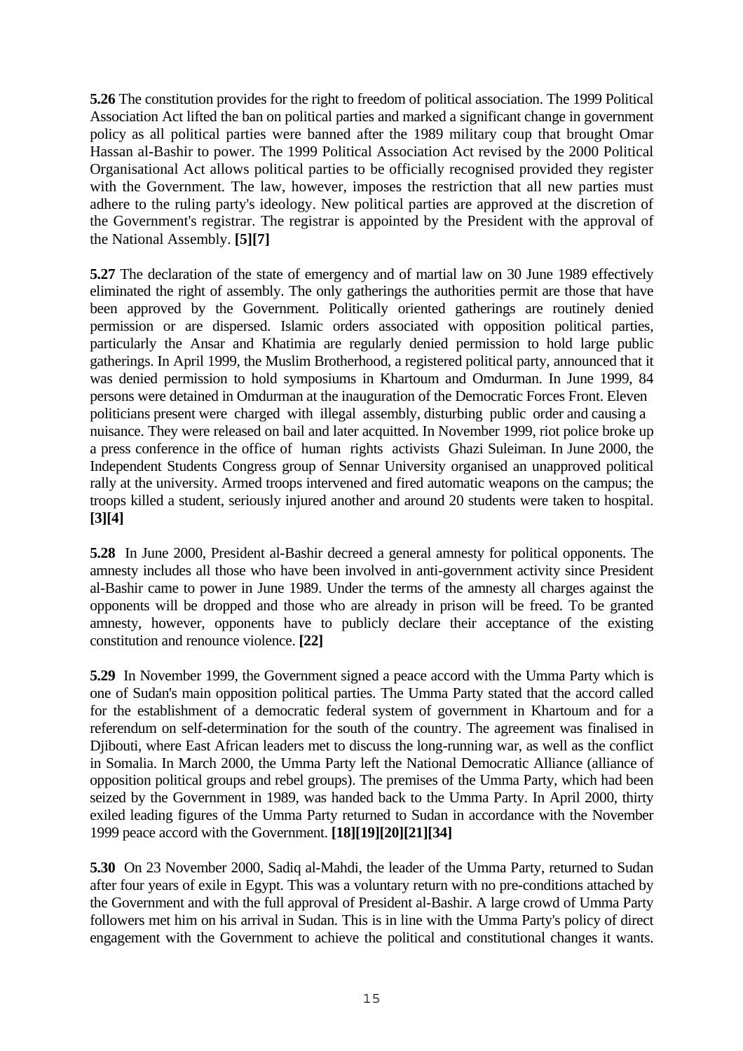**5.26** The constitution provides for the right to freedom of political association. The 1999 Political Association Act lifted the ban on political parties and marked a significant change in government policy as all political parties were banned after the 1989 military coup that brought Omar Hassan al-Bashir to power. The 1999 Political Association Act revised by the 2000 Political Organisational Act allows political parties to be officially recognised provided they register with the Government. The law, however, imposes the restriction that all new parties must adhere to the ruling party's ideology. New political parties are approved at the discretion of the Government's registrar. The registrar is appointed by the President with the approval of the National Assembly. **[5][7]**

**5.27** The declaration of the state of emergency and of martial law on 30 June 1989 effectively eliminated the right of assembly. The only gatherings the authorities permit are those that have been approved by the Government. Politically oriented gatherings are routinely denied permission or are dispersed. Islamic orders associated with opposition political parties, particularly the Ansar and Khatimia are regularly denied permission to hold large public gatherings. In April 1999, the Muslim Brotherhood, a registered political party, announced that it was denied permission to hold symposiums in Khartoum and Omdurman. In June 1999, 84 persons were detained in Omdurman at the inauguration of the Democratic Forces Front. Eleven politicians present were charged with illegal assembly, disturbing public order and causing a nuisance. They were released on bail and later acquitted. In November 1999, riot police broke up a press conference in the office of human rights activists Ghazi Suleiman. In June 2000, the Independent Students Congress group of Sennar University organised an unapproved political rally at the university. Armed troops intervened and fired automatic weapons on the campus; the troops killed a student, seriously injured another and around 20 students were taken to hospital. **[3][4]**

**5.28** In June 2000, President al-Bashir decreed a general amnesty for political opponents. The amnesty includes all those who have been involved in anti-government activity since President al-Bashir came to power in June 1989. Under the terms of the amnesty all charges against the opponents will be dropped and those who are already in prison will be freed. To be granted amnesty, however, opponents have to publicly declare their acceptance of the existing constitution and renounce violence. **[22]**

**5.29** In November 1999, the Government signed a peace accord with the Umma Party which is one of Sudan's main opposition political parties. The Umma Party stated that the accord called for the establishment of a democratic federal system of government in Khartoum and for a referendum on self-determination for the south of the country. The agreement was finalised in Djibouti, where East African leaders met to discuss the long-running war, as well as the conflict in Somalia. In March 2000, the Umma Party left the National Democratic Alliance (alliance of opposition political groups and rebel groups). The premises of the Umma Party, which had been seized by the Government in 1989, was handed back to the Umma Party. In April 2000, thirty exiled leading figures of the Umma Party returned to Sudan in accordance with the November 1999 peace accord with the Government. **[18][19][20][21][34]**

**5.30** On 23 November 2000, Sadiq al-Mahdi, the leader of the Umma Party, returned to Sudan after four years of exile in Egypt. This was a voluntary return with no pre-conditions attached by the Government and with the full approval of President al-Bashir. A large crowd of Umma Party followers met him on his arrival in Sudan. This is in line with the Umma Party's policy of direct engagement with the Government to achieve the political and constitutional changes it wants.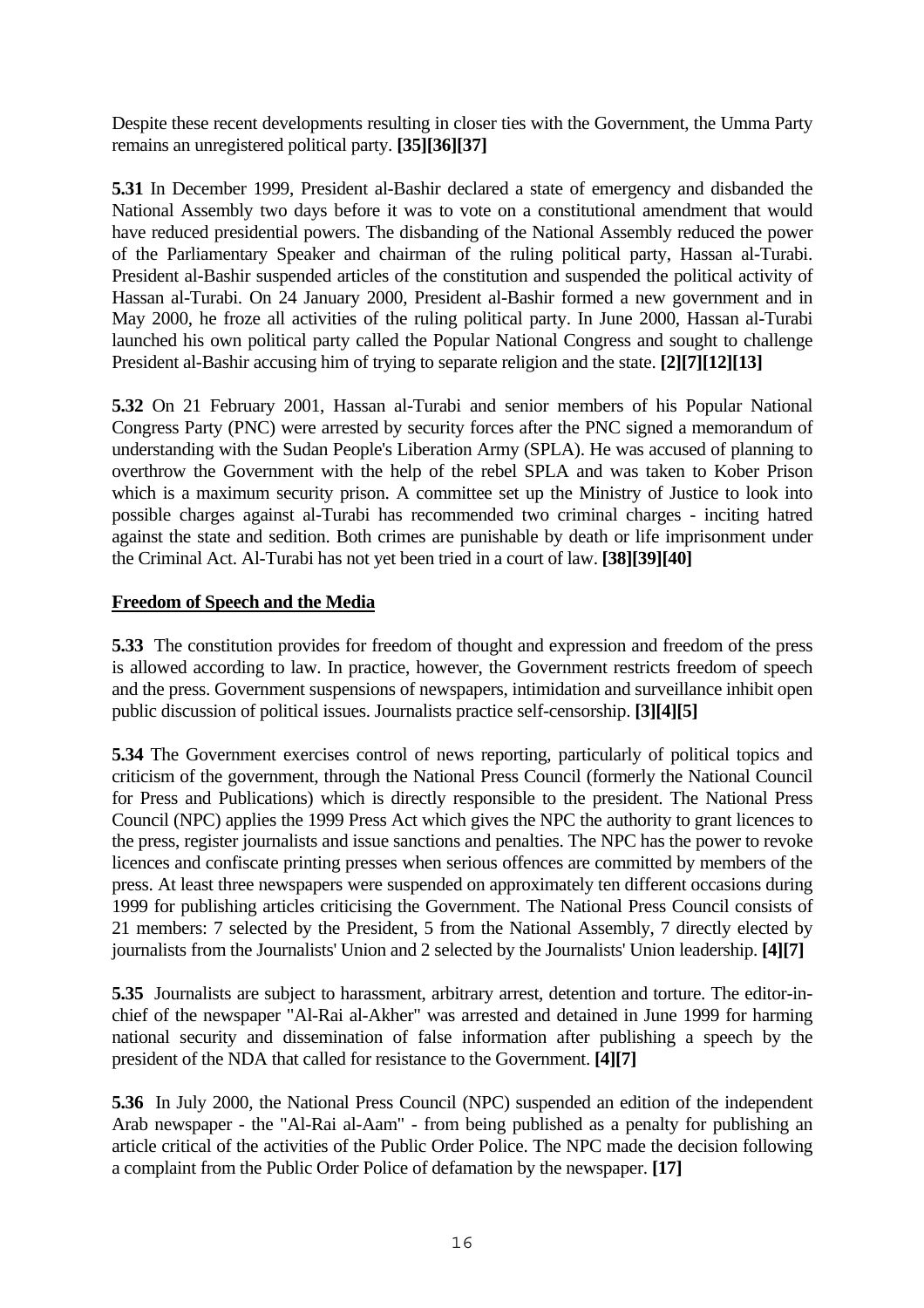Despite these recent developments resulting in closer ties with the Government, the Umma Party remains an unregistered political party. **[35][36][37]**

**5.31** In December 1999, President al-Bashir declared a state of emergency and disbanded the National Assembly two days before it was to vote on a constitutional amendment that would have reduced presidential powers. The disbanding of the National Assembly reduced the power of the Parliamentary Speaker and chairman of the ruling political party, Hassan al-Turabi. President al-Bashir suspended articles of the constitution and suspended the political activity of Hassan al-Turabi. On 24 January 2000, President al-Bashir formed a new government and in May 2000, he froze all activities of the ruling political party. In June 2000, Hassan al-Turabi launched his own political party called the Popular National Congress and sought to challenge President al-Bashir accusing him of trying to separate religion and the state. **[2][7][12][13]**

**5.32** On 21 February 2001, Hassan al-Turabi and senior members of his Popular National Congress Party (PNC) were arrested by security forces after the PNC signed a memorandum of understanding with the Sudan People's Liberation Army (SPLA). He was accused of planning to overthrow the Government with the help of the rebel SPLA and was taken to Kober Prison which is a maximum security prison. A committee set up the Ministry of Justice to look into possible charges against al-Turabi has recommended two criminal charges - inciting hatred against the state and sedition. Both crimes are punishable by death or life imprisonment under the Criminal Act. Al-Turabi has not yet been tried in a court of law. **[38][39][40]**

## Freedom of Speech and the Media

**5.33** The constitution provides for freedom of thought and expression and freedom of the press is allowed according to law. In practice, however, the Government restricts freedom of speech and the press. Government suspensions of newspapers, intimidation and surveillance inhibit open public discussion of political issues. Journalists practice self-censorship. **[3][4][5]**

**5.34** The Government exercises control of news reporting, particularly of political topics and criticism of the government, through the National Press Council (formerly the National Council for Press and Publications) which is directly responsible to the president. The National Press Council (NPC) applies the 1999 Press Act which gives the NPC the authority to grant licences to the press, register journalists and issue sanctions and penalties. The NPC has the power to revoke licences and confiscate printing presses when serious offences are committed by members of the press. At least three newspapers were suspended on approximately ten different occasions during 1999 for publishing articles criticising the Government. The National Press Council consists of 21 members: 7 selected by the President, 5 from the National Assembly, 7 directly elected by journalists from the Journalists' Union and 2 selected by the Journalists' Union leadership. **[4][7]**

**5.35** Journalists are subject to harassment, arbitrary arrest, detention and torture. The editor-in-chief of the newspaper "Al-Rai al-Akher" was arrested and detained in June 1999 for harming national security and dissemination of false information after publishing a speech by the president of the NDA that called for resistance to the Government. **[4][7]**

**5.36** In July 2000, the National Press Council (NPC) suspended an edition of the independent Arab newspaper - the "Al-Rai al-Aam" - from being published as a penalty for publishing an article critical of the activities of the Public Order Police. The NPC made the decision following a complaint from the Public Order Police of defamation by the newspaper. **[17]**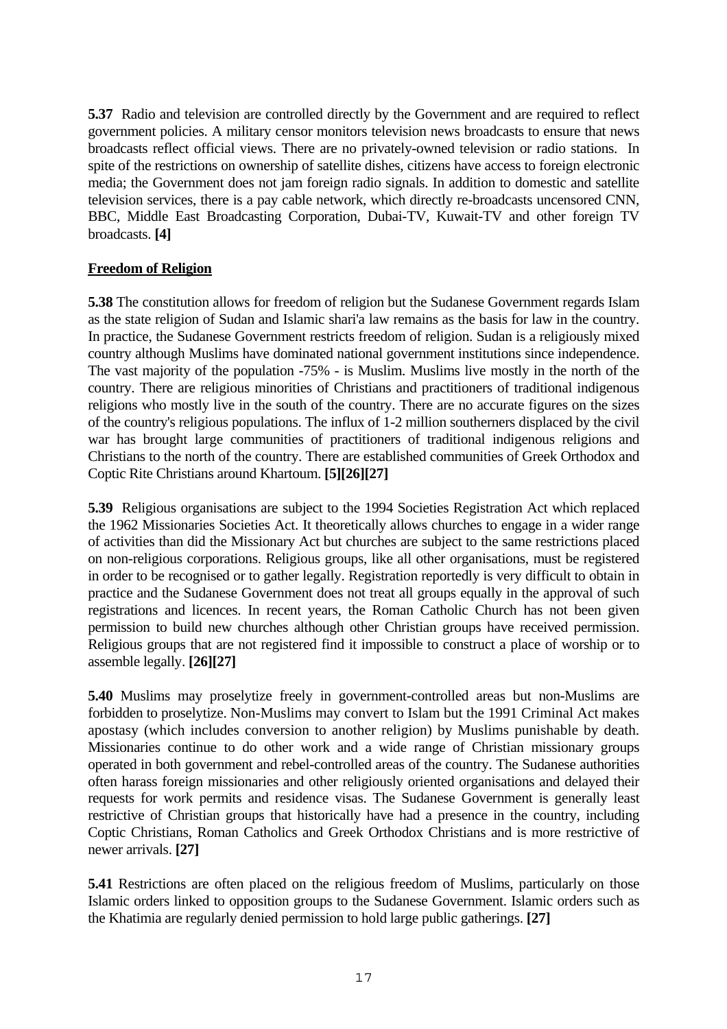**5.37** Radio and television are controlled directly by the Government and are required to reflect government policies. A military censor monitors television news broadcasts to ensure that news broadcasts reflect official views. There are no privately-owned television or radio stations. In spite of the restrictions on ownership of satellite dishes, citizens have access to foreign electronic media; the Government does not jam foreign radio signals. In addition to domestic and satellite television services, there is a pay cable network, which directly re-broadcasts uncensored CNN, BBC, Middle East Broadcasting Corporation, Dubai-TV, Kuwait-TV and other foreign TV broadcasts. **[4]**

**Freedom of Religion**

**5.38** The constitution allows for freedom of religion but the Sudanese Government regards Islam as the state religion of Sudan and Islamic shari'a law remains as the basis for law in the country. In practice, the Sudanese Government restricts freedom of religion. Sudan is a religiously mixed country although Muslims have dominated national government institutions since independence. The vast majority of the population -75% - is Muslim. Muslims live mostly in the north of the country. There are religious minorities of Christians and practitioners of traditional indigenous religions who mostly live in the south of the country. There are no accurate figures on the sizes of the country's religious populations. The influx of 1-2 million southerners displaced by the civil war has brought large communities of practitioners of traditional indigenous religions and Christians to the north of the country. There are established communities of Greek Orthodox and Coptic Rite Christians around Khartoum. **[5][26][27]**

**5.39** Religious organisations are subject to the 1994 Societies Registration Act which replaced the 1962 Missionaries Societies Act. It theoretically allows churches to engage in a wider range of activities than did the Missionary Act but churches are subject to the same restrictions placed on non-religious corporations. Religious groups, like all other organisations, must be registered in order to be recognised or to gather legally. Registration reportedly is very difficult to obtain in practice and the Sudanese Government does not treat all groups equally in the approval of such registrations and licences. In recent years, the Roman Catholic Church has not been given permission to build new churches although other Christian groups have received permission. Religious groups that are not registered find it impossible to construct a place of worship or to assemble legally. **[26][27]**

**5.40** Muslims may proselytize freely in government-controlled areas but non-Muslims are forbidden to proselytize. Non-Muslims may convert to Islam but the 1991 Criminal Act makes apostasy (which includes conversion to another religion) by Muslims punishable by death. Missionaries continue to do other work and a wide range of Christian missionary groups operated in both government and rebel-controlled areas of the country. The Sudanese authorities often harass foreign missionaries and other religiously oriented organisations and delayed their requests for work permits and residence visas. The Sudanese Government is generally least restrictive of Christian groups that historically have had a presence in the country, including Coptic Christians, Roman Catholics and Greek Orthodox Christians and is more restrictive of newer arrivals. **[27]**

**5.41** Restrictions are often placed on the religious freedom of Muslims, particularly on those Islamic orders linked to opposition groups to the Sudanese Government. Islamic orders such as the Khatimia are regularly denied permission to hold large public gatherings. **[27]**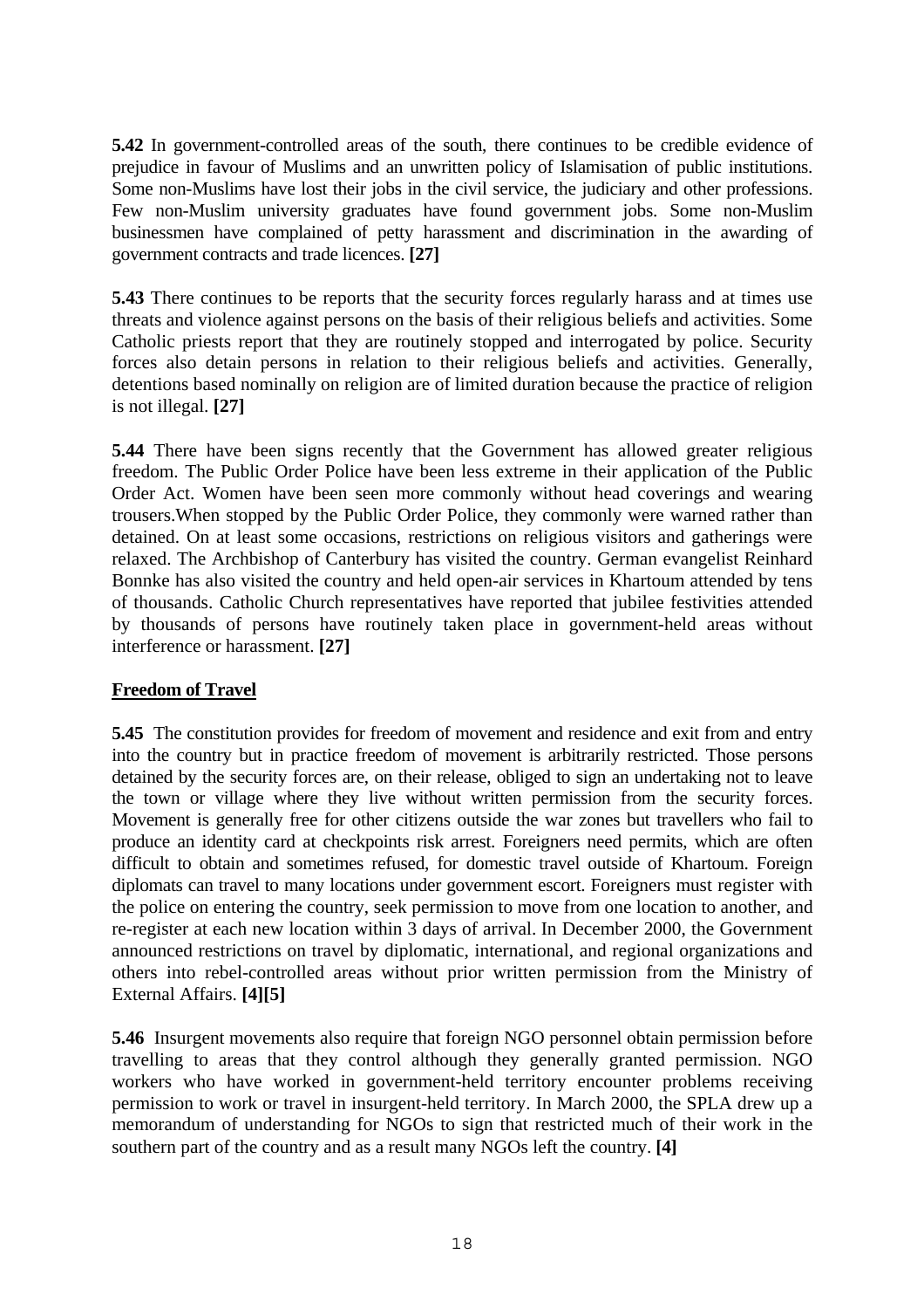**5.42** In government-controlled areas of the south, there continues to be credible evidence of prejudice in favour of Muslims and an unwritten policy of Islamisation of public institutions. Some non-Muslims have lost their jobs in the civil service, the judiciary and other professions. Few non-Muslim university graduates have found government jobs. Some non-Muslim businessmen have complained of petty harassment and discrimination in the awarding of government contracts and trade licences. **[27]**

**5.43** There continues to be reports that the security forces regularly harass and at times use threats and violence against persons on the basis of their religious beliefs and activities. Some Catholic priests report that they are routinely stopped and interrogated by police. Security forces also detain persons in relation to their religious beliefs and activities. Generally, detentions based nominally on religion are of limited duration because the practice of religion is not illegal. **[27]**

**5.44** There have been signs recently that the Government has allowed greater religious freedom. The Public Order Police have been less extreme in their application of the Public Order Act. Women have been seen more commonly without head coverings and wearing trousers.When stopped by the Public Order Police, they commonly were warned rather than detained. On at least some occasions, restrictions on religious visitors and gatherings were relaxed. The Archbishop of Canterbury has visited the country. German evangelist Reinhard Bonnke has also visited the country and held open-air services in Khartoum attended by tens of thousands. Catholic Church representatives have reported that jubilee festivities attended by thousands of persons have routinely taken place in government-held areas without interference or harassment. **[27]**

**Freedom of Travel**

**5.45** The constitution provides for freedom of movement and residence and exit from and entry into the country but in practice freedom of movement is arbitrarily restricted. Those persons detained by the security forces are, on their release, obliged to sign an undertaking not to leave the town or village where they live without written permission from the security forces. Movement is generally free for other citizens outside the war zones but travellers who fail to produce an identity card at checkpoints risk arrest. Foreigners need permits, which are often difficult to obtain and sometimes refused, for domestic travel outside of Khartoum. Foreign diplomats can travel to many locations under government escort. Foreigners must register with the police on entering the country, seek permission to move from one location to another, and re-register at each new location within 3 days of arrival. In December 2000, the Government announced restrictions on travel by diplomatic, international, and regional organizations and others into rebel-controlled areas without prior written permission from the Ministry of External Affairs. **[4][5]**

**5.46** Insurgent movements also require that foreign NGO personnel obtain permission before travelling to areas that they control although they generally granted permission. NGO workers who have worked in government-held territory encounter problems receiving permission to work or travel in insurgent-held territory. In March 2000, the SPLA drew up a memorandum of understanding for NGOs to sign that restricted much of their work in the southern part of the country and as a result many NGOs left the country. **[4]**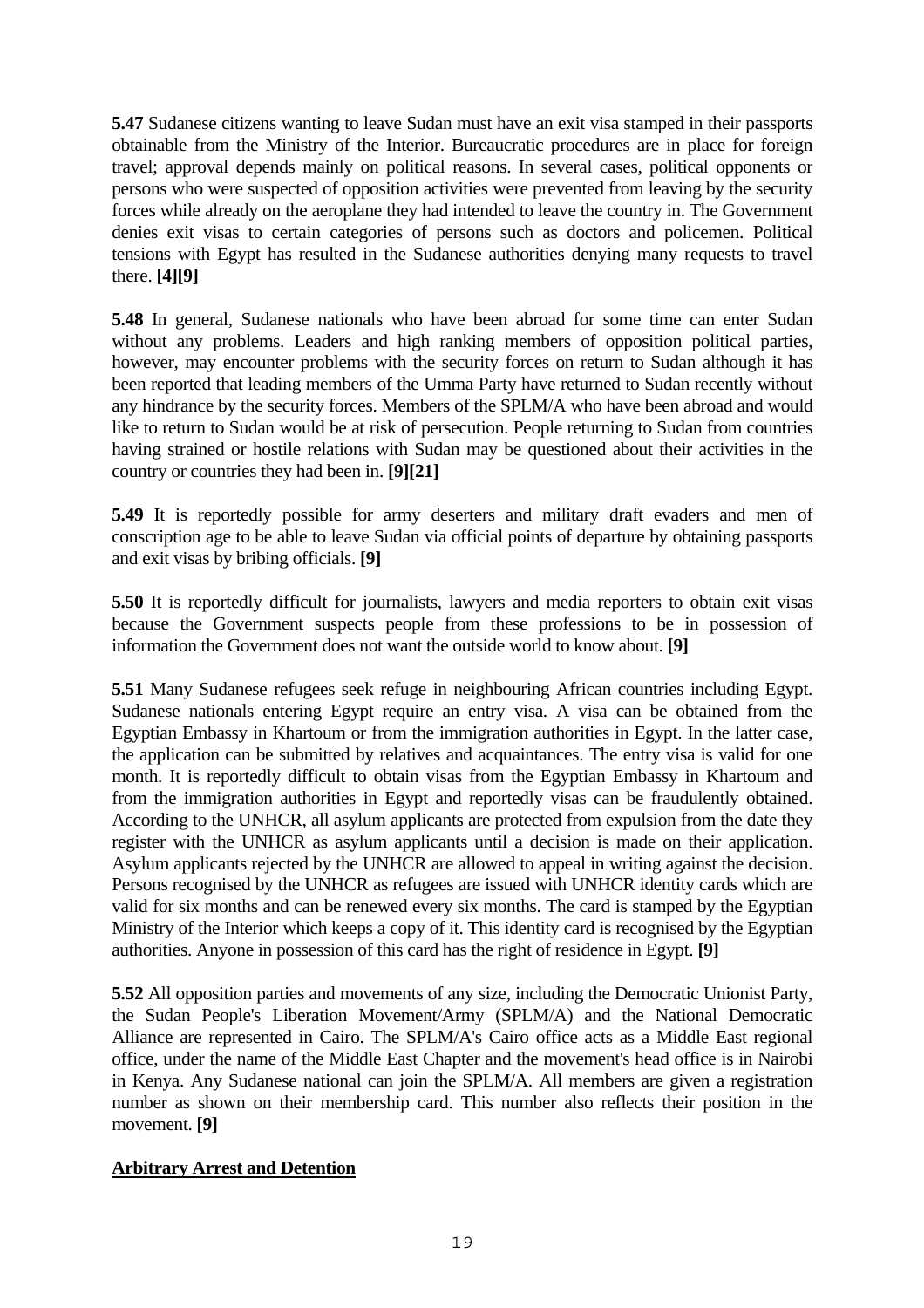**5.47** Sudanese citizens wanting to leave Sudan must have an exit visa stamped in their passports obtainable from the Ministry of the Interior. Bureaucratic procedures are in place for foreign travel; approval depends mainly on political reasons. In several cases, political opponents or persons who were suspected of opposition activities were prevented from leaving by the security forces while already on the aeroplane they had intended to leave the country in. The Government denies exit visas to certain categories of persons such as doctors and policemen. Political tensions with Egypt has resulted in the Sudanese authorities denying many requests to travel there. **[4][9]**

**5.48** In general, Sudanese nationals who have been abroad for some time can enter Sudan without any problems. Leaders and high ranking members of opposition political parties, however, may encounter problems with the security forces on return to Sudan although it has been reported that leading members of the Umma Party have returned to Sudan recently without any hindrance by the security forces. Members of the SPLM/A who have been abroad and would like to return to Sudan would be at risk of persecution. People returning to Sudan from countries having strained or hostile relations with Sudan may be questioned about their activities in the country or countries they had been in. **[9][21]**

**5.49** It is reportedly possible for army deserters and military draft evaders and men of conscription age to be able to leave Sudan via official points of departure by obtaining passports and exit visas by bribing officials. **[9]**

**5.50** It is reportedly difficult for journalists, lawyers and media reporters to obtain exit visas because the Government suspects people from these professions to be in possession of information the Government does not want the outside world to know about. **[9]**

**5.51** Many Sudanese refugees seek refuge in neighbouring African countries including Egypt. Sudanese nationals entering Egypt require an entry visa. A visa can be obtained from the Egyptian Embassy in Khartoum or from the immigration authorities in Egypt. In the latter case, the application can be submitted by relatives and acquaintances. The entry visa is valid for one month. It is reportedly difficult to obtain visas from the Egyptian Embassy in Khartoum and from the immigration authorities in Egypt and reportedly visas can be fraudulently obtained. According to the UNHCR, all asylum applicants are protected from expulsion from the date they register with the UNHCR as asylum applicants until a decision is made on their application. Asylum applicants rejected by the UNHCR are allowed to appeal in writing against the decision. Persons recognised by the UNHCR as refugees are issued with UNHCR identity cards which are valid for six months and can be renewed every six months. The card is stamped by the Egyptian Ministry of the Interior which keeps a copy of it. This identity card is recognised by the Egyptian authorities. Anyone in possession of this card has the right of residence in Egypt. **[9]**

**5.52** All opposition parties and movements of any size, including the Democratic Unionist Party, the Sudan People's Liberation Movement/Army (SPLM/A) and the National Democratic Alliance are represented in Cairo. The SPLM/A's Cairo office acts as a Middle East regional office, under the name of the Middle East Chapter and the movement's head office is in Nairobi in Kenya. Any Sudanese national can join the SPLM/A. All members are given a registration number as shown on their membership card. This number also reflects their position in the movement. **[9]**

**Arbitrary Arrest and Detention**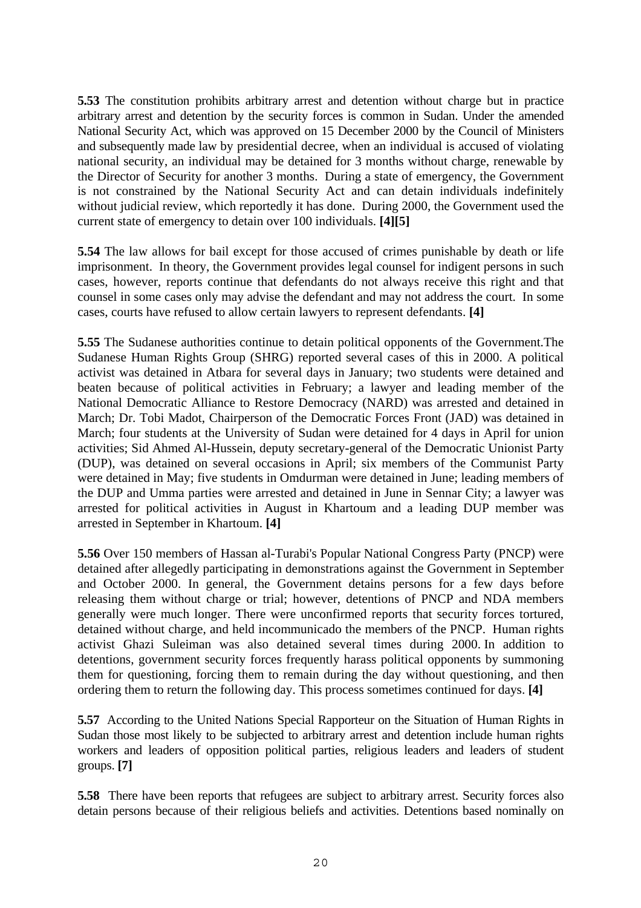**5.53** The constitution prohibits arbitrary arrest and detention without charge but in practice arbitrary arrest and detention by the security forces is common in Sudan. Under the amended National Security Act, which was approved on 15 December 2000 by the Council of Ministers and subsequently made law by presidential decree, when an individual is accused of violating national security, an individual may be detained for 3 months without charge, renewable by the Director of Security for another 3 months. During a state of emergency, the Government is not constrained by the National Security Act and can detain individuals indefinitely without judicial review, which reportedly it has done. During 2000, the Government used the current state of emergency to detain over 100 individuals. **[4][5]**

**5.54** The law allows for bail except for those accused of crimes punishable by death or life imprisonment. In theory, the Government provides legal counsel for indigent persons in such cases, however, reports continue that defendants do not always receive this right and that counsel in some cases only may advise the defendant and may not address the court. In some cases, courts have refused to allow certain lawyers to represent defendants. **[4]**

**5.55** The Sudanese authorities continue to detain political opponents of the Government.The Sudanese Human Rights Group (SHRG) reported several cases of this in 2000. A political activist was detained in Atbara for several days in January; two students were detained and beaten because of political activities in February; a lawyer and leading member of the National Democratic Alliance to Restore Democracy (NARD) was arrested and detained in March; Dr. Tobi Madot, Chairperson of the Democratic Forces Front (JAD) was detained in March; four students at the University of Sudan were detained for 4 days in April for union activities; Sid Ahmed Al-Hussein, deputy secretary-general of the Democratic Unionist Party (DUP), was detained on several occasions in April; six members of the Communist Party were detained in May; five students in Omdurman were detained in June; leading members of the DUP and Umma parties were arrested and detained in June in Sennar City; a lawyer was arrested for political activities in August in Khartoum and a leading DUP member was arrested in September in Khartoum. **[4]**

**5.56** Over 150 members of Hassan al-Turabi's Popular National Congress Party (PNCP) were detained after allegedly participating in demonstrations against the Government in September and October 2000. In general, the Government detains persons for a few days before releasing them without charge or trial; however, detentions of PNCP and NDA members generally were much longer. There were unconfirmed reports that security forces tortured, detained without charge, and held incommunicado the members of the PNCP. Human rights activist Ghazi Suleiman was also detained several times during 2000. In addition to detentions, government security forces frequently harass political opponents by summoning them for questioning, forcing them to remain during the day without questioning, and then ordering them to return the following day. This process sometimes continued for days. **[4]**

**5.57** According to the United Nations Special Rapporteur on the Situation of Human Rights in Sudan those most likely to be subjected to arbitrary arrest and detention include human rights workers and leaders of opposition political parties, religious leaders and leaders of student groups. **[7]**

**5.58** There have been reports that refugees are subject to arbitrary arrest. Security forces also detain persons because of their religious beliefs and activities. Detentions based nominally on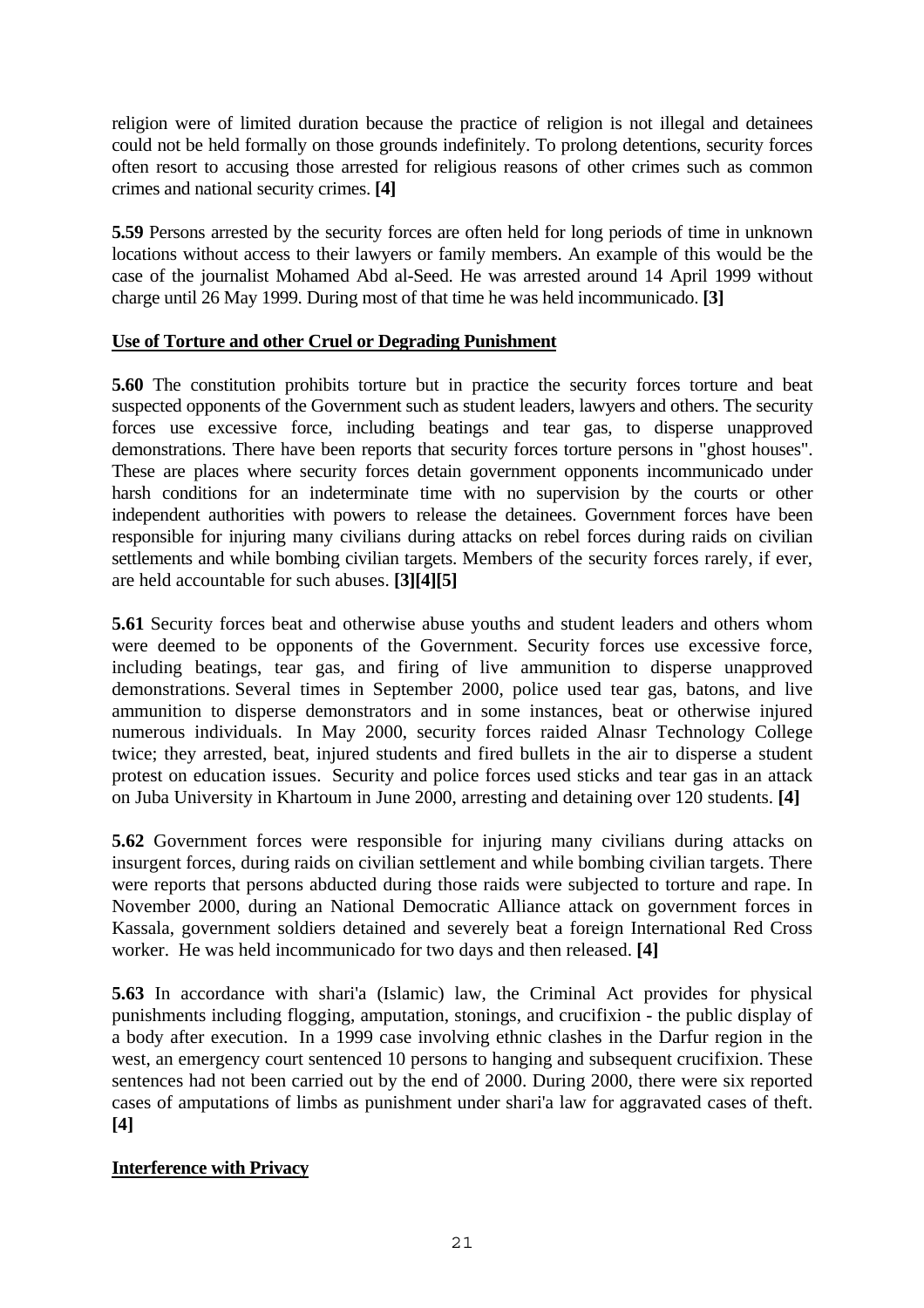religion were of limited duration because the practice of religion is not illegal and detainees could not be held formally on those grounds indefinitely. To prolong detentions, security forces often resort to accusing those arrested for religious reasons of other crimes such as common crimes and national security crimes. **[4]**

**5.59** Persons arrested by the security forces are often held for long periods of time in unknown locations without access to their lawyers or family members. An example of this would be the case of the journalist Mohamed Abd al-Seed. He was arrested around 14 April 1999 without charge until 26 May 1999. During most of that time he was held incommunicado. **[3]**

## Use of Torture and other Cruel or Degrading Punishment

**5.60** The constitution prohibits torture but in practice the security forces torture and beat suspected opponents of the Government such as student leaders, lawyers and others. The security forces use excessive force, including beatings and tear gas, to disperse unapproved demonstrations. There have been reports that security forces torture persons in "ghost houses". These are places where security forces detain government opponents incommunicado under harsh conditions for an indeterminate time with no supervision by the courts or other independent authorities with powers to release the detainees. Government forces have been responsible for injuring many civilians during attacks on rebel forces during raids on civilian settlements and while bombing civilian targets. Members of the security forces rarely, if ever, are held accountable for such abuses. **[3][4][5]**

**5.61** Security forces beat and otherwise abuse youths and student leaders and others whom were deemed to be opponents of the Government. Security forces use excessive force, including beatings, tear gas, and firing of live ammunition to disperse unapproved demonstrations. Several times in September 2000, police used tear gas, batons, and live ammunition to disperse demonstrators and in some instances, beat or otherwise injured numerous individuals. In May 2000, security forces raided Alnasr Technology College twice; they arrested, beat, injured students and fired bullets in the air to disperse a student protest on education issues. Security and police forces used sticks and tear gas in an attack on Juba University in Khartoum in June 2000, arresting and detaining over 120 students. **[4]**

**5.62** Government forces were responsible for injuring many civilians during attacks on insurgent forces, during raids on civilian settlement and while bombing civilian targets. There were reports that persons abducted during those raids were subjected to torture and rape. In November 2000, during an National Democratic Alliance attack on government forces in Kassala, government soldiers detained and severely beat a foreign International Red Cross worker. He was held incommunicado for two days and then released. **[4]**

**5.63** In accordance with shari'a (Islamic) law, the Criminal Act provides for physical punishments including flogging, amputation, stonings, and crucifixion - the public display of a body after execution. In a 1999 case involving ethnic clashes in the Darfur region in the west, an emergency court sentenced 10 persons to hanging and subsequent crucifixion. These sentences had not been carried out by the end of 2000. During 2000, there were six reported cases of amputations of limbs as punishment under shari'a law for aggravated cases of theft. **[4]**

## Interference with Privacy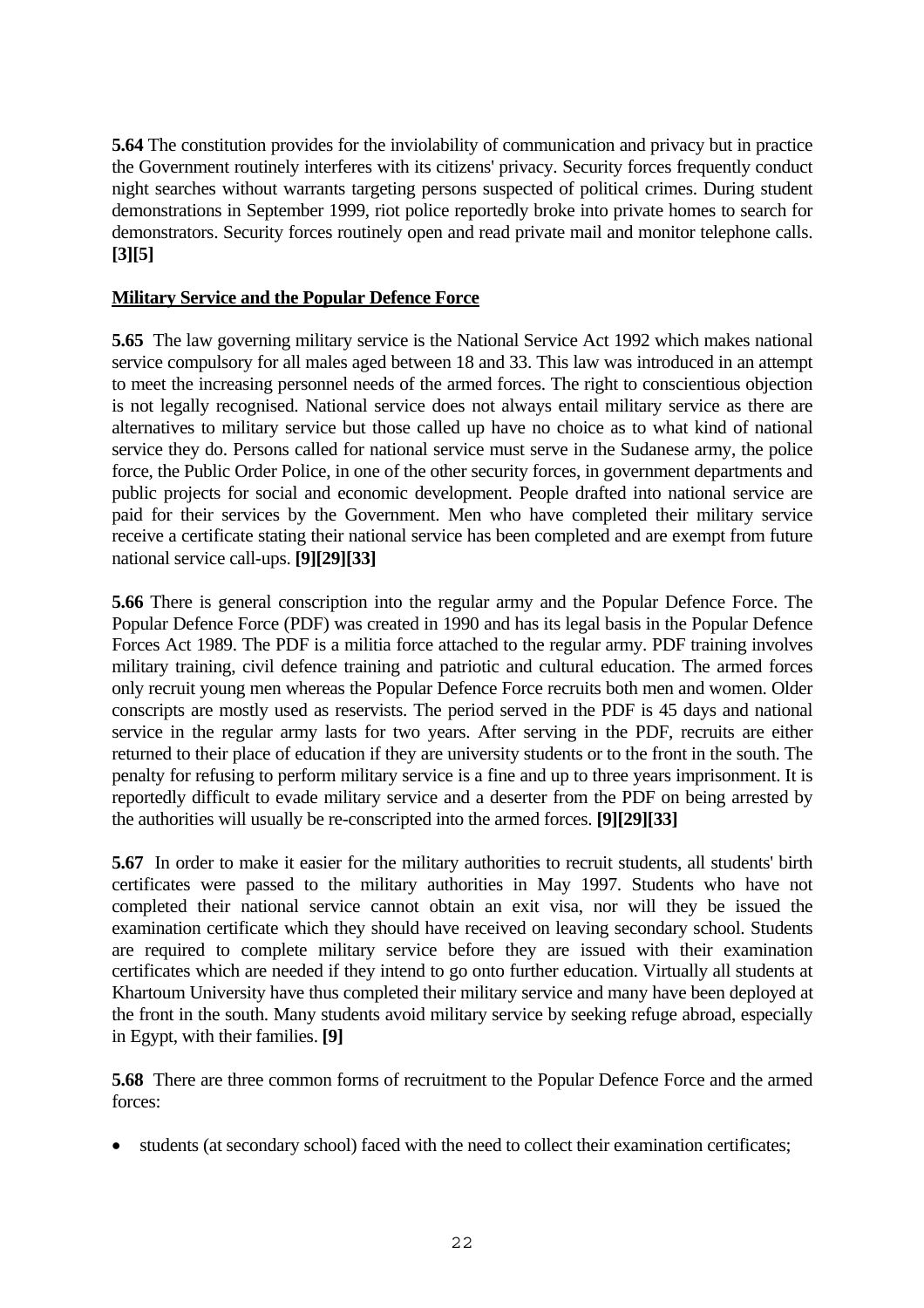**5.64** The constitution provides for the inviolability of communication and privacy but in practice the Government routinely interferes with its citizens' privacy. Security forces frequently conduct night searches without warrants targeting persons suspected of political crimes. During student demonstrations in September 1999, riot police reportedly broke into private homes to search for demonstrators. Security forces routinely open and read private mail and monitor telephone calls. **[3][5]**

**Military Service and the Popular Defence Force**

**5.65** The law governing military service is the National Service Act 1992 which makes national service compulsory for all males aged between 18 and 33. This law was introduced in an attempt to meet the increasing personnel needs of the armed forces. The right to conscientious objection is not legally recognised. National service does not always entail military service as there are alternatives to military service but those called up have no choice as to what kind of national service they do. Persons called for national service must serve in the Sudanese army, the police force, the Public Order Police, in one of the other security forces, in government departments and public projects for social and economic development. People drafted into national service are paid for their services by the Government. Men who have completed their military service receive a certificate stating their national service has been completed and are exempt from future national service call-ups. **[9][29][33]**

**5.66** There is general conscription into the regular army and the Popular Defence Force. The Popular Defence Force (PDF) was created in 1990 and has its legal basis in the Popular Defence Forces Act 1989. The PDF is a militia force attached to the regular army. PDF training involves military training, civil defence training and patriotic and cultural education. The armed forces only recruit young men whereas the Popular Defence Force recruits both men and women. Older conscripts are mostly used as reservists. The period served in the PDF is 45 days and national service in the regular army lasts for two years. After serving in the PDF, recruits are either returned to their place of education if they are university students or to the front in the south. The penalty for refusing to perform military service is a fine and up to three years imprisonment. It is reportedly difficult to evade military service and a deserter from the PDF on being arrested by the authorities will usually be re-conscripted into the armed forces. **[9][29][33]**

**5.67** In order to make it easier for the military authorities to recruit students, all students' birth certificates were passed to the military authorities in May 1997. Students who have not completed their national service cannot obtain an exit visa, nor will they be issued the examination certificate which they should have received on leaving secondary school. Students are required to complete military service before they are issued with their examination certificates which are needed if they intend to go onto further education. Virtually all students at Khartoum University have thus completed their military service and many have been deployed at the front in the south. Many students avoid military service by seeking refuge abroad, especially in Egypt, with their families. **[9]**

**5.68** There are three common forms of recruitment to the Popular Defence Force and the armed forces:

- students (at secondary school) faced with the need to collect their examination certificates;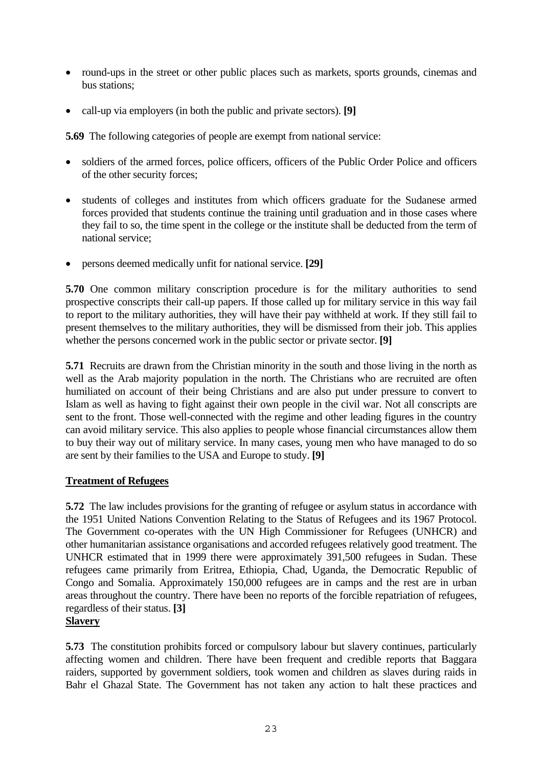- round-ups in the street or other public places such as markets, sports grounds, cinemas and bus stations;
- call-up via employers (in both the public and private sectors). **[9]**

**5.69** The following categories of people are exempt from national service:

- soldiers of the armed forces, police officers, officers of the Public Order Police and officers of the other security forces;
- students of colleges and institutes from which officers graduate for the Sudanese armed forces provided that students continue the training until graduation and in those cases where they fail to so, the time spent in the college or the institute shall be deducted from the term of national service;
- persons deemed medically unfit for national service. **[29]**

**5.70** One common military conscription procedure is for the military authorities to send prospective conscripts their call-up papers. If those called up for military service in this way fail to report to the military authorities, they will have their pay withheld at work. If they still fail to present themselves to the military authorities, they will be dismissed from their job. This applies whether the persons concerned work in the public sector or private sector. **[9]**

**5.71** Recruits are drawn from the Christian minority in the south and those living in the north as well as the Arab majority population in the north. The Christians who are recruited are often humiliated on account of their being Christians and are also put under pressure to convert to Islam as well as having to fight against their own people in the civil war. Not all conscripts are sent to the front. Those well-connected with the regime and other leading figures in the country can avoid military service. This also applies to people whose financial circumstances allow them to buy their way out of military service. In many cases, young men who have managed to do so are sent by their families to the USA and Europe to study. **[9]**

## Treatment of Refugees

**5.72** The law includes provisions for the granting of refugee or asylum status in accordance with the 1951 United Nations Convention Relating to the Status of Refugees and its 1967 Protocol. The Government co-operates with the UN High Commissioner for Refugees (UNHCR) and other humanitarian assistance organisations and accorded refugees relatively good treatment. The UNHCR estimated that in 1999 there were approximately 391,500 refugees in Sudan. These refugees came primarily from Eritrea, Ethiopia, Chad, Uganda, the Democratic Republic of Congo and Somalia. Approximately 150,000 refugees are in camps and the rest are in urban areas throughout the country. There have been no reports of the forcible repatriation of refugees, regardless of their status. **[3]**

## Slavery

**5.73** The constitution prohibits forced or compulsory labour but slavery continues, particularly affecting women and children. There have been frequent and credible reports that Baggara raiders, supported by government soldiers, took women and children as slaves during raids in Bahr el Ghazal State. The Government has not taken any action to halt these practices and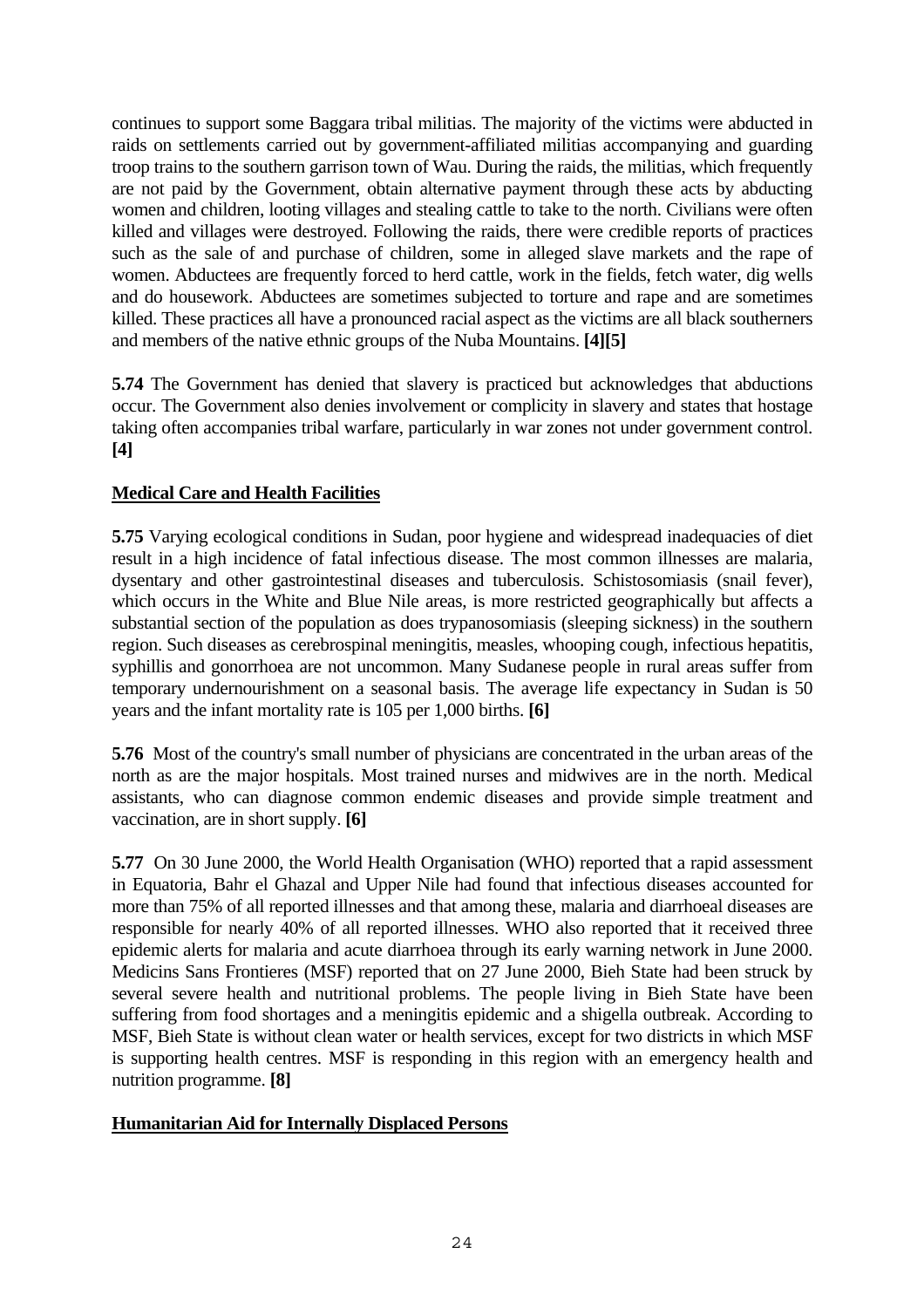continues to support some Baggara tribal militias. The majority of the victims were abducted in raids on settlements carried out by government-affiliated militias accompanying and guarding troop trains to the southern garrison town of Wau. During the raids, the militias, which frequently are not paid by the Government, obtain alternative payment through these acts by abducting women and children, looting villages and stealing cattle to take to the north. Civilians were often killed and villages were destroyed. Following the raids, there were credible reports of practices such as the sale of and purchase of children, some in alleged slave markets and the rape of women. Abductees are frequently forced to herd cattle, work in the fields, fetch water, dig wells and do housework. Abductees are sometimes subjected to torture and rape and are sometimes killed. These practices all have a pronounced racial aspect as the victims are all black southerners and members of the native ethnic groups of the Nuba Mountains. **[4][5]**

**5.74** The Government has denied that slavery is practiced but acknowledges that abductions occur. The Government also denies involvement or complicity in slavery and states that hostage taking often accompanies tribal warfare, particularly in war zones not under government control. **[4]**

**Medical Care and Health Facilities**

**5.75** Varying ecological conditions in Sudan, poor hygiene and widespread inadequacies of diet result in a high incidence of fatal infectious disease. The most common illnesses are malaria, dysentary and other gastrointestinal diseases and tuberculosis. Schistosomiasis (snail fever), which occurs in the White and Blue Nile areas, is more restricted geographically but affects a substantial section of the population as does trypanosomiasis (sleeping sickness) in the southern region. Such diseases as cerebrospinal meningitis, measles, whooping cough, infectious hepatitis, syphillis and gonorrhoea are not uncommon. Many Sudanese people in rural areas suffer from temporary undernourishment on a seasonal basis. The average life expectancy in Sudan is 50 years and the infant mortality rate is 105 per 1,000 births. **[6]**

**5.76** Most of the country's small number of physicians are concentrated in the urban areas of the north as are the major hospitals. Most trained nurses and midwives are in the north. Medical assistants, who can diagnose common endemic diseases and provide simple treatment and vaccination, are in short supply. **[6]**

**5.77** On 30 June 2000, the World Health Organisation (WHO) reported that a rapid assessment in Equatoria, Bahr el Ghazal and Upper Nile had found that infectious diseases accounted for more than 75% of all reported illnesses and that among these, malaria and diarrhoeal diseases are responsible for nearly 40% of all reported illnesses. WHO also reported that it received three epidemic alerts for malaria and acute diarrhoea through its early warning network in June 2000. Medicins Sans Frontieres (MSF) reported that on 27 June 2000, Bieh State had been struck by several severe health and nutritional problems. The people living in Bieh State have been suffering from food shortages and a meningitis epidemic and a shigella outbreak. According to MSF, Bieh State is without clean water or health services, except for two districts in which MSF is supporting health centres. MSF is responding in this region with an emergency health and nutrition programme. **[8]**

**Humanitarian Aid for Internally Displaced Persons**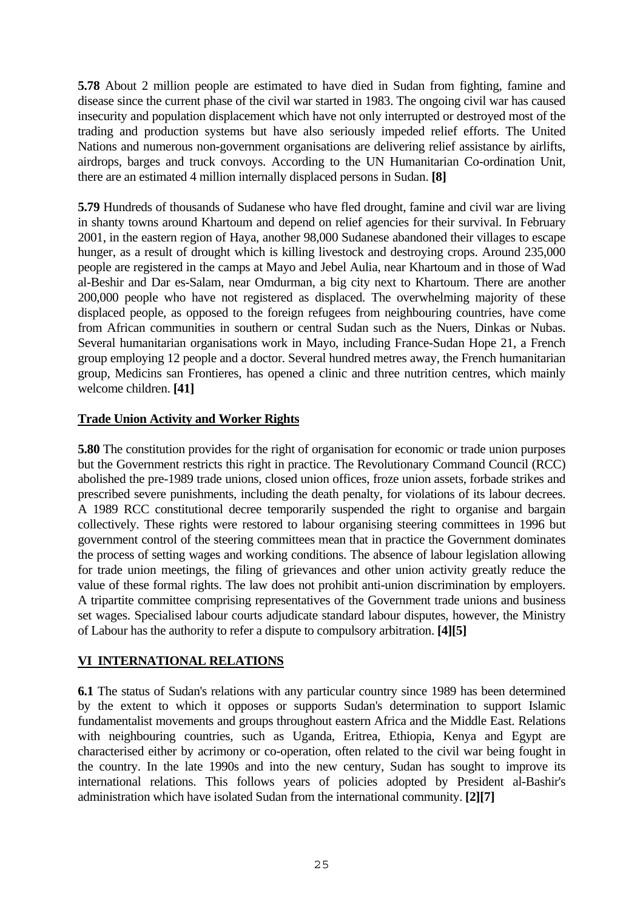**5.78** About 2 million people are estimated to have died in Sudan from fighting, famine and disease since the current phase of the civil war started in 1983. The ongoing civil war has caused insecurity and population displacement which have not only interrupted or destroyed most of the trading and production systems but have also seriously impeded relief efforts. The United Nations and numerous non-government organisations are delivering relief assistance by airlifts, airdrops, barges and truck convoys. According to the UN Humanitarian Co-ordination Unit, there are an estimated 4 million internally displaced persons in Sudan. **[8]**

**5.79** Hundreds of thousands of Sudanese who have fled drought, famine and civil war are living in shanty towns around Khartoum and depend on relief agencies for their survival. In February 2001, in the eastern region of Haya, another 98,000 Sudanese abandoned their villages to escape hunger, as a result of drought which is killing livestock and destroying crops. Around 235,000 people are registered in the camps at Mayo and Jebel Aulia, near Khartoum and in those of Wad al-Beshir and Dar es-Salam, near Omdurman, a big city next to Khartoum. There are another 200,000 people who have not registered as displaced. The overwhelming majority of these displaced people, as opposed to the foreign refugees from neighbouring countries, have come from African communities in southern or central Sudan such as the Nuers, Dinkas or Nubas. Several humanitarian organisations work in Mayo, including France-Sudan Hope 21, a French group employing 12 people and a doctor. Several hundred metres away, the French humanitarian group, Medicins san Frontieres, has opened a clinic and three nutrition centres, which mainly welcome children. **[41]**

## Trade Union Activity and Worker Rights

**5.80** The constitution provides for the right of organisation for economic or trade union purposes but the Government restricts this right in practice. The Revolutionary Command Council (RCC) abolished the pre-1989 trade unions, closed union offices, froze union assets, forbade strikes and prescribed severe punishments, including the death penalty, for violations of its labour decrees. A 1989 RCC constitutional decree temporarily suspended the right to organise and bargain collectively. These rights were restored to labour organising steering committees in 1996 but government control of the steering committees mean that in practice the Government dominates the process of setting wages and working conditions. The absence of labour legislation allowing for trade union meetings, the filing of grievances and other union activity greatly reduce the value of these formal rights. The law does not prohibit anti-union discrimination by employers. A tripartite committee comprising representatives of the Government trade unions and business set wages. Specialised labour courts adjudicate standard labour disputes, however, the Ministry of Labour has the authority to refer a dispute to compulsory arbitration. **[4][5]**

# VI INTERNATIONAL RELATIONS

**6.1** The status of Sudan's relations with any particular country since 1989 has been determined by the extent to which it opposes or supports Sudan's determination to support Islamic fundamentalist movements and groups throughout eastern Africa and the Middle East. Relations with neighbouring countries, such as Uganda, Eritrea, Ethiopia, Kenya and Egypt are characterised either by acrimony or co-operation, often related to the civil war being fought in the country. In the late 1990s and into the new century, Sudan has sought to improve its international relations. This follows years of policies adopted by President al-Bashir's administration which have isolated Sudan from the international community. **[2][7]**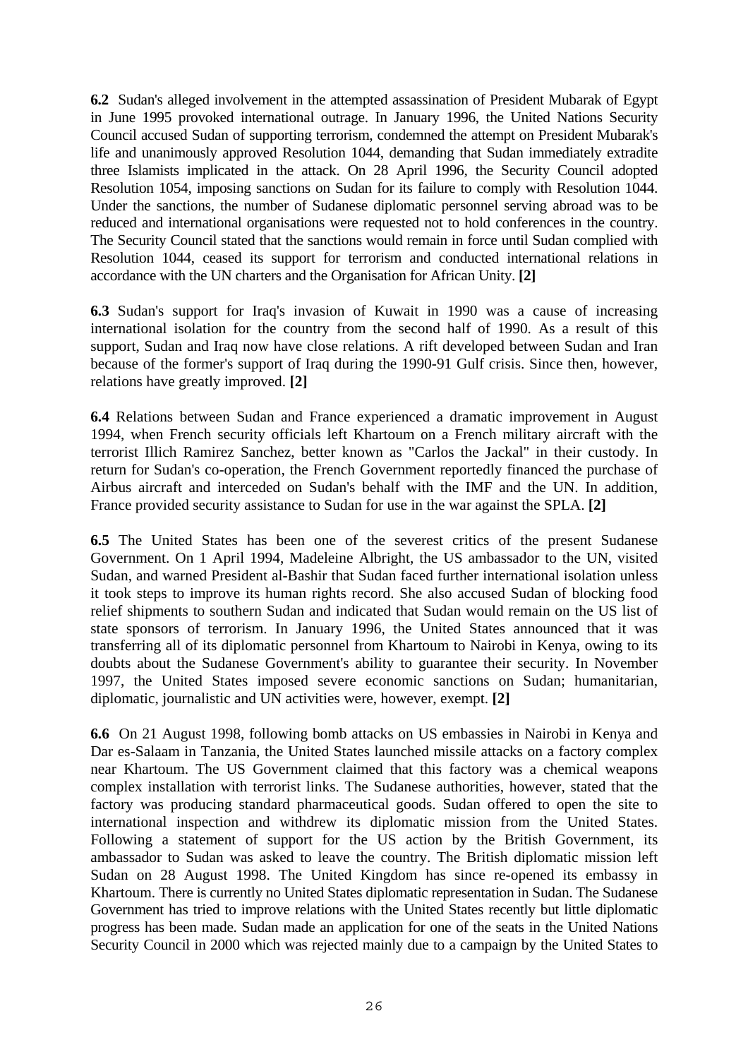**6.2** Sudan's alleged involvement in the attempted assassination of President Mubarak of Egypt in June 1995 provoked international outrage. In January 1996, the United Nations Security Council accused Sudan of supporting terrorism, condemned the attempt on President Mubarak's life and unanimously approved Resolution 1044, demanding that Sudan immediately extradite three Islamists implicated in the attack. On 28 April 1996, the Security Council adopted Resolution 1054, imposing sanctions on Sudan for its failure to comply with Resolution 1044. Under the sanctions, the number of Sudanese diplomatic personnel serving abroad was to be reduced and international organisations were requested not to hold conferences in the country. The Security Council stated that the sanctions would remain in force until Sudan complied with Resolution 1044, ceased its support for terrorism and conducted international relations in accordance with the UN charters and the Organisation for African Unity. **[2]**

**6.3** Sudan's support for Iraq's invasion of Kuwait in 1990 was a cause of increasing international isolation for the country from the second half of 1990. As a result of this support, Sudan and Iraq now have close relations. A rift developed between Sudan and Iran because of the former's support of Iraq during the 1990-91 Gulf crisis. Since then, however, relations have greatly improved. **[2]**

**6.4** Relations between Sudan and France experienced a dramatic improvement in August 1994, when French security officials left Khartoum on a French military aircraft with the terrorist Illich Ramirez Sanchez, better known as "Carlos the Jackal" in their custody. In return for Sudan's co-operation, the French Government reportedly financed the purchase of Airbus aircraft and interceded on Sudan's behalf with the IMF and the UN. In addition, France provided security assistance to Sudan for use in the war against the SPLA. **[2]**

**6.5** The United States has been one of the severest critics of the present Sudanese Government. On 1 April 1994, Madeleine Albright, the US ambassador to the UN, visited Sudan, and warned President al-Bashir that Sudan faced further international isolation unless it took steps to improve its human rights record. She also accused Sudan of blocking food relief shipments to southern Sudan and indicated that Sudan would remain on the US list of state sponsors of terrorism. In January 1996, the United States announced that it was transferring all of its diplomatic personnel from Khartoum to Nairobi in Kenya, owing to its doubts about the Sudanese Government's ability to guarantee their security. In November 1997, the United States imposed severe economic sanctions on Sudan; humanitarian, diplomatic, journalistic and UN activities were, however, exempt. **[2]**

**6.6** On 21 August 1998, following bomb attacks on US embassies in Nairobi in Kenya and Dar es-Salaam in Tanzania, the United States launched missile attacks on a factory complex near Khartoum. The US Government claimed that this factory was a chemical weapons complex installation with terrorist links. The Sudanese authorities, however, stated that the factory was producing standard pharmaceutical goods. Sudan offered to open the site to international inspection and withdrew its diplomatic mission from the United States. Following a statement of support for the US action by the British Government, its ambassador to Sudan was asked to leave the country. The British diplomatic mission left Sudan on 28 August 1998. The United Kingdom has since re-opened its embassy in Khartoum. There is currently no United States diplomatic representation in Sudan. The Sudanese Government has tried to improve relations with the United States recently but little diplomatic progress has been made. Sudan made an application for one of the seats in the United Nations Security Council in 2000 which was rejected mainly due to a campaign by the United States to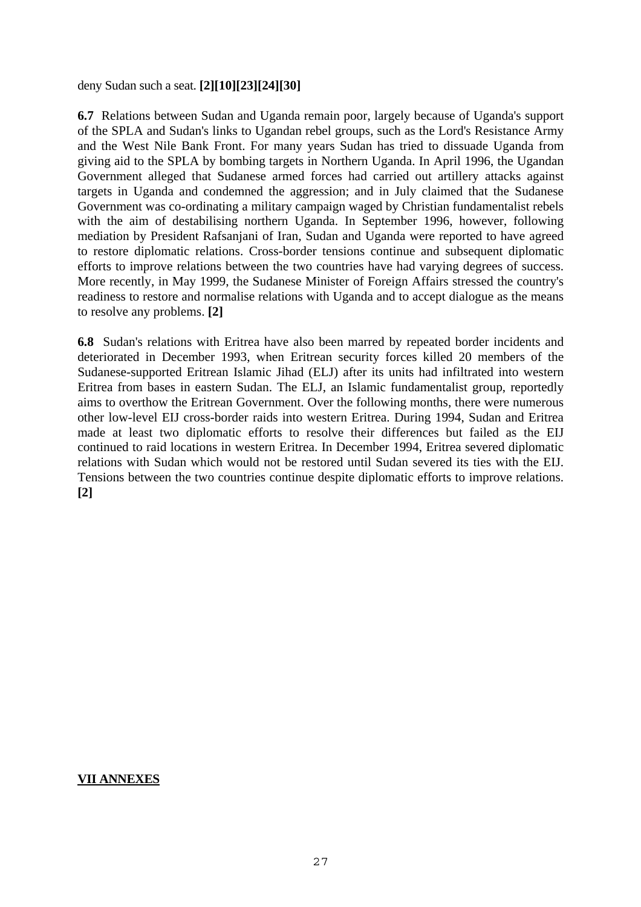deny Sudan such a seat. **[2][10][23][24][30]**

**6.7** Relations between Sudan and Uganda remain poor, largely because of Uganda's support of the SPLA and Sudan's links to Ugandan rebel groups, such as the Lord's Resistance Army and the West Nile Bank Front. For many years Sudan has tried to dissuade Uganda from giving aid to the SPLA by bombing targets in Northern Uganda. In April 1996, the Ugandan Government alleged that Sudanese armed forces had carried out artillery attacks against targets in Uganda and condemned the aggression; and in July claimed that the Sudanese Government was co-ordinating a military campaign waged by Christian fundamentalist rebels with the aim of destabilising northern Uganda. In September 1996, however, following mediation by President Rafsanjani of Iran, Sudan and Uganda were reported to have agreed to restore diplomatic relations. Cross-border tensions continue and subsequent diplomatic efforts to improve relations between the two countries have had varying degrees of success. More recently, in May 1999, the Sudanese Minister of Foreign Affairs stressed the country's readiness to restore and normalise relations with Uganda and to accept dialogue as the means to resolve any problems. **[2]**

**6.8** Sudan's relations with Eritrea have also been marred by repeated border incidents and deteriorated in December 1993, when Eritrean security forces killed 20 members of the Sudanese-supported Eritrean Islamic Jihad (ELJ) after its units had infiltrated into western Eritrea from bases in eastern Sudan. The ELJ, an Islamic fundamentalist group, reportedly aims to overthow the Eritrean Government. Over the following months, there were numerous other low-level EIJ cross-border raids into western Eritrea. During 1994, Sudan and Eritrea made at least two diplomatic efforts to resolve their differences but failed as the EIJ continued to raid locations in western Eritrea. In December 1994, Eritrea severed diplomatic relations with Sudan which would not be restored until Sudan severed its ties with the EIJ. Tensions between the two countries continue despite diplomatic efforts to improve relations. **[2]**

## VII ANNEXES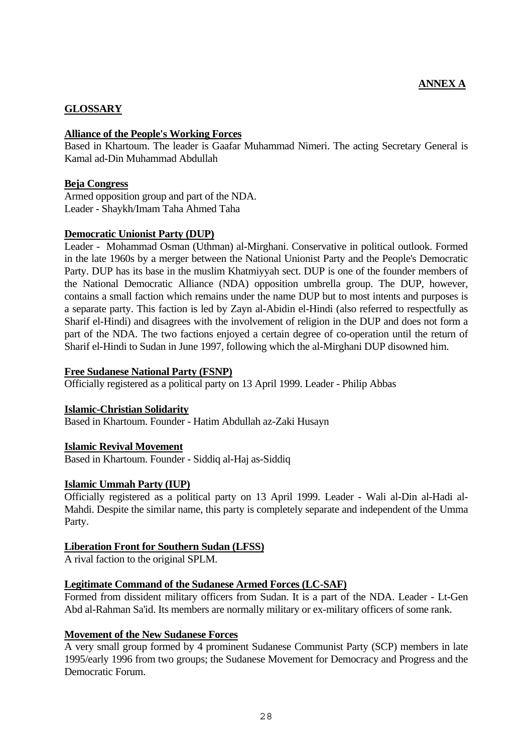**ANNEX A**

## GLOSSARY

**Alliance of the People's Working Forces**

Based in Khartoum. The leader is Gaafar Muhammad Nimeri. The acting Secretary General is Kamal ad-Din Muhammad Abdullah

**Beja Congress**

Armed opposition group and part of the NDA.
Leader - Shaykh/Imam Taha Ahmed Taha

**Democratic Unionist Party (DUP)**

Leader - Mohammad Osman (Uthman) al-Mirghani. Conservative in political outlook. Formed in the late 1960s by a merger between the National Unionist Party and the People's Democratic Party. DUP has its base in the muslim Khatmiyyah sect. DUP is one of the founder members of the National Democratic Alliance (NDA) opposition umbrella group. The DUP, however, contains a small faction which remains under the name DUP but to most intents and purposes is a separate party. This faction is led by Zayn al-Abidin el-Hindi (also referred to respectfully as Sharif el-Hindi) and disagrees with the involvement of religion in the DUP and does not form a part of the NDA. The two factions enjoyed a certain degree of co-operation until the return of Sharif el-Hindi to Sudan in June 1997, following which the al-Mirghani DUP disowned him.

**Free Sudanese National Party (FSNP)**

Officially registered as a political party on 13 April 1999. Leader - Philip Abbas

**Islamic-Christian Solidarity**

Based in Khartoum. Founder - Hatim Abdullah az-Zaki Husayn

**Islamic Revival Movement**

Based in Khartoum. Founder - Siddiq al-Haj as-Siddiq

**Islamic Ummah Party (IUP)**

Officially registered as a political party on 13 April 1999. Leader - Wali al-Din al-Hadi al-Mahdi. Despite the similar name, this party is completely separate and independent of the Umma Party.

**Liberation Front for Southern Sudan (LFSS)**

A rival faction to the original SPLM.

**Legitimate Command of the Sudanese Armed Forces (LC-SAF)**

Formed from dissident military officers from Sudan. It is a part of the NDA. Leader - Lt-Gen Abd al-Rahman Sa'id. Its members are normally military or ex-military officers of some rank.

**Movement of the New Sudanese Forces**

A very small group formed by 4 prominent Sudanese Communist Party (SCP) members in late 1995/early 1996 from two groups; the Sudanese Movement for Democracy and Progress and the Democratic Forum.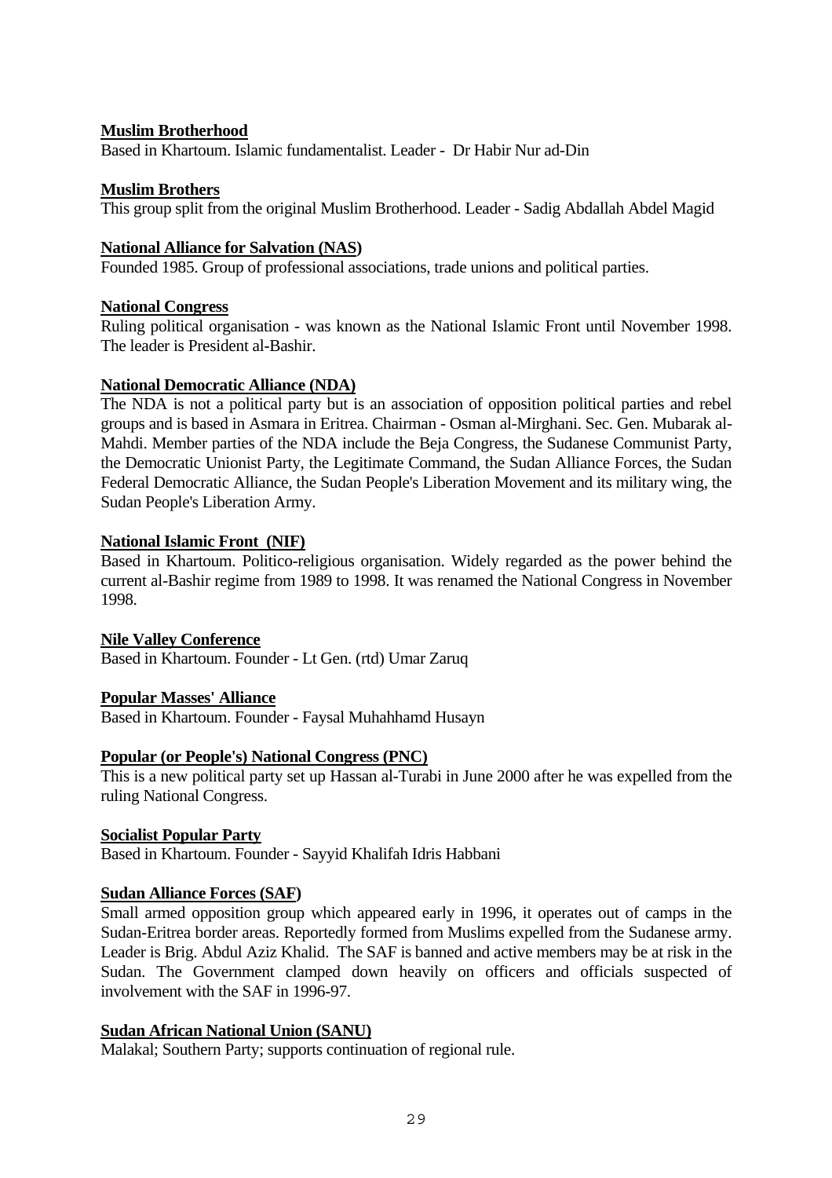**Muslim Brotherhood**

Based in Khartoum. Islamic fundamentalist. Leader - Dr Habir Nur ad-Din

**Muslim Brothers**

This group split from the original Muslim Brotherhood. Leader - Sadig Abdallah Abdel Magid

**National Alliance for Salvation (NAS)**

Founded 1985. Group of professional associations, trade unions and political parties.

**National Congress**

Ruling political organisation - was known as the National Islamic Front until November 1998. The leader is President al-Bashir.

**National Democratic Alliance (NDA)**

The NDA is not a political party but is an association of opposition political parties and rebel groups and is based in Asmara in Eritrea. Chairman - Osman al-Mirghani. Sec. Gen. Mubarak al-Mahdi. Member parties of the NDA include the Beja Congress, the Sudanese Communist Party, the Democratic Unionist Party, the Legitimate Command, the Sudan Alliance Forces, the Sudan Federal Democratic Alliance, the Sudan People's Liberation Movement and its military wing, the Sudan People's Liberation Army.

**National Islamic Front (NIF)**

Based in Khartoum. Politico-religious organisation. Widely regarded as the power behind the current al-Bashir regime from 1989 to 1998. It was renamed the National Congress in November 1998.

**Nile Valley Conference**

Based in Khartoum. Founder - Lt Gen. (rtd) Umar Zaruq

**Popular Masses' Alliance**

Based in Khartoum. Founder - Faysal Muhahhamd Husayn

**Popular (or People's) National Congress (PNC)**

This is a new political party set up Hassan al-Turabi in June 2000 after he was expelled from the ruling National Congress.

**Socialist Popular Party**

Based in Khartoum. Founder - Sayyid Khalifah Idris Habbani

**Sudan Alliance Forces (SAF)**

Small armed opposition group which appeared early in 1996, it operates out of camps in the Sudan-Eritrea border areas. Reportedly formed from Muslims expelled from the Sudanese army. Leader is Brig. Abdul Aziz Khalid. The SAF is banned and active members may be at risk in the Sudan. The Government clamped down heavily on officers and officials suspected of involvement with the SAF in 1996-97.

**Sudan African National Union (SANU)**

Malakal; Southern Party; supports continuation of regional rule.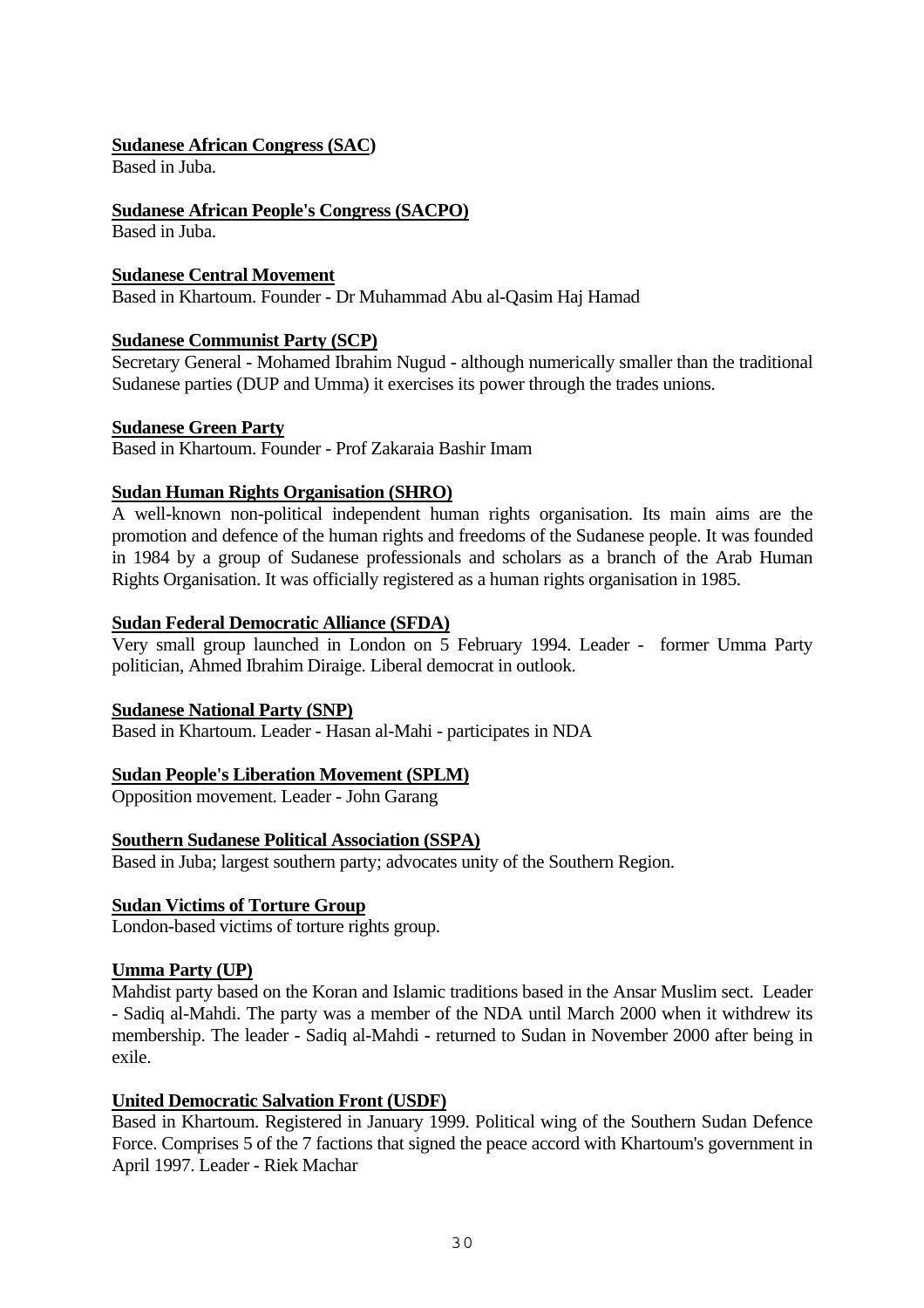**Sudanese African Congress (SAC)**
Based in Juba.

**Sudanese African People's Congress (SACPO)**
Based in Juba.

**Sudanese Central Movement**
Based in Khartoum. Founder - Dr Muhammad Abu al-Qasim Haj Hamad

**Sudanese Communist Party (SCP)**
Secretary General - Mohamed Ibrahim Nugud - although numerically smaller than the traditional Sudanese parties (DUP and Umma) it exercises its power through the trades unions.

**Sudanese Green Party**
Based in Khartoum. Founder - Prof Zakaraia Bashir Imam

**Sudan Human Rights Organisation (SHRO)**
A well-known non-political independent human rights organisation. Its main aims are the promotion and defence of the human rights and freedoms of the Sudanese people. It was founded in 1984 by a group of Sudanese professionals and scholars as a branch of the Arab Human Rights Organisation. It was officially registered as a human rights organisation in 1985.

**Sudan Federal Democratic Alliance (SFDA)**
Very small group launched in London on 5 February 1994. Leader - former Umma Party politician, Ahmed Ibrahim Diraige. Liberal democrat in outlook.

**Sudanese National Party (SNP)**
Based in Khartoum. Leader - Hasan al-Mahi - participates in NDA

**Sudan People's Liberation Movement (SPLM)**
Opposition movement. Leader - John Garang

**Southern Sudanese Political Association (SSPA)**
Based in Juba; largest southern party; advocates unity of the Southern Region.

**Sudan Victims of Torture Group**
London-based victims of torture rights group.

**Umma Party (UP)**
Mahdist party based on the Koran and Islamic traditions based in the Ansar Muslim sect. Leader - Sadiq al-Mahdi. The party was a member of the NDA until March 2000 when it withdrew its membership. The leader - Sadiq al-Mahdi - returned to Sudan in November 2000 after being in exile.

**United Democratic Salvation Front (USDF)**
Based in Khartoum. Registered in January 1999. Political wing of the Southern Sudan Defence Force. Comprises 5 of the 7 factions that signed the peace accord with Khartoum's government in April 1997. Leader - Riek Machar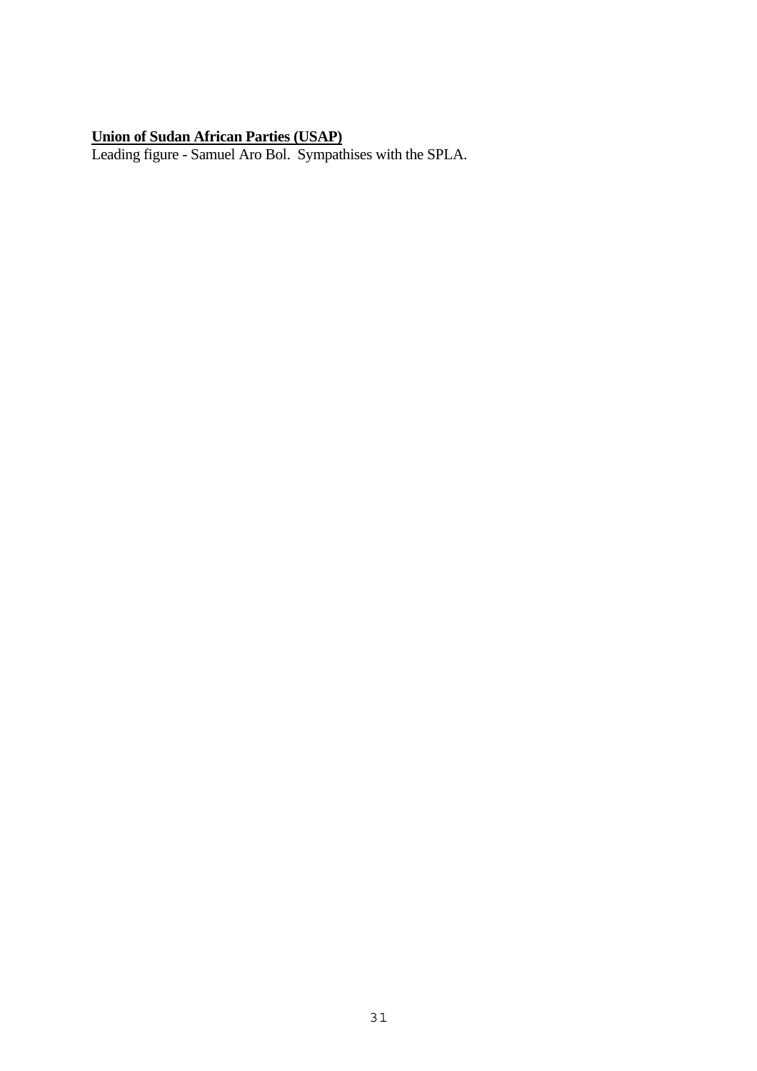**Union of Sudan African Parties (USAP)**

Leading figure - Samuel Aro Bol. Sympathises with the SPLA.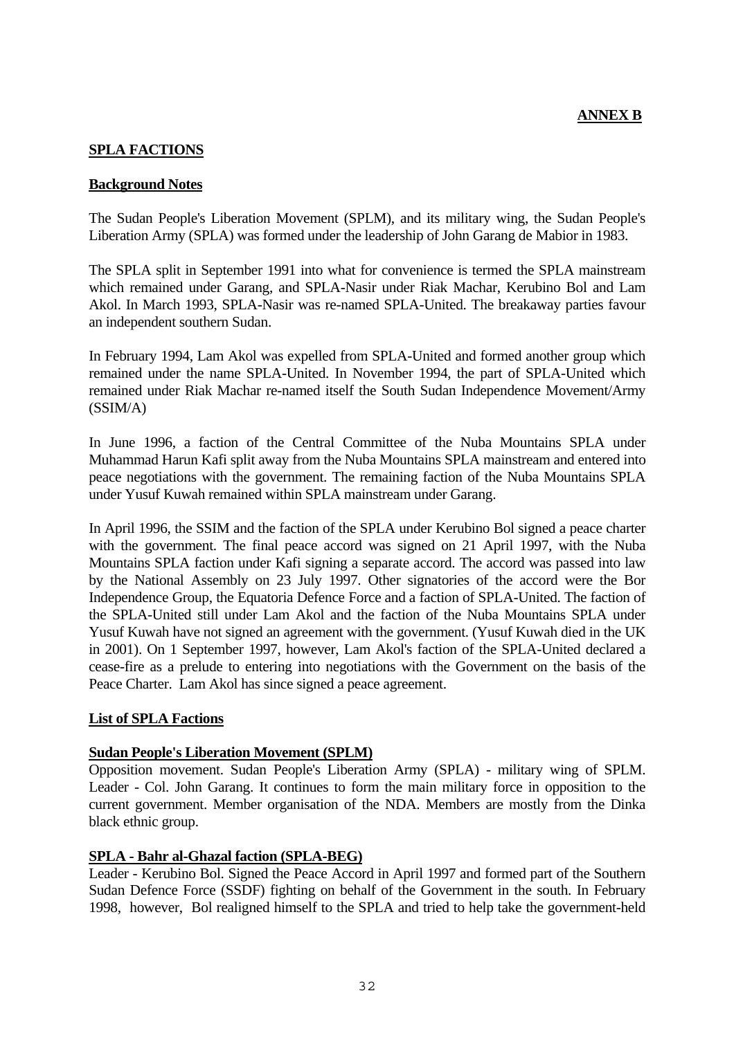**ANNEX B**

## SPLA FACTIONS

### Background Notes

The Sudan People's Liberation Movement (SPLM), and its military wing, the Sudan People's Liberation Army (SPLA) was formed under the leadership of John Garang de Mabior in 1983.

The SPLA split in September 1991 into what for convenience is termed the SPLA mainstream which remained under Garang, and SPLA-Nasir under Riak Machar, Kerubino Bol and Lam Akol. In March 1993, SPLA-Nasir was re-named SPLA-United. The breakaway parties favour an independent southern Sudan.

In February 1994, Lam Akol was expelled from SPLA-United and formed another group which remained under the name SPLA-United. In November 1994, the part of SPLA-United which remained under Riak Machar re-named itself the South Sudan Independence Movement/Army (SSIM/A)

In June 1996, a faction of the Central Committee of the Nuba Mountains SPLA under Muhammad Harun Kafi split away from the Nuba Mountains SPLA mainstream and entered into peace negotiations with the government. The remaining faction of the Nuba Mountains SPLA under Yusuf Kuwah remained within SPLA mainstream under Garang.

In April 1996, the SSIM and the faction of the SPLA under Kerubino Bol signed a peace charter with the government. The final peace accord was signed on 21 April 1997, with the Nuba Mountains SPLA faction under Kafi signing a separate accord. The accord was passed into law by the National Assembly on 23 July 1997. Other signatories of the accord were the Bor Independence Group, the Equatoria Defence Force and a faction of SPLA-United. The faction of the SPLA-United still under Lam Akol and the faction of the Nuba Mountains SPLA under Yusuf Kuwah have not signed an agreement with the government. (Yusuf Kuwah died in the UK in 2001). On 1 September 1997, however, Lam Akol's faction of the SPLA-United declared a cease-fire as a prelude to entering into negotiations with the Government on the basis of the Peace Charter. Lam Akol has since signed a peace agreement.

### List of SPLA Factions

**Sudan People's Liberation Movement (SPLM)**

Opposition movement. Sudan People's Liberation Army (SPLA) - military wing of SPLM. Leader - Col. John Garang. It continues to form the main military force in opposition to the current government. Member organisation of the NDA. Members are mostly from the Dinka black ethnic group.

**SPLA - Bahr al-Ghazal faction (SPLA-BEG)**

Leader - Kerubino Bol. Signed the Peace Accord in April 1997 and formed part of the Southern Sudan Defence Force (SSDF) fighting on behalf of the Government in the south. In February 1998, however, Bol realigned himself to the SPLA and tried to help take the government-held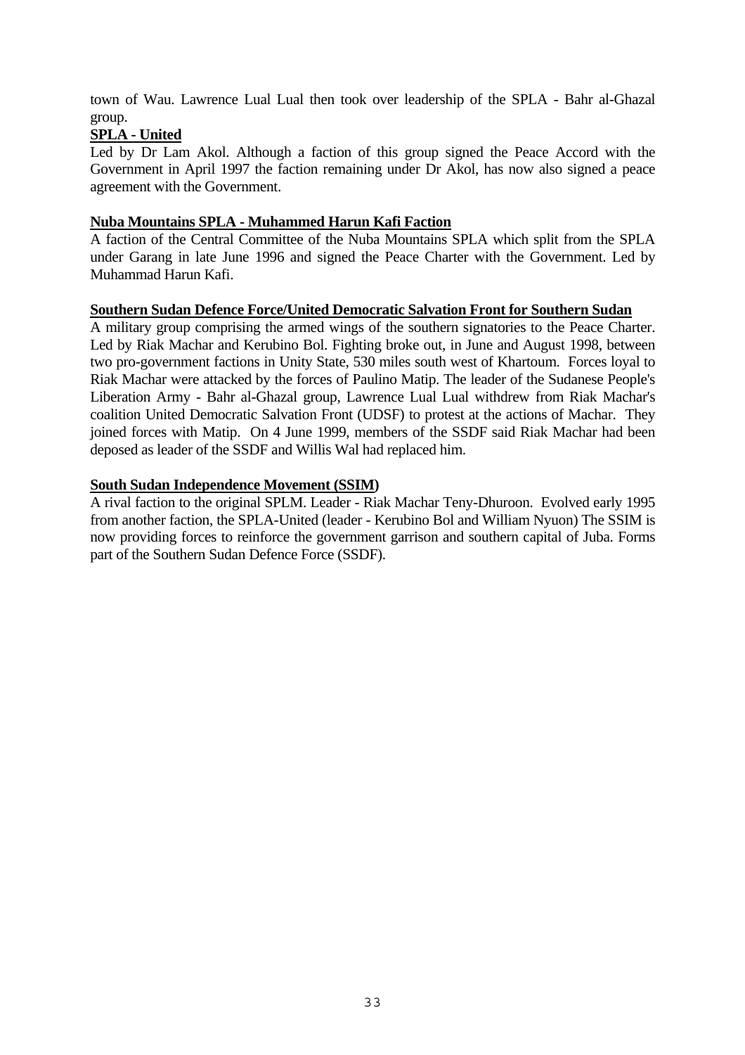town of Wau. Lawrence Lual Lual then took over leadership of the SPLA - Bahr al-Ghazal group.

**SPLA - United**

Led by Dr Lam Akol. Although a faction of this group signed the Peace Accord with the Government in April 1997 the faction remaining under Dr Akol, has now also signed a peace agreement with the Government.

**Nuba Mountains SPLA - Muhammed Harun Kafi Faction**

A faction of the Central Committee of the Nuba Mountains SPLA which split from the SPLA under Garang in late June 1996 and signed the Peace Charter with the Government. Led by Muhammad Harun Kafi.

**Southern Sudan Defence Force/United Democratic Salvation Front for Southern Sudan**

A military group comprising the armed wings of the southern signatories to the Peace Charter. Led by Riak Machar and Kerubino Bol. Fighting broke out, in June and August 1998, between two pro-government factions in Unity State, 530 miles south west of Khartoum. Forces loyal to Riak Machar were attacked by the forces of Paulino Matip. The leader of the Sudanese People's Liberation Army - Bahr al-Ghazal group, Lawrence Lual Lual withdrew from Riak Machar's coalition United Democratic Salvation Front (UDSF) to protest at the actions of Machar. They joined forces with Matip. On 4 June 1999, members of the SSDF said Riak Machar had been deposed as leader of the SSDF and Willis Wal had replaced him.

**South Sudan Independence Movement (SSIM)**

A rival faction to the original SPLM. Leader - Riak Machar Teny-Dhuroon. Evolved early 1995 from another faction, the SPLA-United (leader - Kerubino Bol and William Nyuon) The SSIM is now providing forces to reinforce the government garrison and southern capital of Juba. Forms part of the Southern Sudan Defence Force (SSDF).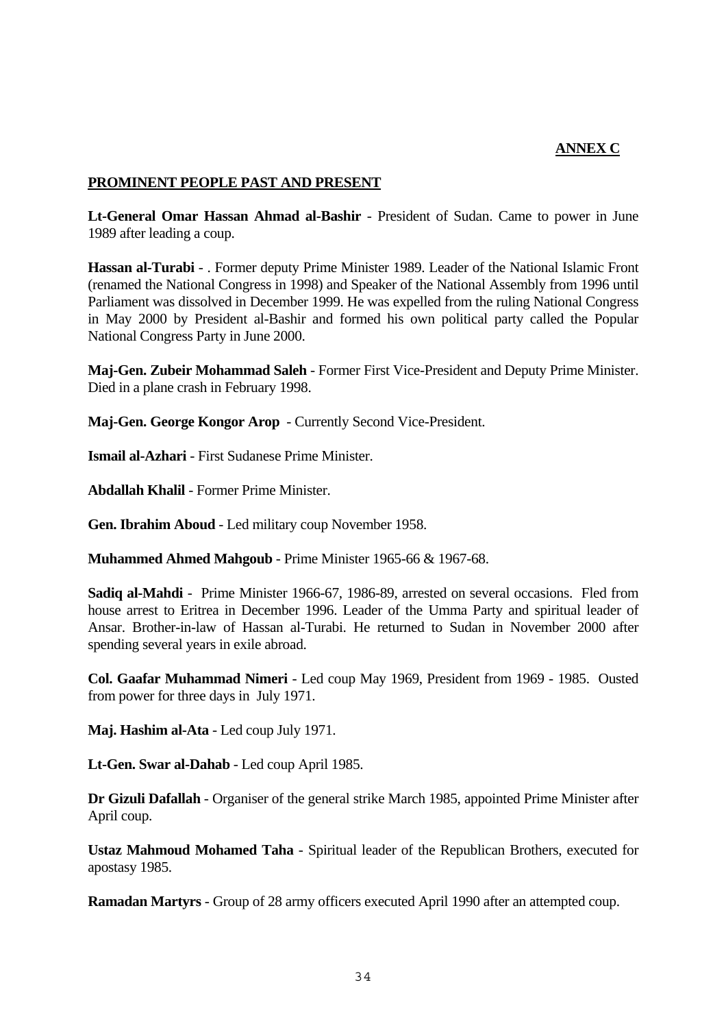**ANNEX C**

## PROMINENT PEOPLE PAST AND PRESENT

**Lt-General Omar Hassan Ahmad al-Bashir** - President of Sudan. Came to power in June 1989 after leading a coup.

**Hassan al-Turabi** - . Former deputy Prime Minister 1989. Leader of the National Islamic Front (renamed the National Congress in 1998) and Speaker of the National Assembly from 1996 until Parliament was dissolved in December 1999. He was expelled from the ruling National Congress in May 2000 by President al-Bashir and formed his own political party called the Popular National Congress Party in June 2000.

**Maj-Gen. Zubeir Mohammad Saleh** - Former First Vice-President and Deputy Prime Minister. Died in a plane crash in February 1998.

**Maj-Gen. George Kongor Arop** - Currently Second Vice-President.

**Ismail al-Azhari** - First Sudanese Prime Minister.

**Abdallah Khalil** - Former Prime Minister.

**Gen. Ibrahim Aboud** - Led military coup November 1958.

**Muhammed Ahmed Mahgoub** - Prime Minister 1965-66 & 1967-68.

**Sadiq al-Mahdi** - Prime Minister 1966-67, 1986-89, arrested on several occasions. Fled from house arrest to Eritrea in December 1996. Leader of the Umma Party and spiritual leader of Ansar. Brother-in-law of Hassan al-Turabi. He returned to Sudan in November 2000 after spending several years in exile abroad.

**Col. Gaafar Muhammad Nimeri** - Led coup May 1969, President from 1969 - 1985. Ousted from power for three days in July 1971.

**Maj. Hashim al-Ata** - Led coup July 1971.

**Lt-Gen. Swar al-Dahab** - Led coup April 1985.

**Dr Gizuli Dafallah** - Organiser of the general strike March 1985, appointed Prime Minister after April coup.

**Ustaz Mahmoud Mohamed Taha** - Spiritual leader of the Republican Brothers, executed for apostasy 1985.

**Ramadan Martyrs** - Group of 28 army officers executed April 1990 after an attempted coup.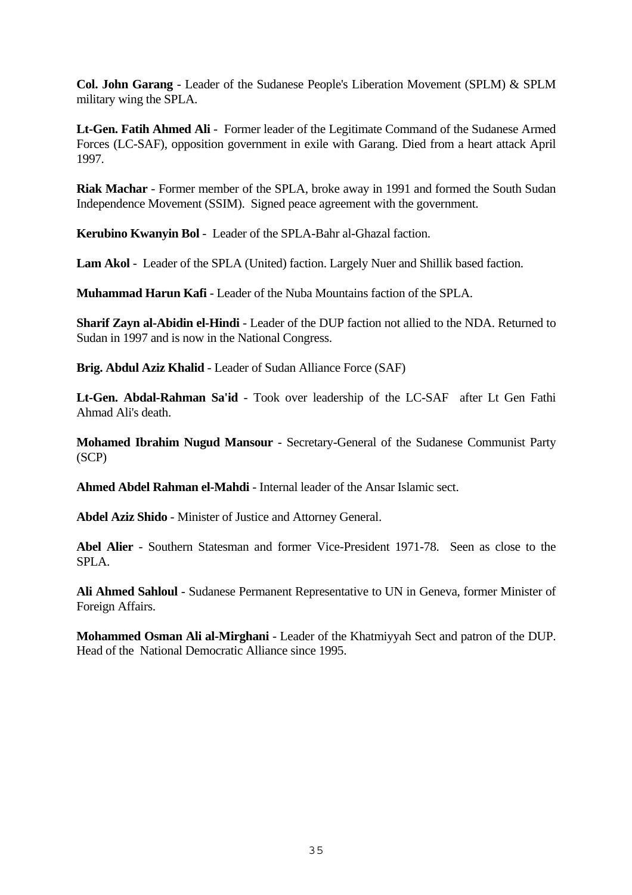**Col. John Garang** - Leader of the Sudanese People's Liberation Movement (SPLM) & SPLM military wing the SPLA.

**Lt-Gen. Fatih Ahmed Ali** - Former leader of the Legitimate Command of the Sudanese Armed Forces (LC-SAF), opposition government in exile with Garang. Died from a heart attack April 1997.

**Riak Machar** - Former member of the SPLA, broke away in 1991 and formed the South Sudan Independence Movement (SSIM). Signed peace agreement with the government.

**Kerubino Kwanyin Bol** - Leader of the SPLA-Bahr al-Ghazal faction.

**Lam Akol** - Leader of the SPLA (United) faction. Largely Nuer and Shillik based faction.

**Muhammad Harun Kafi** - Leader of the Nuba Mountains faction of the SPLA.

**Sharif Zayn al-Abidin el-Hindi** - Leader of the DUP faction not allied to the NDA. Returned to Sudan in 1997 and is now in the National Congress.

**Brig. Abdul Aziz Khalid** - Leader of Sudan Alliance Force (SAF)

**Lt-Gen. Abdal-Rahman Sa'id** - Took over leadership of the LC-SAF after Lt Gen Fathi Ahmad Ali's death.

**Mohamed Ibrahim Nugud Mansour** - Secretary-General of the Sudanese Communist Party (SCP)

**Ahmed Abdel Rahman el-Mahdi** - Internal leader of the Ansar Islamic sect.

**Abdel Aziz Shido** - Minister of Justice and Attorney General.

**Abel Alier** - Southern Statesman and former Vice-President 1971-78. Seen as close to the SPLA.

**Ali Ahmed Sahloul** - Sudanese Permanent Representative to UN in Geneva, former Minister of Foreign Affairs.

**Mohammed Osman Ali al-Mirghani** - Leader of the Khatmiyyah Sect and patron of the DUP. Head of the National Democratic Alliance since 1995.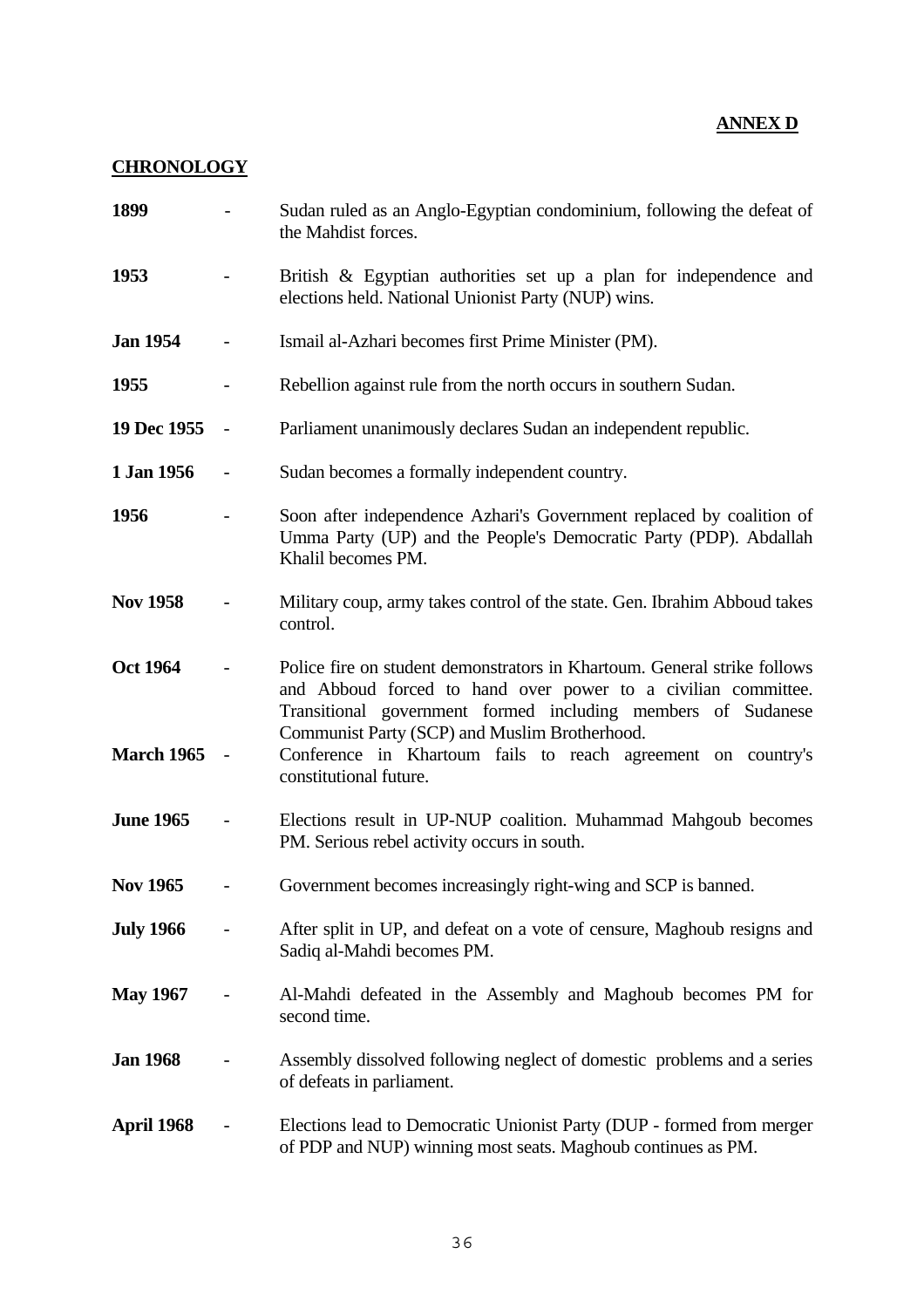**ANNEX D**

**CHRONOLOGY**

| | | |
|---|---|---|
| **1899** | - | Sudan ruled as an Anglo-Egyptian condominium, following the defeat of the Mahdist forces. |
| **1953** | - | British & Egyptian authorities set up a plan for independence and elections held. National Unionist Party (NUP) wins. |
| **Jan 1954** | - | Ismail al-Azhari becomes first Prime Minister (PM). |
| **1955** | - | Rebellion against rule from the north occurs in southern Sudan. |
| **19 Dec 1955** | - | Parliament unanimously declares Sudan an independent republic. |
| **1 Jan 1956** | - | Sudan becomes a formally independent country. |
| **1956** | - | Soon after independence Azhari's Government replaced by coalition of Umma Party (UP) and the People's Democratic Party (PDP). Abdallah Khalil becomes PM. |
| **Nov 1958** | - | Military coup, army takes control of the state. Gen. Ibrahim Abboud takes control. |
| **Oct 1964** | - | Police fire on student demonstrators in Khartoum. General strike follows and Abboud forced to hand over power to a civilian committee. Transitional government formed including members of Sudanese Communist Party (SCP) and Muslim Brotherhood. |
| **March 1965** | - | Conference in Khartoum fails to reach agreement on country's constitutional future. |
| **June 1965** | - | Elections result in UP-NUP coalition. Muhammad Mahgoub becomes PM. Serious rebel activity occurs in south. |
| **Nov 1965** | - | Government becomes increasingly right-wing and SCP is banned. |
| **July 1966** | - | After split in UP, and defeat on a vote of censure, Maghoub resigns and Sadiq al-Mahdi becomes PM. |
| **May 1967** | - | Al-Mahdi defeated in the Assembly and Maghoub becomes PM for second time. |
| **Jan 1968** | - | Assembly dissolved following neglect of domestic problems and a series of defeats in parliament. |
| **April 1968** | - | Elections lead to Democratic Unionist Party (DUP - formed from merger of PDP and NUP) winning most seats. Maghoub continues as PM. |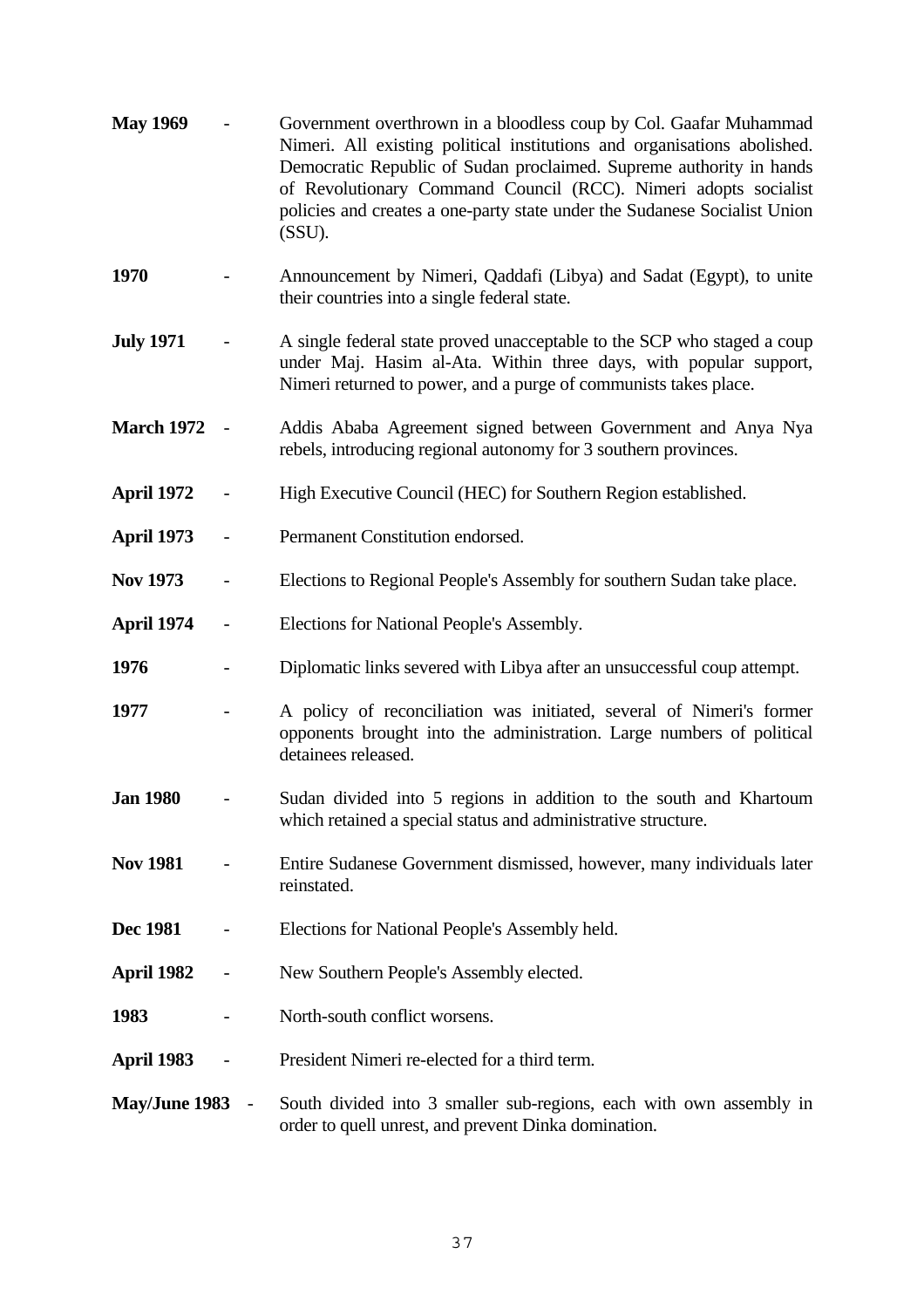**May 1969** - Government overthrown in a bloodless coup by Col. Gaafar Muhammad Nimeri. All existing political institutions and organisations abolished. Democratic Republic of Sudan proclaimed. Supreme authority in hands of Revolutionary Command Council (RCC). Nimeri adopts socialist policies and creates a one-party state under the Sudanese Socialist Union (SSU).

**1970** - Announcement by Nimeri, Qaddafi (Libya) and Sadat (Egypt), to unite their countries into a single federal state.

**July 1971** - A single federal state proved unacceptable to the SCP who staged a coup under Maj. Hasim al-Ata. Within three days, with popular support, Nimeri returned to power, and a purge of communists takes place.

**March 1972** - Addis Ababa Agreement signed between Government and Anya Nya rebels, introducing regional autonomy for 3 southern provinces.

**April 1972** - High Executive Council (HEC) for Southern Region established.

**April 1973** - Permanent Constitution endorsed.

**Nov 1973** - Elections to Regional People's Assembly for southern Sudan take place.

**April 1974** - Elections for National People's Assembly.

**1976** - Diplomatic links severed with Libya after an unsuccessful coup attempt.

**1977** - A policy of reconciliation was initiated, several of Nimeri's former opponents brought into the administration. Large numbers of political detainees released.

**Jan 1980** - Sudan divided into 5 regions in addition to the south and Khartoum which retained a special status and administrative structure.

**Nov 1981** - Entire Sudanese Government dismissed, however, many individuals later reinstated.

**Dec 1981** - Elections for National People's Assembly held.

**April 1982** - New Southern People's Assembly elected.

**1983** - North-south conflict worsens.

**April 1983** - President Nimeri re-elected for a third term.

**May/June 1983** - South divided into 3 smaller sub-regions, each with own assembly in order to quell unrest, and prevent Dinka domination.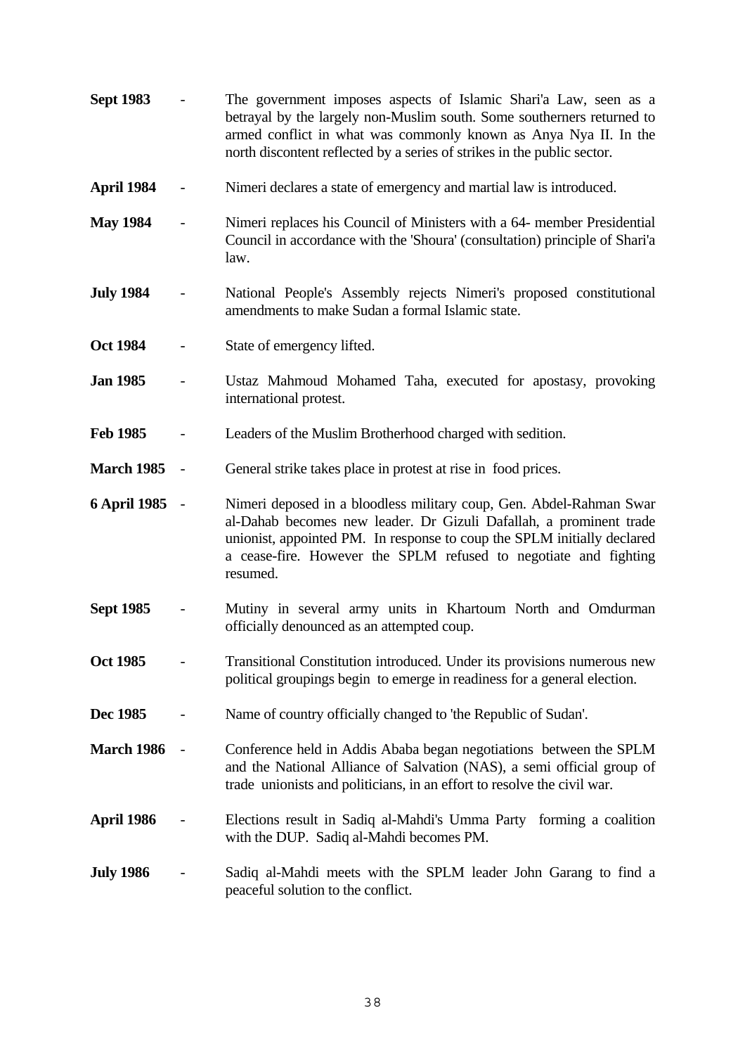**Sept 1983** - The government imposes aspects of Islamic Shari'a Law, seen as a betrayal by the largely non-Muslim south. Some southerners returned to armed conflict in what was commonly known as Anya Nya II. In the north discontent reflected by a series of strikes in the public sector.

**April 1984** - Nimeri declares a state of emergency and martial law is introduced.

**May 1984** - Nimeri replaces his Council of Ministers with a 64- member Presidential Council in accordance with the 'Shoura' (consultation) principle of Shari'a law.

**July 1984** - National People's Assembly rejects Nimeri's proposed constitutional amendments to make Sudan a formal Islamic state.

**Oct 1984** - State of emergency lifted.

**Jan 1985** - Ustaz Mahmoud Mohamed Taha, executed for apostasy, provoking international protest.

**Feb 1985** - Leaders of the Muslim Brotherhood charged with sedition.

**March 1985** - General strike takes place in protest at rise in food prices.

**6 April 1985** - Nimeri deposed in a bloodless military coup, Gen. Abdel-Rahman Swar al-Dahab becomes new leader. Dr Gizuli Dafallah, a prominent trade unionist, appointed PM. In response to coup the SPLM initially declared a cease-fire. However the SPLM refused to negotiate and fighting resumed.

**Sept 1985** - Mutiny in several army units in Khartoum North and Omdurman officially denounced as an attempted coup.

**Oct 1985** - Transitional Constitution introduced. Under its provisions numerous new political groupings begin to emerge in readiness for a general election.

**Dec 1985** - Name of country officially changed to 'the Republic of Sudan'.

**March 1986** - Conference held in Addis Ababa began negotiations between the SPLM and the National Alliance of Salvation (NAS), a semi official group of trade unionists and politicians, in an effort to resolve the civil war.

**April 1986** - Elections result in Sadiq al-Mahdi's Umma Party forming a coalition with the DUP. Sadiq al-Mahdi becomes PM.

**July 1986** - Sadiq al-Mahdi meets with the SPLM leader John Garang to find a peaceful solution to the conflict.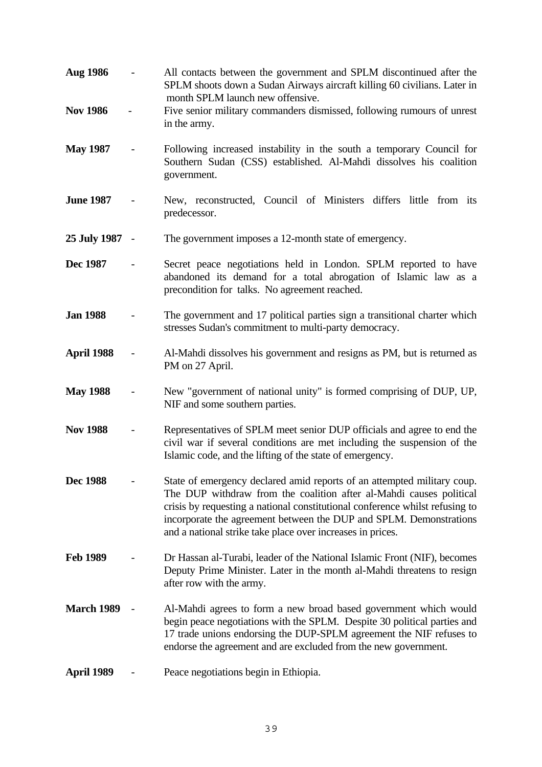**Aug 1986** - All contacts between the government and SPLM discontinued after the SPLM shoots down a Sudan Airways aircraft killing 60 civilians. Later in month SPLM launch new offensive.

**Nov 1986** - Five senior military commanders dismissed, following rumours of unrest in the army.

**May 1987** - Following increased instability in the south a temporary Council for Southern Sudan (CSS) established. Al-Mahdi dissolves his coalition government.

**June 1987** - New, reconstructed, Council of Ministers differs little from its predecessor.

**25 July 1987** - The government imposes a 12-month state of emergency.

**Dec 1987** - Secret peace negotiations held in London. SPLM reported to have abandoned its demand for a total abrogation of Islamic law as a precondition for talks. No agreement reached.

**Jan 1988** - The government and 17 political parties sign a transitional charter which stresses Sudan's commitment to multi-party democracy.

**April 1988** - Al-Mahdi dissolves his government and resigns as PM, but is returned as PM on 27 April.

**May 1988** - New "government of national unity" is formed comprising of DUP, UP, NIF and some southern parties.

**Nov 1988** - Representatives of SPLM meet senior DUP officials and agree to end the civil war if several conditions are met including the suspension of the Islamic code, and the lifting of the state of emergency.

**Dec 1988** - State of emergency declared amid reports of an attempted military coup. The DUP withdraw from the coalition after al-Mahdi causes political crisis by requesting a national constitutional conference whilst refusing to incorporate the agreement between the DUP and SPLM. Demonstrations and a national strike take place over increases in prices.

**Feb 1989** - Dr Hassan al-Turabi, leader of the National Islamic Front (NIF), becomes Deputy Prime Minister. Later in the month al-Mahdi threatens to resign after row with the army.

**March 1989** - Al-Mahdi agrees to form a new broad based government which would begin peace negotiations with the SPLM. Despite 30 political parties and 17 trade unions endorsing the DUP-SPLM agreement the NIF refuses to endorse the agreement and are excluded from the new government.

**April 1989** - Peace negotiations begin in Ethiopia.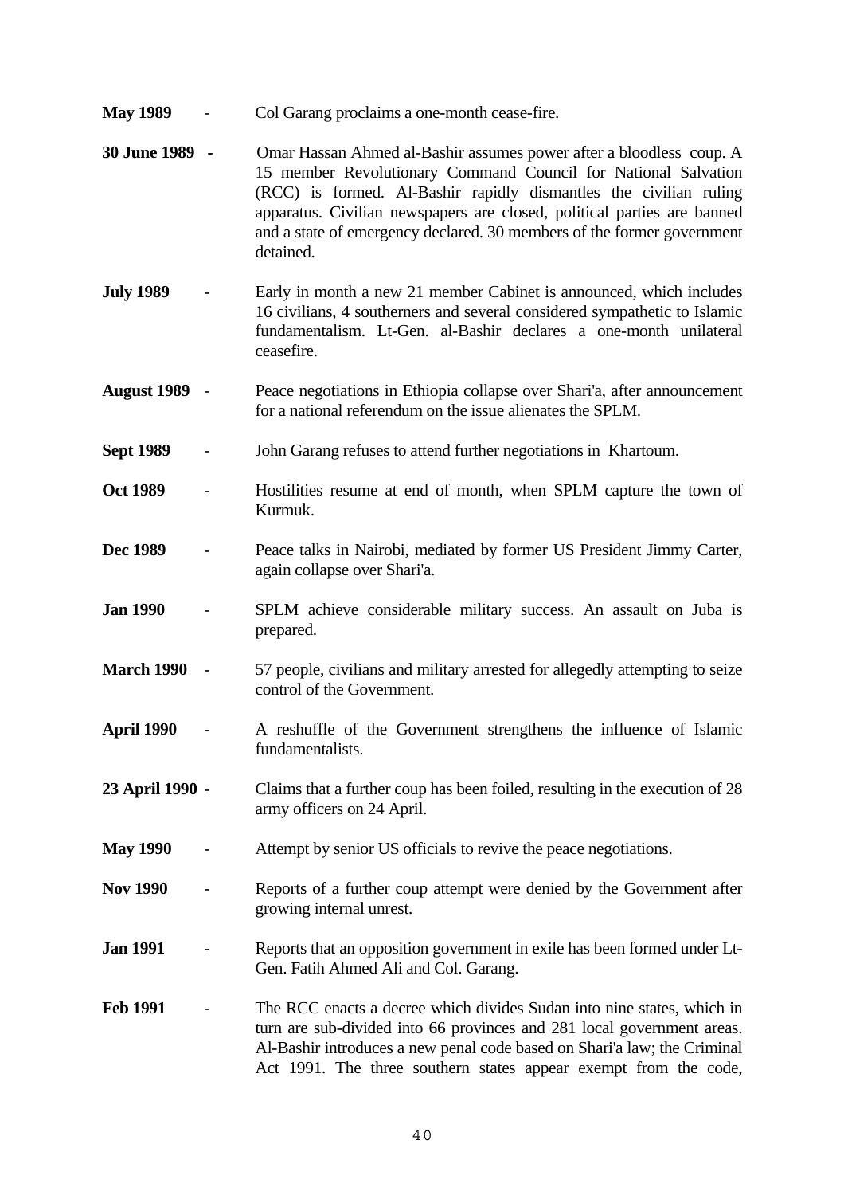**May 1989** - Col Garang proclaims a one-month cease-fire.

**30 June 1989** - Omar Hassan Ahmed al-Bashir assumes power after a bloodless coup. A 15 member Revolutionary Command Council for National Salvation (RCC) is formed. Al-Bashir rapidly dismantles the civilian ruling apparatus. Civilian newspapers are closed, political parties are banned and a state of emergency declared. 30 members of the former government detained.

**July 1989** - Early in month a new 21 member Cabinet is announced, which includes 16 civilians, 4 southerners and several considered sympathetic to Islamic fundamentalism. Lt-Gen. al-Bashir declares a one-month unilateral ceasefire.

**August 1989** - Peace negotiations in Ethiopia collapse over Shari'a, after announcement for a national referendum on the issue alienates the SPLM.

**Sept 1989** - John Garang refuses to attend further negotiations in Khartoum.

**Oct 1989** - Hostilities resume at end of month, when SPLM capture the town of Kurmuk.

**Dec 1989** - Peace talks in Nairobi, mediated by former US President Jimmy Carter, again collapse over Shari'a.

**Jan 1990** - SPLM achieve considerable military success. An assault on Juba is prepared.

**March 1990** - 57 people, civilians and military arrested for allegedly attempting to seize control of the Government.

**April 1990** - A reshuffle of the Government strengthens the influence of Islamic fundamentalists.

**23 April 1990** - Claims that a further coup has been foiled, resulting in the execution of 28 army officers on 24 April.

**May 1990** - Attempt by senior US officials to revive the peace negotiations.

**Nov 1990** - Reports of a further coup attempt were denied by the Government after growing internal unrest.

**Jan 1991** - Reports that an opposition government in exile has been formed under Lt-Gen. Fatih Ahmed Ali and Col. Garang.

**Feb 1991** - The RCC enacts a decree which divides Sudan into nine states, which in turn are sub-divided into 66 provinces and 281 local government areas. Al-Bashir introduces a new penal code based on Shari'a law; the Criminal Act 1991. The three southern states appear exempt from the code,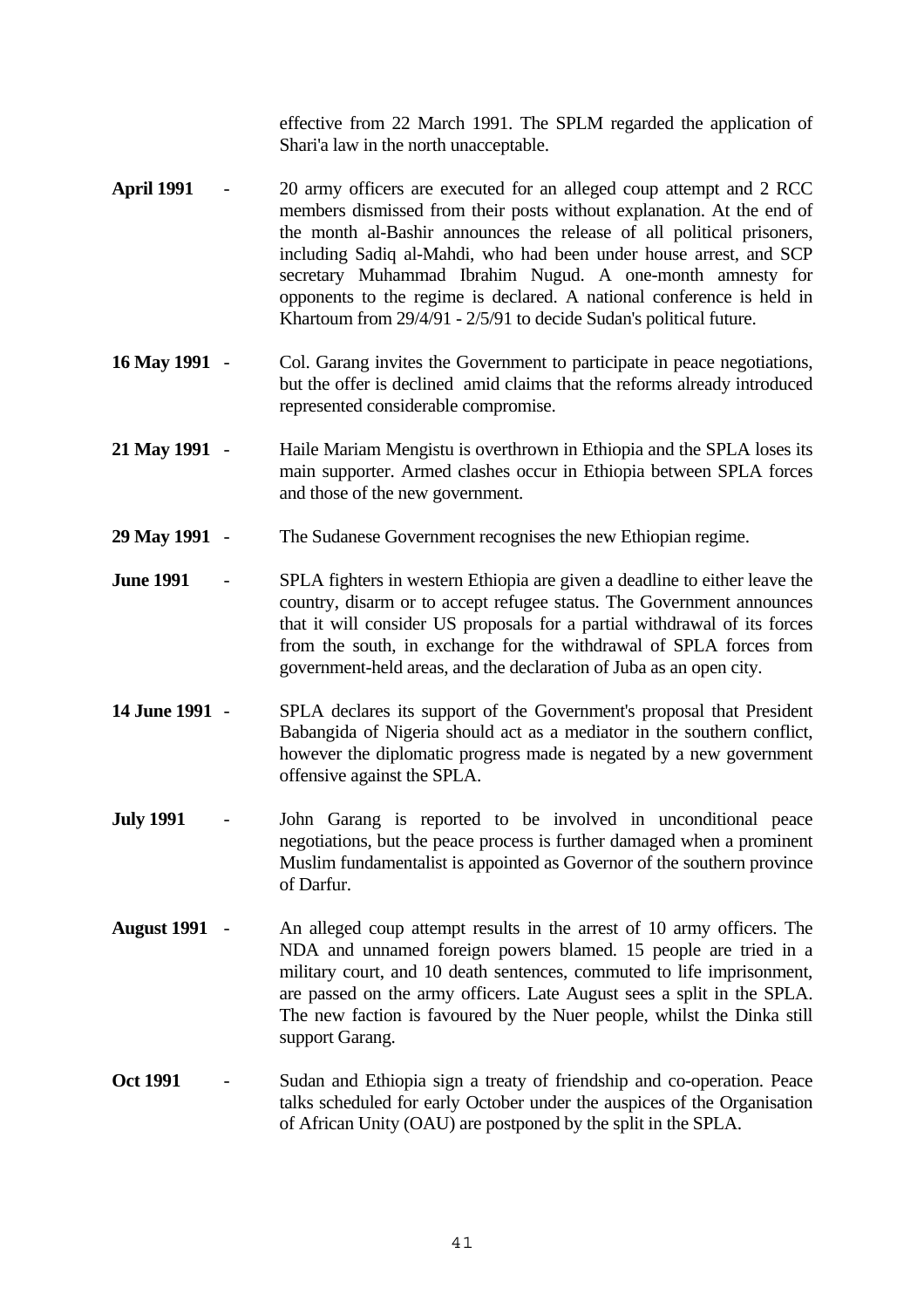effective from 22 March 1991. The SPLM regarded the application of Shari'a law in the north unacceptable.

**April 1991** - 20 army officers are executed for an alleged coup attempt and 2 RCC members dismissed from their posts without explanation. At the end of the month al-Bashir announces the release of all political prisoners, including Sadiq al-Mahdi, who had been under house arrest, and SCP secretary Muhammad Ibrahim Nugud. A one-month amnesty for opponents to the regime is declared. A national conference is held in Khartoum from 29/4/91 - 2/5/91 to decide Sudan's political future.

**16 May 1991** - Col. Garang invites the Government to participate in peace negotiations, but the offer is declined amid claims that the reforms already introduced represented considerable compromise.

**21 May 1991** - Haile Mariam Mengistu is overthrown in Ethiopia and the SPLA loses its main supporter. Armed clashes occur in Ethiopia between SPLA forces and those of the new government.

**29 May 1991** - The Sudanese Government recognises the new Ethiopian regime.

**June 1991** - SPLA fighters in western Ethiopia are given a deadline to either leave the country, disarm or to accept refugee status. The Government announces that it will consider US proposals for a partial withdrawal of its forces from the south, in exchange for the withdrawal of SPLA forces from government-held areas, and the declaration of Juba as an open city.

**14 June 1991** - SPLA declares its support of the Government's proposal that President Babangida of Nigeria should act as a mediator in the southern conflict, however the diplomatic progress made is negated by a new government offensive against the SPLA.

**July 1991** - John Garang is reported to be involved in unconditional peace negotiations, but the peace process is further damaged when a prominent Muslim fundamentalist is appointed as Governor of the southern province of Darfur.

**August 1991** - An alleged coup attempt results in the arrest of 10 army officers. The NDA and unnamed foreign powers blamed. 15 people are tried in a military court, and 10 death sentences, commuted to life imprisonment, are passed on the army officers. Late August sees a split in the SPLA. The new faction is favoured by the Nuer people, whilst the Dinka still support Garang.

**Oct 1991** - Sudan and Ethiopia sign a treaty of friendship and co-operation. Peace talks scheduled for early October under the auspices of the Organisation of African Unity (OAU) are postponed by the split in the SPLA.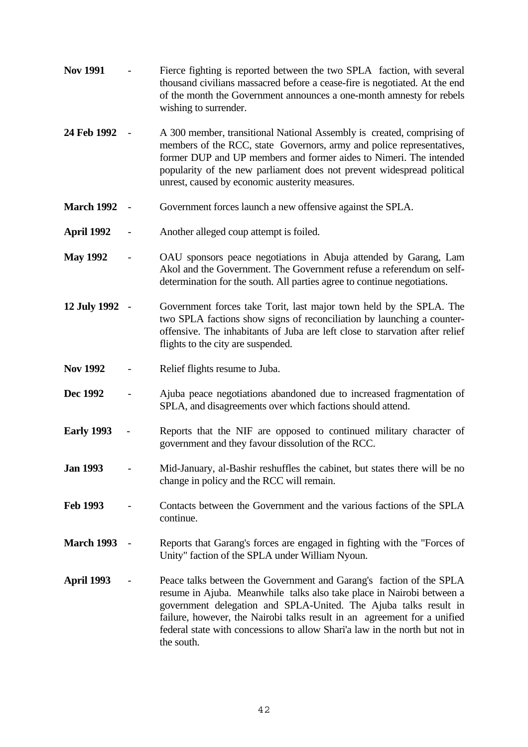**Nov 1991** - Fierce fighting is reported between the two SPLA faction, with several thousand civilians massacred before a cease-fire is negotiated. At the end of the month the Government announces a one-month amnesty for rebels wishing to surrender.

**24 Feb 1992** - A 300 member, transitional National Assembly is created, comprising of members of the RCC, state Governors, army and police representatives, former DUP and UP members and former aides to Nimeri. The intended popularity of the new parliament does not prevent widespread political unrest, caused by economic austerity measures.

**March 1992** - Government forces launch a new offensive against the SPLA.

**April 1992** - Another alleged coup attempt is foiled.

**May 1992** - OAU sponsors peace negotiations in Abuja attended by Garang, Lam Akol and the Government. The Government refuse a referendum on self-determination for the south. All parties agree to continue negotiations.

**12 July 1992** - Government forces take Torit, last major town held by the SPLA. The two SPLA factions show signs of reconciliation by launching a counter-offensive. The inhabitants of Juba are left close to starvation after relief flights to the city are suspended.

**Nov 1992** - Relief flights resume to Juba.

**Dec 1992** - Ajuba peace negotiations abandoned due to increased fragmentation of SPLA, and disagreements over which factions should attend.

**Early 1993** - Reports that the NIF are opposed to continued military character of government and they favour dissolution of the RCC.

**Jan 1993** - Mid-January, al-Bashir reshuffles the cabinet, but states there will be no change in policy and the RCC will remain.

**Feb 1993** - Contacts between the Government and the various factions of the SPLA continue.

**March 1993** - Reports that Garang's forces are engaged in fighting with the "Forces of Unity" faction of the SPLA under William Nyoun.

**April 1993** - Peace talks between the Government and Garang's faction of the SPLA resume in Ajuba. Meanwhile talks also take place in Nairobi between a government delegation and SPLA-United. The Ajuba talks result in failure, however, the Nairobi talks result in an agreement for a unified federal state with concessions to allow Shari'a law in the north but not in the south.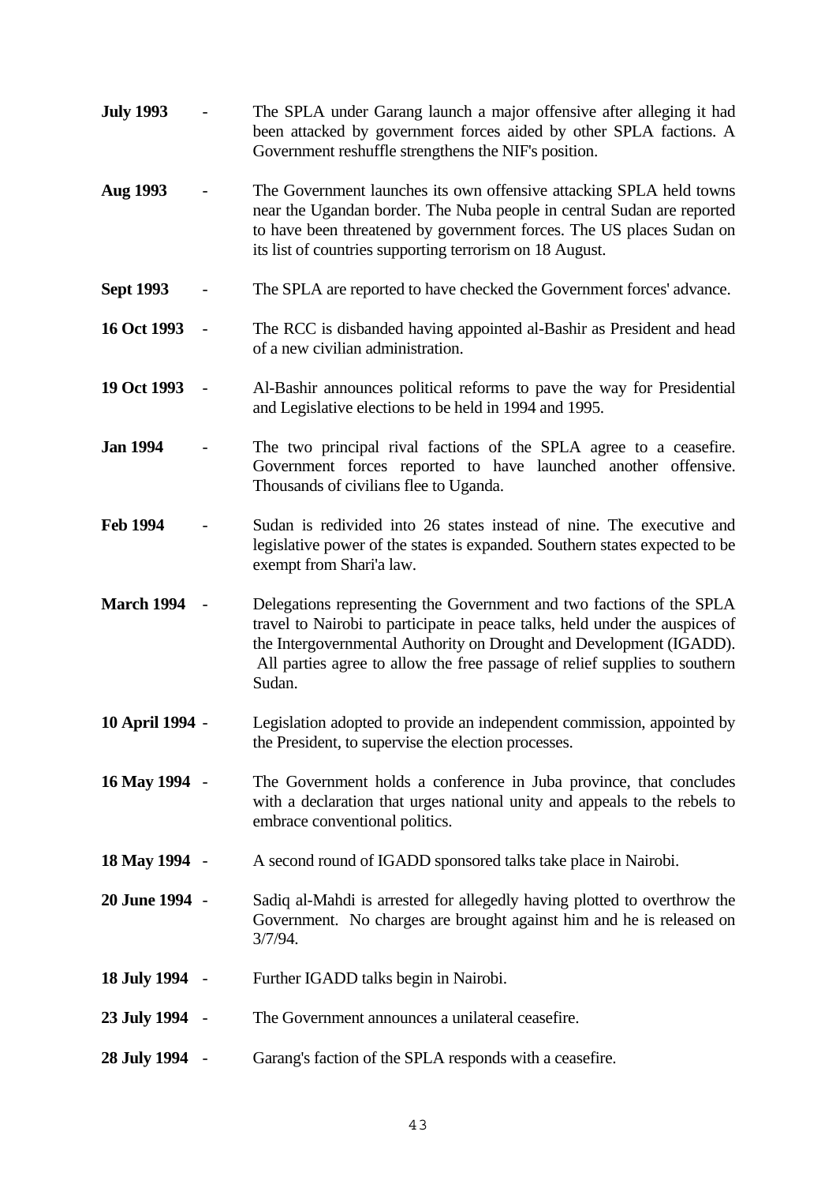**July 1993** - The SPLA under Garang launch a major offensive after alleging it had been attacked by government forces aided by other SPLA factions. A Government reshuffle strengthens the NIF's position.

**Aug 1993** - The Government launches its own offensive attacking SPLA held towns near the Ugandan border. The Nuba people in central Sudan are reported to have been threatened by government forces. The US places Sudan on its list of countries supporting terrorism on 18 August.

**Sept 1993** - The SPLA are reported to have checked the Government forces' advance.

**16 Oct 1993** - The RCC is disbanded having appointed al-Bashir as President and head of a new civilian administration.

**19 Oct 1993** - Al-Bashir announces political reforms to pave the way for Presidential and Legislative elections to be held in 1994 and 1995.

**Jan 1994** - The two principal rival factions of the SPLA agree to a ceasefire. Government forces reported to have launched another offensive. Thousands of civilians flee to Uganda.

**Feb 1994** - Sudan is redivided into 26 states instead of nine. The executive and legislative power of the states is expanded. Southern states expected to be exempt from Shari'a law.

**March 1994** - Delegations representing the Government and two factions of the SPLA travel to Nairobi to participate in peace talks, held under the auspices of the Intergovernmental Authority on Drought and Development (IGADD). All parties agree to allow the free passage of relief supplies to southern Sudan.

**10 April 1994** - Legislation adopted to provide an independent commission, appointed by the President, to supervise the election processes.

**16 May 1994** - The Government holds a conference in Juba province, that concludes with a declaration that urges national unity and appeals to the rebels to embrace conventional politics.

**18 May 1994** - A second round of IGADD sponsored talks take place in Nairobi.

**20 June 1994** - Sadiq al-Mahdi is arrested for allegedly having plotted to overthrow the Government. No charges are brought against him and he is released on 3/7/94.

**18 July 1994** - Further IGADD talks begin in Nairobi.

**23 July 1994** - The Government announces a unilateral ceasefire.

**28 July 1994** - Garang's faction of the SPLA responds with a ceasefire.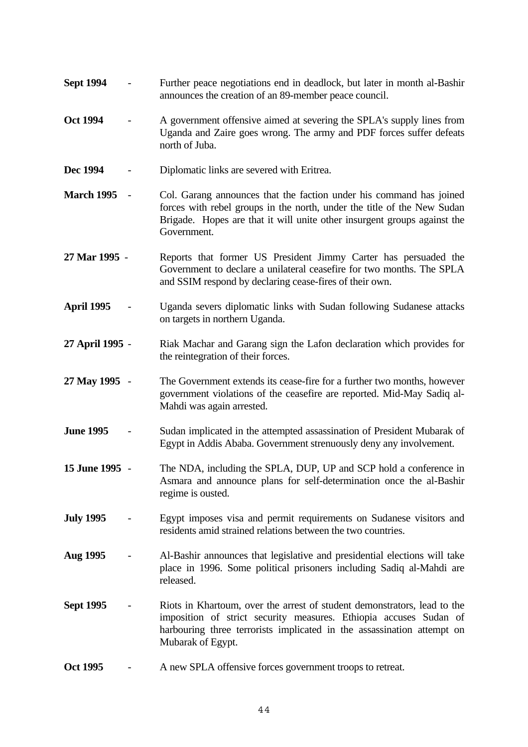**Sept 1994** - Further peace negotiations end in deadlock, but later in month al-Bashir announces the creation of an 89-member peace council.

**Oct 1994** - A government offensive aimed at severing the SPLA's supply lines from Uganda and Zaire goes wrong. The army and PDF forces suffer defeats north of Juba.

**Dec 1994** - Diplomatic links are severed with Eritrea.

**March 1995** - Col. Garang announces that the faction under his command has joined forces with rebel groups in the north, under the title of the New Sudan Brigade. Hopes are that it will unite other insurgent groups against the Government.

**27 Mar 1995** - Reports that former US President Jimmy Carter has persuaded the Government to declare a unilateral ceasefire for two months. The SPLA and SSIM respond by declaring cease-fires of their own.

**April 1995** - Uganda severs diplomatic links with Sudan following Sudanese attacks on targets in northern Uganda.

**27 April 1995** - Riak Machar and Garang sign the Lafon declaration which provides for the reintegration of their forces.

**27 May 1995** - The Government extends its cease-fire for a further two months, however government violations of the ceasefire are reported. Mid-May Sadiq al-Mahdi was again arrested.

**June 1995** - Sudan implicated in the attempted assassination of President Mubarak of Egypt in Addis Ababa. Government strenuously deny any involvement.

**15 June 1995** - The NDA, including the SPLA, DUP, UP and SCP hold a conference in Asmara and announce plans for self-determination once the al-Bashir regime is ousted.

**July 1995** - Egypt imposes visa and permit requirements on Sudanese visitors and residents amid strained relations between the two countries.

**Aug 1995** - Al-Bashir announces that legislative and presidential elections will take place in 1996. Some political prisoners including Sadiq al-Mahdi are released.

**Sept 1995** - Riots in Khartoum, over the arrest of student demonstrators, lead to the imposition of strict security measures. Ethiopia accuses Sudan of harbouring three terrorists implicated in the assassination attempt on Mubarak of Egypt.

**Oct 1995** - A new SPLA offensive forces government troops to retreat.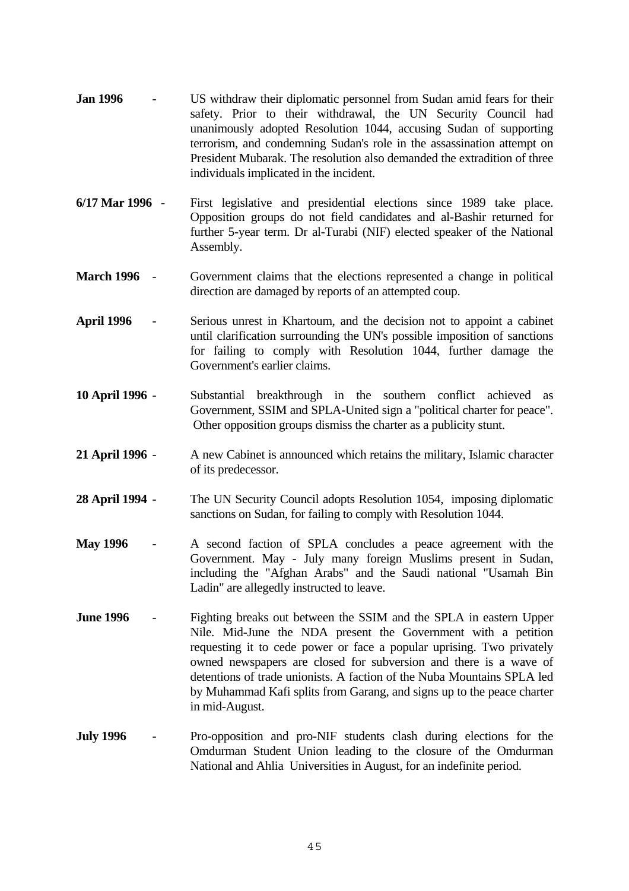**Jan 1996** - US withdraw their diplomatic personnel from Sudan amid fears for their safety. Prior to their withdrawal, the UN Security Council had unanimously adopted Resolution 1044, accusing Sudan of supporting terrorism, and condemning Sudan's role in the assassination attempt on President Mubarak. The resolution also demanded the extradition of three individuals implicated in the incident.

**6/17 Mar 1996** - First legislative and presidential elections since 1989 take place. Opposition groups do not field candidates and al-Bashir returned for further 5-year term. Dr al-Turabi (NIF) elected speaker of the National Assembly.

**March 1996** - Government claims that the elections represented a change in political direction are damaged by reports of an attempted coup.

**April 1996** - Serious unrest in Khartoum, and the decision not to appoint a cabinet until clarification surrounding the UN's possible imposition of sanctions for failing to comply with Resolution 1044, further damage the Government's earlier claims.

**10 April 1996** - Substantial breakthrough in the southern conflict achieved as Government, SSIM and SPLA-United sign a "political charter for peace". Other opposition groups dismiss the charter as a publicity stunt.

**21 April 1996** - A new Cabinet is announced which retains the military, Islamic character of its predecessor.

**28 April 1994** - The UN Security Council adopts Resolution 1054, imposing diplomatic sanctions on Sudan, for failing to comply with Resolution 1044.

**May 1996** - A second faction of SPLA concludes a peace agreement with the Government. May - July many foreign Muslims present in Sudan, including the "Afghan Arabs" and the Saudi national "Usamah Bin Ladin" are allegedly instructed to leave.

**June 1996** - Fighting breaks out between the SSIM and the SPLA in eastern Upper Nile. Mid-June the NDA present the Government with a petition requesting it to cede power or face a popular uprising. Two privately owned newspapers are closed for subversion and there is a wave of detentions of trade unionists. A faction of the Nuba Mountains SPLA led by Muhammad Kafi splits from Garang, and signs up to the peace charter in mid-August.

**July 1996** - Pro-opposition and pro-NIF students clash during elections for the Omdurman Student Union leading to the closure of the Omdurman National and Ahlia Universities in August, for an indefinite period.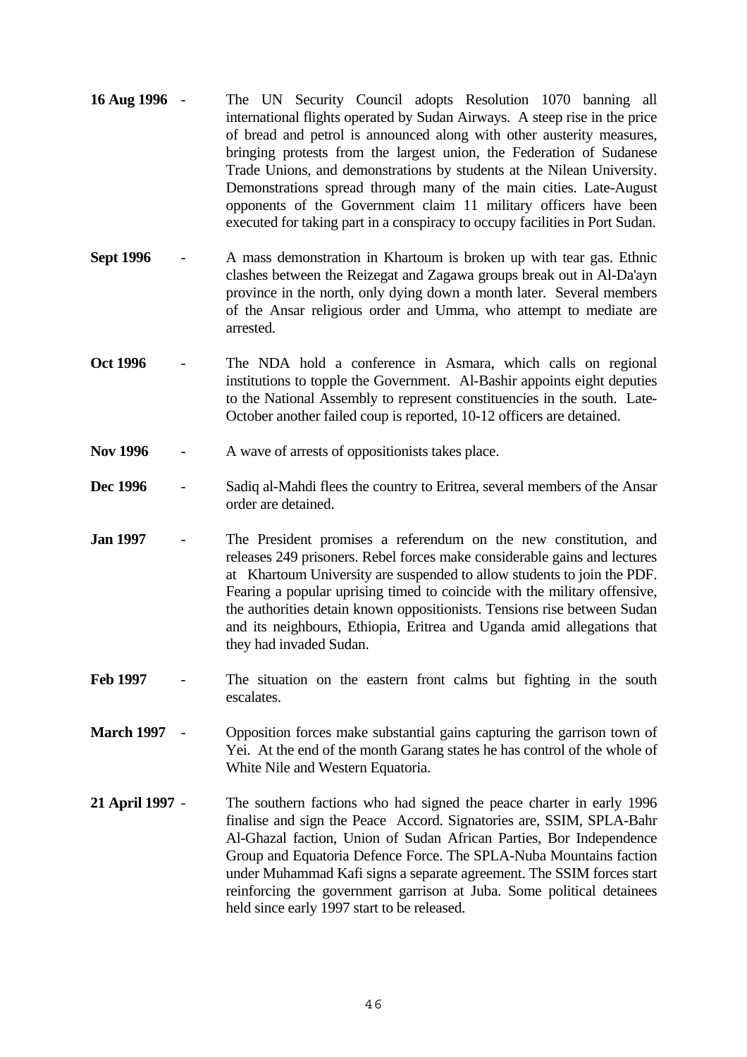**16 Aug 1996** - The UN Security Council adopts Resolution 1070 banning all international flights operated by Sudan Airways. A steep rise in the price of bread and petrol is announced along with other austerity measures, bringing protests from the largest union, the Federation of Sudanese Trade Unions, and demonstrations by students at the Nilean University. Demonstrations spread through many of the main cities. Late-August opponents of the Government claim 11 military officers have been executed for taking part in a conspiracy to occupy facilities in Port Sudan.

**Sept 1996** - A mass demonstration in Khartoum is broken up with tear gas. Ethnic clashes between the Reizegat and Zagawa groups break out in Al-Da'ayn province in the north, only dying down a month later. Several members of the Ansar religious order and Umma, who attempt to mediate are arrested.

**Oct 1996** - The NDA hold a conference in Asmara, which calls on regional institutions to topple the Government. Al-Bashir appoints eight deputies to the National Assembly to represent constituencies in the south. Late-October another failed coup is reported, 10-12 officers are detained.

**Nov 1996** - A wave of arrests of oppositionists takes place.

**Dec 1996** - Sadiq al-Mahdi flees the country to Eritrea, several members of the Ansar order are detained.

**Jan 1997** - The President promises a referendum on the new constitution, and releases 249 prisoners. Rebel forces make considerable gains and lectures at Khartoum University are suspended to allow students to join the PDF. Fearing a popular uprising timed to coincide with the military offensive, the authorities detain known oppositionists. Tensions rise between Sudan and its neighbours, Ethiopia, Eritrea and Uganda amid allegations that they had invaded Sudan.

**Feb 1997** - The situation on the eastern front calms but fighting in the south escalates.

**March 1997** - Opposition forces make substantial gains capturing the garrison town of Yei. At the end of the month Garang states he has control of the whole of White Nile and Western Equatoria.

**21 April 1997** - The southern factions who had signed the peace charter in early 1996 finalise and sign the Peace Accord. Signatories are, SSIM, SPLA-Bahr Al-Ghazal faction, Union of Sudan African Parties, Bor Independence Group and Equatoria Defence Force. The SPLA-Nuba Mountains faction under Muhammad Kafi signs a separate agreement. The SSIM forces start reinforcing the government garrison at Juba. Some political detainees held since early 1997 start to be released.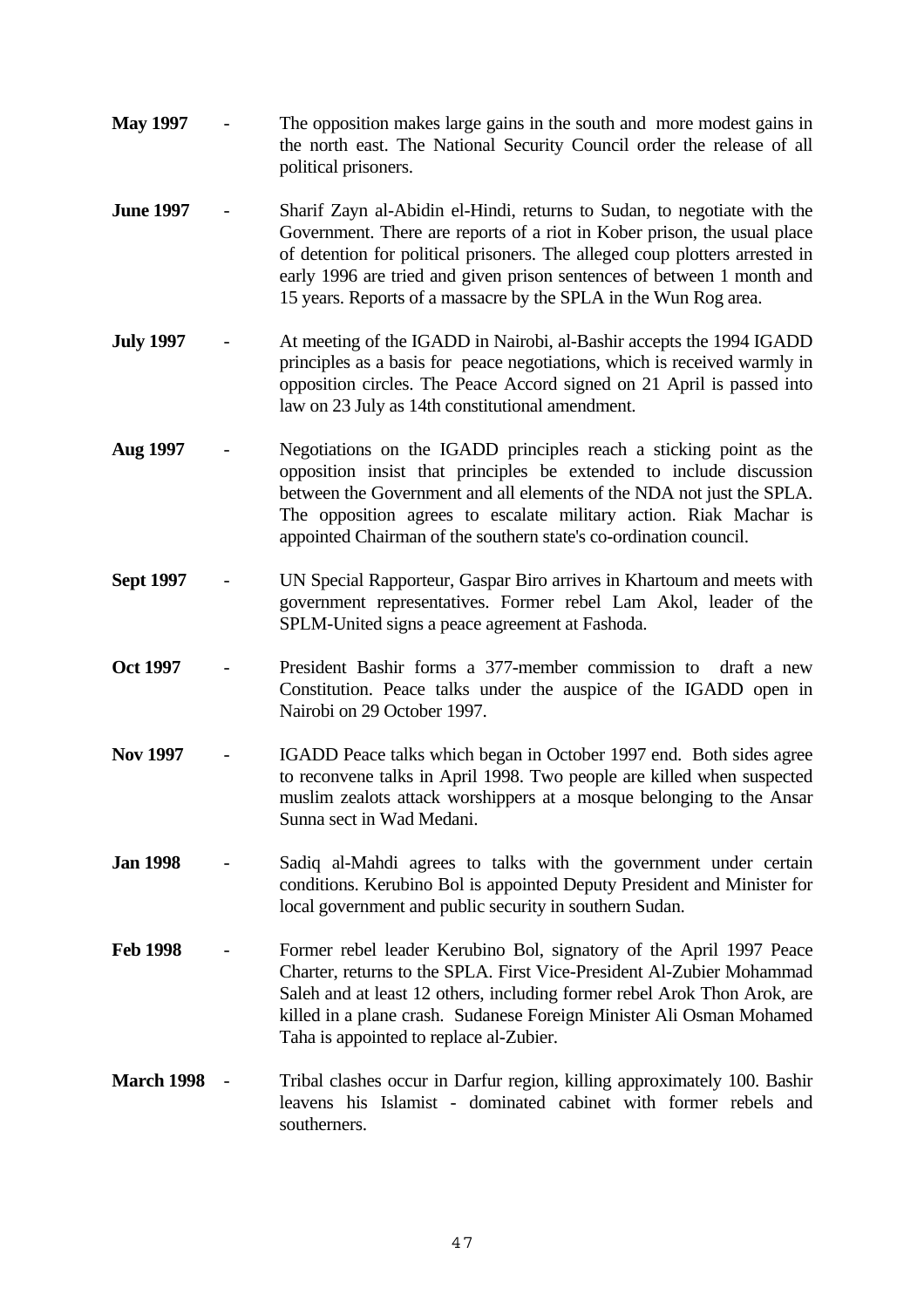**May 1997** - The opposition makes large gains in the south and more modest gains in the north east. The National Security Council order the release of all political prisoners.

**June 1997** - Sharif Zayn al-Abidin el-Hindi, returns to Sudan, to negotiate with the Government. There are reports of a riot in Kober prison, the usual place of detention for political prisoners. The alleged coup plotters arrested in early 1996 are tried and given prison sentences of between 1 month and 15 years. Reports of a massacre by the SPLA in the Wun Rog area.

**July 1997** - At meeting of the IGADD in Nairobi, al-Bashir accepts the 1994 IGADD principles as a basis for peace negotiations, which is received warmly in opposition circles. The Peace Accord signed on 21 April is passed into law on 23 July as 14th constitutional amendment.

**Aug 1997** - Negotiations on the IGADD principles reach a sticking point as the opposition insist that principles be extended to include discussion between the Government and all elements of the NDA not just the SPLA. The opposition agrees to escalate military action. Riak Machar is appointed Chairman of the southern state's co-ordination council.

**Sept 1997** - UN Special Rapporteur, Gaspar Biro arrives in Khartoum and meets with government representatives. Former rebel Lam Akol, leader of the SPLM-United signs a peace agreement at Fashoda.

**Oct 1997** - President Bashir forms a 377-member commission to draft a new Constitution. Peace talks under the auspice of the IGADD open in Nairobi on 29 October 1997.

**Nov 1997** - IGADD Peace talks which began in October 1997 end. Both sides agree to reconvene talks in April 1998. Two people are killed when suspected muslim zealots attack worshippers at a mosque belonging to the Ansar Sunna sect in Wad Medani.

**Jan 1998** - Sadiq al-Mahdi agrees to talks with the government under certain conditions. Kerubino Bol is appointed Deputy President and Minister for local government and public security in southern Sudan.

**Feb 1998** - Former rebel leader Kerubino Bol, signatory of the April 1997 Peace Charter, returns to the SPLA. First Vice-President Al-Zubier Mohammad Saleh and at least 12 others, including former rebel Arok Thon Arok, are killed in a plane crash. Sudanese Foreign Minister Ali Osman Mohamed Taha is appointed to replace al-Zubier.

**March 1998** - Tribal clashes occur in Darfur region, killing approximately 100. Bashir leavens his Islamist - dominated cabinet with former rebels and southerners.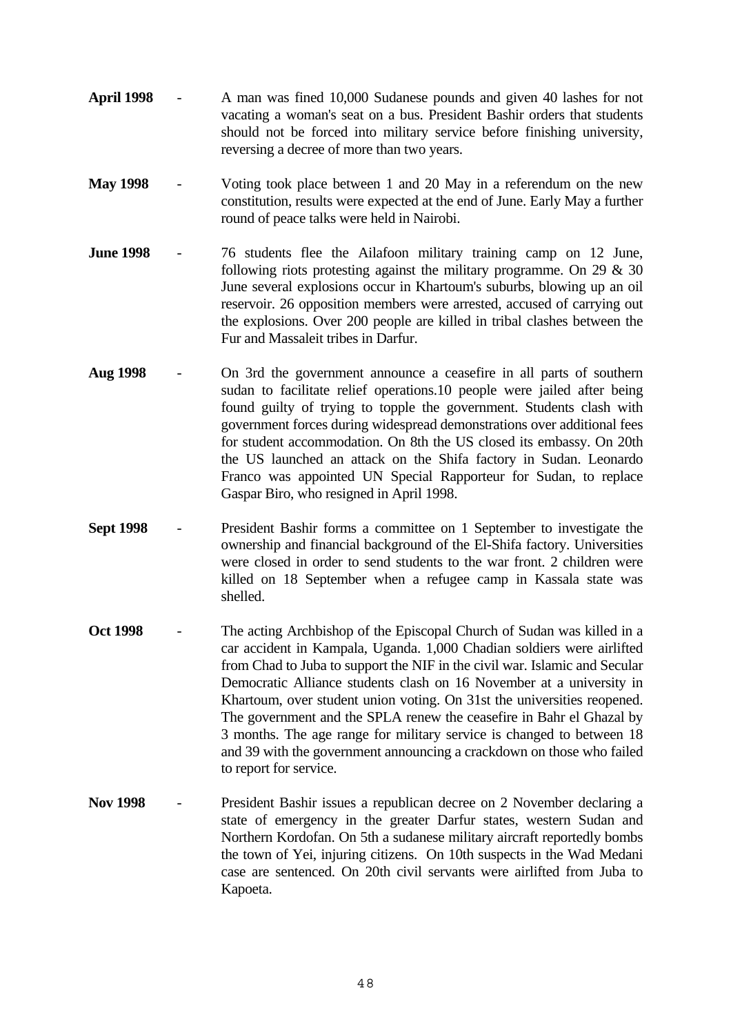**April 1998** - A man was fined 10,000 Sudanese pounds and given 40 lashes for not vacating a woman's seat on a bus. President Bashir orders that students should not be forced into military service before finishing university, reversing a decree of more than two years.

**May 1998** - Voting took place between 1 and 20 May in a referendum on the new constitution, results were expected at the end of June. Early May a further round of peace talks were held in Nairobi.

**June 1998** - 76 students flee the Ailafoon military training camp on 12 June, following riots protesting against the military programme. On 29 & 30 June several explosions occur in Khartoum's suburbs, blowing up an oil reservoir. 26 opposition members were arrested, accused of carrying out the explosions. Over 200 people are killed in tribal clashes between the Fur and Massaleit tribes in Darfur.

**Aug 1998** - On 3rd the government announce a ceasefire in all parts of southern sudan to facilitate relief operations.10 people were jailed after being found guilty of trying to topple the government. Students clash with government forces during widespread demonstrations over additional fees for student accommodation. On 8th the US closed its embassy. On 20th the US launched an attack on the Shifa factory in Sudan. Leonardo Franco was appointed UN Special Rapporteur for Sudan, to replace Gaspar Biro, who resigned in April 1998.

**Sept 1998** - President Bashir forms a committee on 1 September to investigate the ownership and financial background of the El-Shifa factory. Universities were closed in order to send students to the war front. 2 children were killed on 18 September when a refugee camp in Kassala state was shelled.

**Oct 1998** - The acting Archbishop of the Episcopal Church of Sudan was killed in a car accident in Kampala, Uganda. 1,000 Chadian soldiers were airlifted from Chad to Juba to support the NIF in the civil war. Islamic and Secular Democratic Alliance students clash on 16 November at a university in Khartoum, over student union voting. On 31st the universities reopened. The government and the SPLA renew the ceasefire in Bahr el Ghazal by 3 months. The age range for military service is changed to between 18 and 39 with the government announcing a crackdown on those who failed to report for service.

**Nov 1998** - President Bashir issues a republican decree on 2 November declaring a state of emergency in the greater Darfur states, western Sudan and Northern Kordofan. On 5th a sudanese military aircraft reportedly bombs the town of Yei, injuring citizens. On 10th suspects in the Wad Medani case are sentenced. On 20th civil servants were airlifted from Juba to Kapoeta.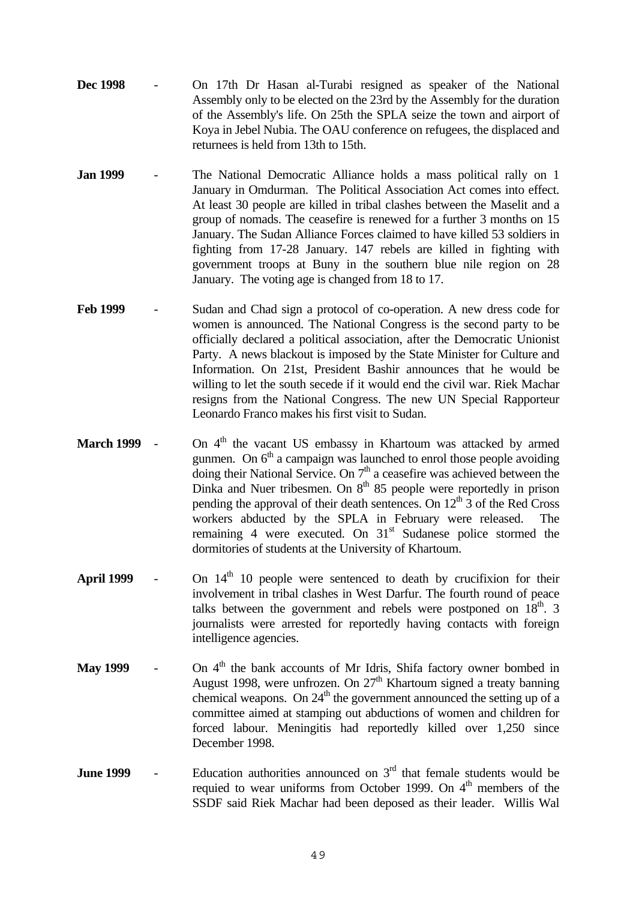**Dec 1998** - On 17th Dr Hasan al-Turabi resigned as speaker of the National Assembly only to be elected on the 23rd by the Assembly for the duration of the Assembly's life. On 25th the SPLA seize the town and airport of Koya in Jebel Nubia. The OAU conference on refugees, the displaced and returnees is held from 13th to 15th.

**Jan 1999** - The National Democratic Alliance holds a mass political rally on 1 January in Omdurman. The Political Association Act comes into effect. At least 30 people are killed in tribal clashes between the Maselit and a group of nomads. The ceasefire is renewed for a further 3 months on 15 January. The Sudan Alliance Forces claimed to have killed 53 soldiers in fighting from 17-28 January. 147 rebels are killed in fighting with government troops at Buny in the southern blue nile region on 28 January. The voting age is changed from 18 to 17.

**Feb 1999** - Sudan and Chad sign a protocol of co-operation. A new dress code for women is announced. The National Congress is the second party to be officially declared a political association, after the Democratic Unionist Party. A news blackout is imposed by the State Minister for Culture and Information. On 21st, President Bashir announces that he would be willing to let the south secede if it would end the civil war. Riek Machar resigns from the National Congress. The new UN Special Rapporteur Leonardo Franco makes his first visit to Sudan.

**March 1999** - On 4th the vacant US embassy in Khartoum was attacked by armed gunmen. On 6th a campaign was launched to enrol those people avoiding doing their National Service. On 7th a ceasefire was achieved between the Dinka and Nuer tribesmen. On 8th 85 people were reportedly in prison pending the approval of their death sentences. On 12th 3 of the Red Cross workers abducted by the SPLA in February were released. The remaining 4 were executed. On 31st Sudanese police stormed the dormitories of students at the University of Khartoum.

**April 1999** - On 14th 10 people were sentenced to death by crucifixion for their involvement in tribal clashes in West Darfur. The fourth round of peace talks between the government and rebels were postponed on 18th. 3 journalists were arrested for reportedly having contacts with foreign intelligence agencies.

**May 1999** - On 4th the bank accounts of Mr Idris, Shifa factory owner bombed in August 1998, were unfrozen. On 27th Khartoum signed a treaty banning chemical weapons. On 24th the government announced the setting up of a committee aimed at stamping out abductions of women and children for forced labour. Meningitis had reportedly killed over 1,250 since December 1998.

**June 1999** - Education authorities announced on 3rd that female students would be requied to wear uniforms from October 1999. On 4th members of the SSDF said Riek Machar had been deposed as their leader. Willis Wal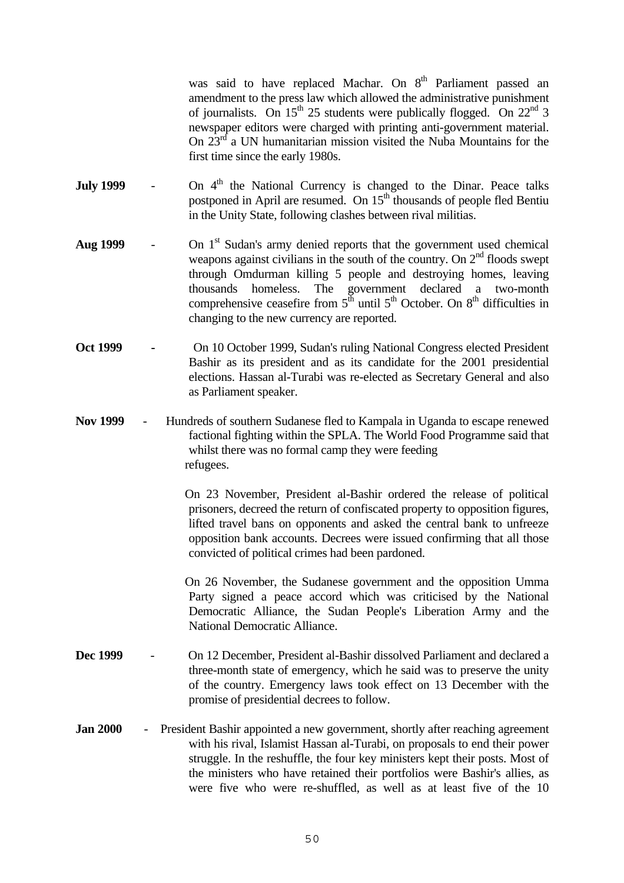was said to have replaced Machar. On 8th Parliament passed an amendment to the press law which allowed the administrative punishment of journalists. On 15th 25 students were publically flogged. On 22nd 3 newspaper editors were charged with printing anti-government material. On 23rd a UN humanitarian mission visited the Nuba Mountains for the first time since the early 1980s.

**July 1999** - On 4th the National Currency is changed to the Dinar. Peace talks postponed in April are resumed. On 15th thousands of people fled Bentiu in the Unity State, following clashes between rival militias.

**Aug 1999** - On 1st Sudan's army denied reports that the government used chemical weapons against civilians in the south of the country. On 2nd floods swept through Omdurman killing 5 people and destroying homes, leaving thousands homeless. The government declared a two-month comprehensive ceasefire from 5th until 5th October. On 8th difficulties in changing to the new currency are reported.

**Oct 1999** - On 10 October 1999, Sudan's ruling National Congress elected President Bashir as its president and as its candidate for the 2001 presidential elections. Hassan al-Turabi was re-elected as Secretary General and also as Parliament speaker.

**Nov 1999** - Hundreds of southern Sudanese fled to Kampala in Uganda to escape renewed factional fighting within the SPLA. The World Food Programme said that whilst there was no formal camp they were feeding refugees.

On 23 November, President al-Bashir ordered the release of political prisoners, decreed the return of confiscated property to opposition figures, lifted travel bans on opponents and asked the central bank to unfreeze opposition bank accounts. Decrees were issued confirming that all those convicted of political crimes had been pardoned.

On 26 November, the Sudanese government and the opposition Umma Party signed a peace accord which was criticised by the National Democratic Alliance, the Sudan People's Liberation Army and the National Democratic Alliance.

**Dec 1999** - On 12 December, President al-Bashir dissolved Parliament and declared a three-month state of emergency, which he said was to preserve the unity of the country. Emergency laws took effect on 13 December with the promise of presidential decrees to follow.

**Jan 2000** - President Bashir appointed a new government, shortly after reaching agreement with his rival, Islamist Hassan al-Turabi, on proposals to end their power struggle. In the reshuffle, the four key ministers kept their posts. Most of the ministers who have retained their portfolios were Bashir's allies, as were five who were re-shuffled, as well as at least five of the 10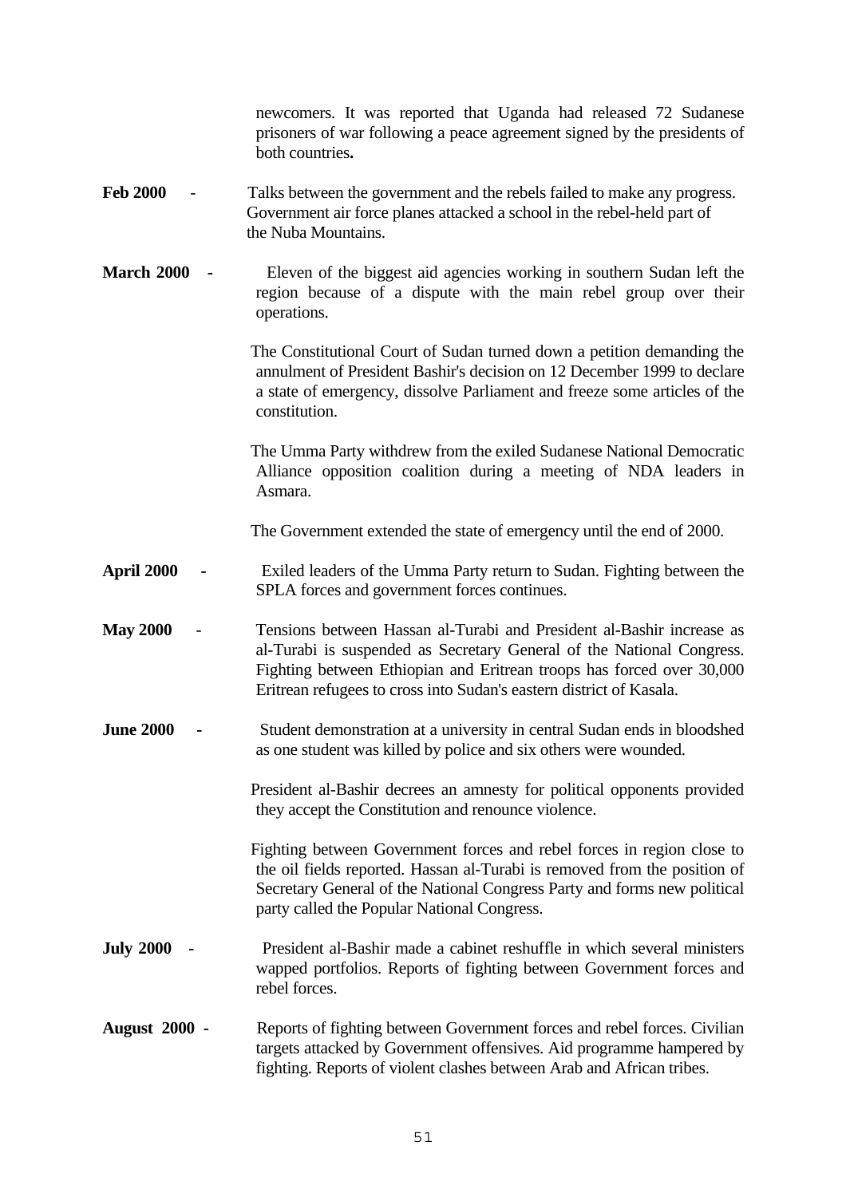newcomers. It was reported that Uganda had released 72 Sudanese prisoners of war following a peace agreement signed by the presidents of both countries**.**

**Feb 2000** - Talks between the government and the rebels failed to make any progress. Government air force planes attacked a school in the rebel-held part of the Nuba Mountains.

**March 2000** - Eleven of the biggest aid agencies working in southern Sudan left the region because of a dispute with the main rebel group over their operations.

The Constitutional Court of Sudan turned down a petition demanding the annulment of President Bashir's decision on 12 December 1999 to declare a state of emergency, dissolve Parliament and freeze some articles of the constitution.

The Umma Party withdrew from the exiled Sudanese National Democratic Alliance opposition coalition during a meeting of NDA leaders in Asmara.

The Government extended the state of emergency until the end of 2000.

**April 2000** - Exiled leaders of the Umma Party return to Sudan. Fighting between the SPLA forces and government forces continues.

**May 2000** - Tensions between Hassan al-Turabi and President al-Bashir increase as al-Turabi is suspended as Secretary General of the National Congress. Fighting between Ethiopian and Eritrean troops has forced over 30,000 Eritrean refugees to cross into Sudan's eastern district of Kasala.

**June 2000** - Student demonstration at a university in central Sudan ends in bloodshed as one student was killed by police and six others were wounded.

President al-Bashir decrees an amnesty for political opponents provided they accept the Constitution and renounce violence.

Fighting between Government forces and rebel forces in region close to the oil fields reported. Hassan al-Turabi is removed from the position of Secretary General of the National Congress Party and forms new political party called the Popular National Congress.

**July 2000** - President al-Bashir made a cabinet reshuffle in which several ministers wapped portfolios. Reports of fighting between Government forces and rebel forces.

**August 2000** - Reports of fighting between Government forces and rebel forces. Civilian targets attacked by Government offensives. Aid programme hampered by fighting. Reports of violent clashes between Arab and African tribes.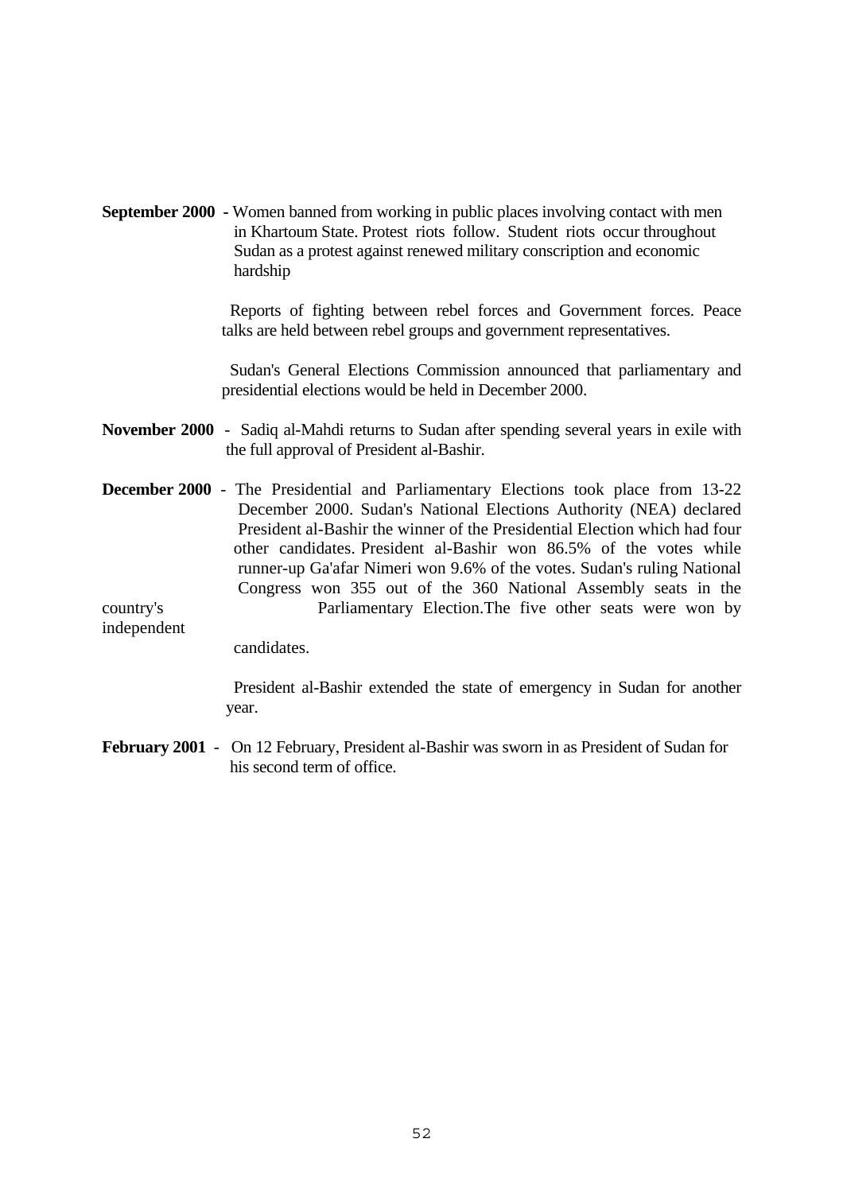**September 2000** - Women banned from working in public places involving contact with men in Khartoum State. Protest riots follow. Student riots occur throughout Sudan as a protest against renewed military conscription and economic hardship

Reports of fighting between rebel forces and Government forces. Peace talks are held between rebel groups and government representatives.

Sudan's General Elections Commission announced that parliamentary and presidential elections would be held in December 2000.

**November 2000** - Sadiq al-Mahdi returns to Sudan after spending several years in exile with the full approval of President al-Bashir.

**December 2000** - The Presidential and Parliamentary Elections took place from 13-22 December 2000. Sudan's National Elections Authority (NEA) declared President al-Bashir the winner of the Presidential Election which had four other candidates. President al-Bashir won 86.5% of the votes while runner-up Ga'afar Nimeri won 9.6% of the votes. Sudan's ruling National Congress won 355 out of the 360 National Assembly seats in the country's Parliamentary Election.The five other seats were won by independent candidates.

President al-Bashir extended the state of emergency in Sudan for another year.

**February 2001** - On 12 February, President al-Bashir was sworn in as President of Sudan for his second term of office.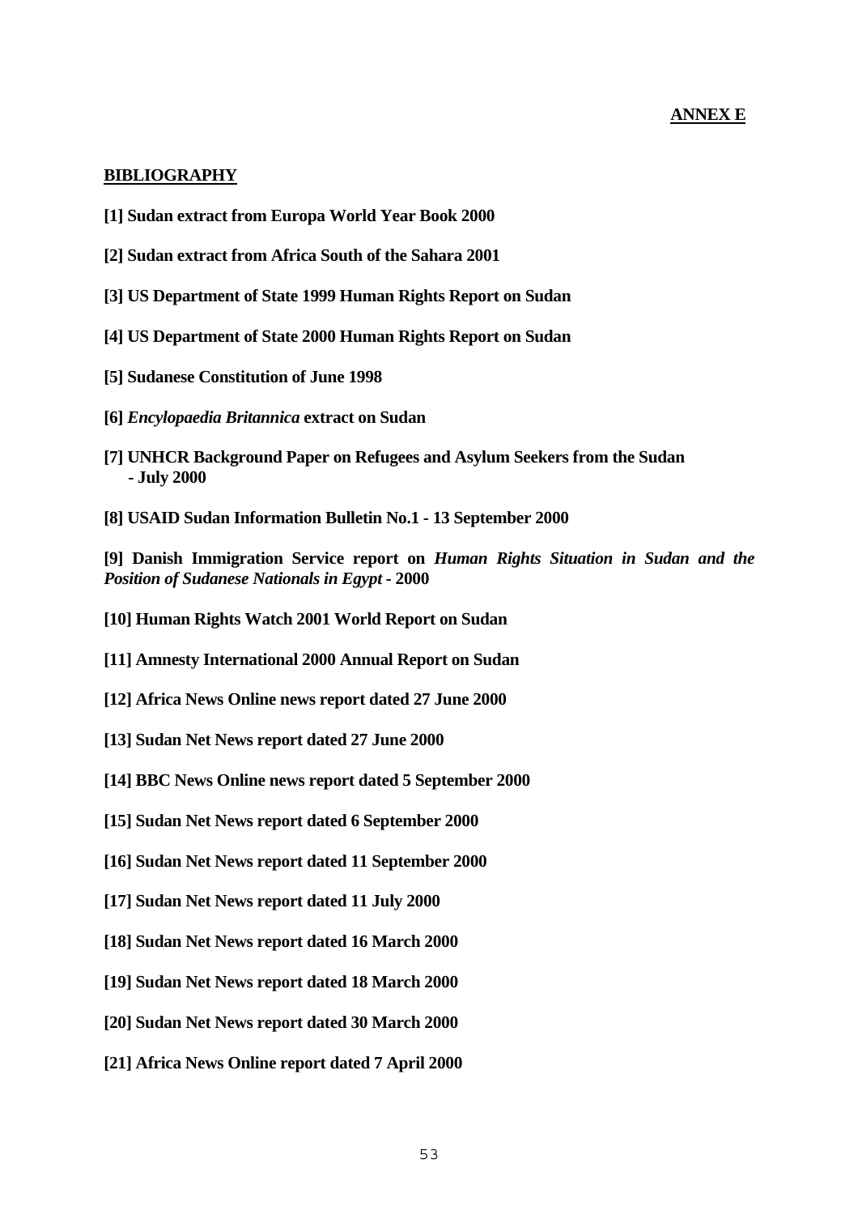**ANNEX E**

## BIBLIOGRAPHY

**[1] Sudan extract from Europa World Year Book 2000**

**[2] Sudan extract from Africa South of the Sahara 2001**

**[3] US Department of State 1999 Human Rights Report on Sudan**

**[4] US Department of State 2000 Human Rights Report on Sudan**

**[5] Sudanese Constitution of June 1998**

**[6] *Encylopaedia Britannica* extract on Sudan**

**[7] UNHCR Background Paper on Refugees and Asylum Seekers from the Sudan - July 2000**

**[8] USAID Sudan Information Bulletin No.1 - 13 September 2000**

**[9] Danish Immigration Service report on *Human Rights Situation in Sudan and the Position of Sudanese Nationals in Egypt* - 2000**

**[10] Human Rights Watch 2001 World Report on Sudan**

**[11] Amnesty International 2000 Annual Report on Sudan**

**[12] Africa News Online news report dated 27 June 2000**

**[13] Sudan Net News report dated 27 June 2000**

**[14] BBC News Online news report dated 5 September 2000**

**[15] Sudan Net News report dated 6 September 2000**

**[16] Sudan Net News report dated 11 September 2000**

**[17] Sudan Net News report dated 11 July 2000**

**[18] Sudan Net News report dated 16 March 2000**

**[19] Sudan Net News report dated 18 March 2000**

**[20] Sudan Net News report dated 30 March 2000**

**[21] Africa News Online report dated 7 April 2000**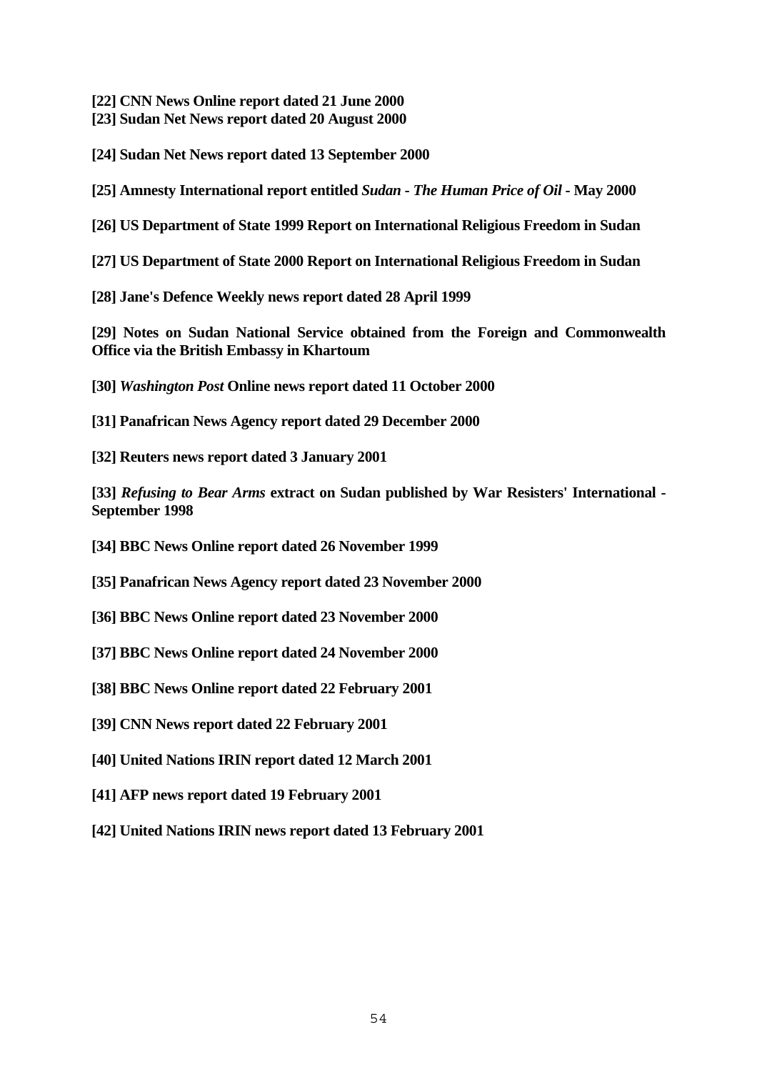**[22] CNN News Online report dated 21 June 2000**
**[23] Sudan Net News report dated 20 August 2000**

**[24] Sudan Net News report dated 13 September 2000**

**[25] Amnesty International report entitled *Sudan - The Human Price of Oil* - May 2000**

**[26] US Department of State 1999 Report on International Religious Freedom in Sudan**

**[27] US Department of State 2000 Report on International Religious Freedom in Sudan**

**[28] Jane's Defence Weekly news report dated 28 April 1999**

**[29] Notes on Sudan National Service obtained from the Foreign and Commonwealth Office via the British Embassy in Khartoum**

**[30] *Washington Post* Online news report dated 11 October 2000**

**[31] Panafrican News Agency report dated 29 December 2000**

**[32] Reuters news report dated 3 January 2001**

**[33] *Refusing to Bear Arms* extract on Sudan published by War Resisters' International - September 1998**

**[34] BBC News Online report dated 26 November 1999**

**[35] Panafrican News Agency report dated 23 November 2000**

**[36] BBC News Online report dated 23 November 2000**

**[37] BBC News Online report dated 24 November 2000**

**[38] BBC News Online report dated 22 February 2001**

**[39] CNN News report dated 22 February 2001**

**[40] United Nations IRIN report dated 12 March 2001**

**[41] AFP news report dated 19 February 2001**

**[42] United Nations IRIN news report dated 13 February 2001**